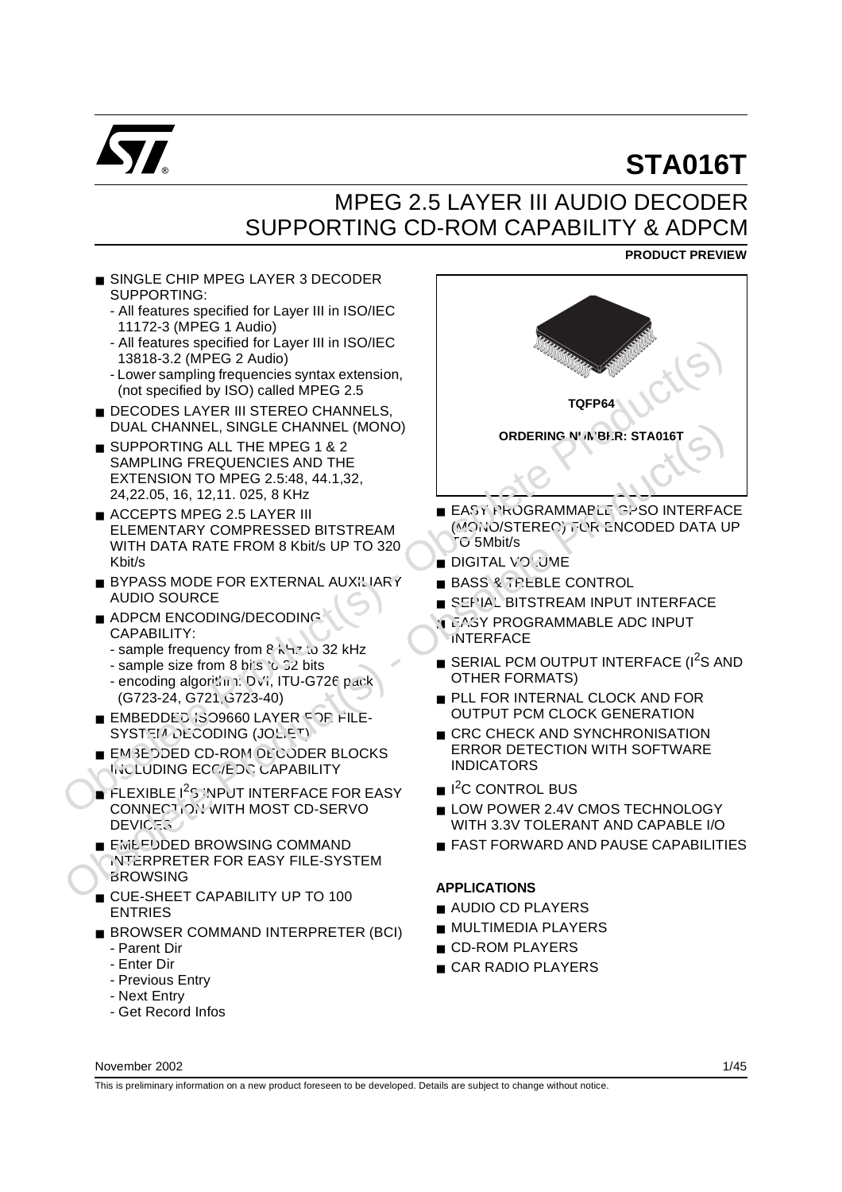# STA016T

## MPEG 2.5 LAYER III AUDIO DECODER SUPPORTING CD-ROM CAPABILITY & ADPCM

**PRODUCT PREVIEW**

- SINGLE CHIP MPEG LAYER 3 DECODER SUPPORTING:
  - All features specified for Layer III in ISO/IEC 11172-3 (MPEG 1 Audio)
  - All features specified for Layer III in ISO/IEC 13818-3.2 (MPEG 2 Audio)
  - Lower sampling frequencies syntax extension, (not specified by ISO) called MPEG 2.5
- DECODES LAYER III STEREO CHANNELS, DUAL CHANNEL, SINGLE CHANNEL (MONO)
- SUPPORTING ALL THE MPEG 1 & 2 SAMPLING FREQUENCIES AND THE EXTENSION TO MPEG 2.5:48, 44.1,32, 24,22.05, 16, 12,11. 025, 8 KHz
- ACCEPTS MPEG 2.5 LAYER III ELEMENTARY COMPRESSED BITSTREAM WITH DATA RATE FROM 8 Kbit/s UP TO 320 Kbit/s
- BYPASS MODE FOR EXTERNAL AUXILIARY AUDIO SOURCE
- ADPCM ENCODING/DECODING CAPABILITY:
  - sample frequency from 8 kHz to 32 kHz
  - sample size from 8 bits to 32 bits
  - encoding algorithm: DVI, ITU-G726 pack (G723-24, G721,G723-40)
- EMBEDDED ISO9660 LAYER FOR FILE-SYSTEM DECODING (JOLIET)
- EMBEDDED CD-ROM DECODER BLOCKS INCLUDING ECC/EDC CAPABILITY
- FLEXIBLE I²S INPUT INTERFACE FOR EASY CONNECTION WITH MOST CD-SERVO DEVICES
- EMBEDDED BROWSING COMMAND INTERPRETER FOR EASY FILE-SYSTEM BROWSING
- CUE-SHEET CAPABILITY UP TO 100 ENTRIES
- BROWSER COMMAND INTERPRETER (BCI)
  - Parent Dir
  - Enter Dir
  - Previous Entry
  - Next Entry
  - Get Record Infos

TQFP64

ORDERING NUMBER: STA016T

- EASY PROGRAMMABLE GPSO INTERFACE (MONO/STEREO) FOR ENCODED DATA UP TO 5Mbit/s
- DIGITAL VOLUME
- BASS & TREBLE CONTROL
- SERIAL BITSTREAM INPUT INTERFACE
- EASY PROGRAMMABLE ADC INPUT INTERFACE
- SERIAL PCM OUTPUT INTERFACE (I²S AND OTHER FORMATS)
- PLL FOR INTERNAL CLOCK AND FOR OUTPUT PCM CLOCK GENERATION
- CRC CHECK AND SYNCHRONISATION ERROR DETECTION WITH SOFTWARE INDICATORS
- I²C CONTROL BUS
- LOW POWER 2.4V CMOS TECHNOLOGY WITH 3.3V TOLERANT AND CAPABLE I/O
- FAST FORWARD AND PAUSE CAPABILITIES

### APPLICATIONS

- AUDIO CD PLAYERS
- MULTIMEDIA PLAYERS
- CD-ROM PLAYERS
- CAR RADIO PLAYERS

November 2002

This is preliminary information on a new product foreseen to be developed. Details are subject to change without notice.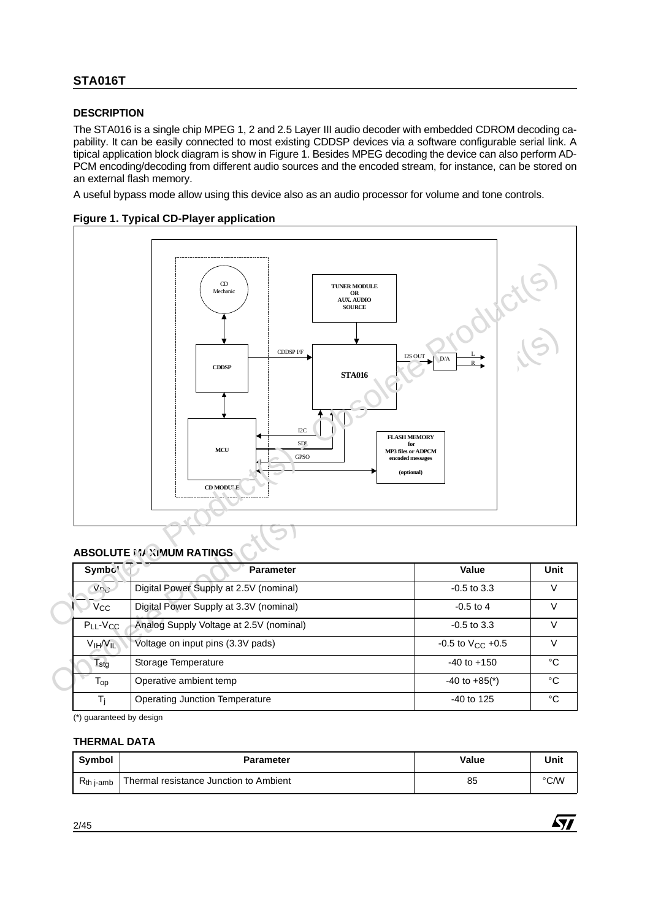## DESCRIPTION

The STA016 is a single chip MPEG 1, 2 and 2.5 Layer III audio decoder with embedded CDROM decoding capability. It can be easily connected to most existing CDDSP devices via a software configurable serial link. A tipical application block diagram is show in Figure 1. Besides MPEG decoding the device can also perform ADPCM encoding/decoding from different audio sources and the encoded stream, for instance, can be stored on an external flash memory.

A useful bypass mode allow using this device also as an audio processor for volume and tone controls.

**Figure 1. Typical CD-Player application**

## ABSOLUTE MAXIMUM RATINGS

| Symbol | Parameter | Value | Unit |
|---|---|---|---|
| $V_{DD}$ | Digital Power Supply at 2.5V (nominal) | -0.5 to 3.3 | V |
| $V_{CC}$ | Digital Power Supply at 3.3V (nominal) | -0.5 to 4 | V |
| $P_{LL}$-$V_{CC}$ | Analog Supply Voltage at 2.5V (nominal) | -0.5 to 3.3 | V |
| $V_{IH}$/$V_{IL}$ | Voltage on input pins (3.3V pads) | -0.5 to $V_{CC}$ +0.5 | V |
| $T_{stg}$ | Storage Temperature | -40 to +150 | °C |
| $T_{op}$ | Operative ambient temp | -40 to +85(*) | °C |
| $T_j$ | Operating Junction Temperature | -40 to 125 | °C |

(*) guaranteed by design

## THERMAL DATA

| Symbol | Parameter | Value | Unit |
|---|---|---|---|
| $R_{th\ j\text{-}amb}$ | Thermal resistance Junction to Ambient | 85 | °C/W |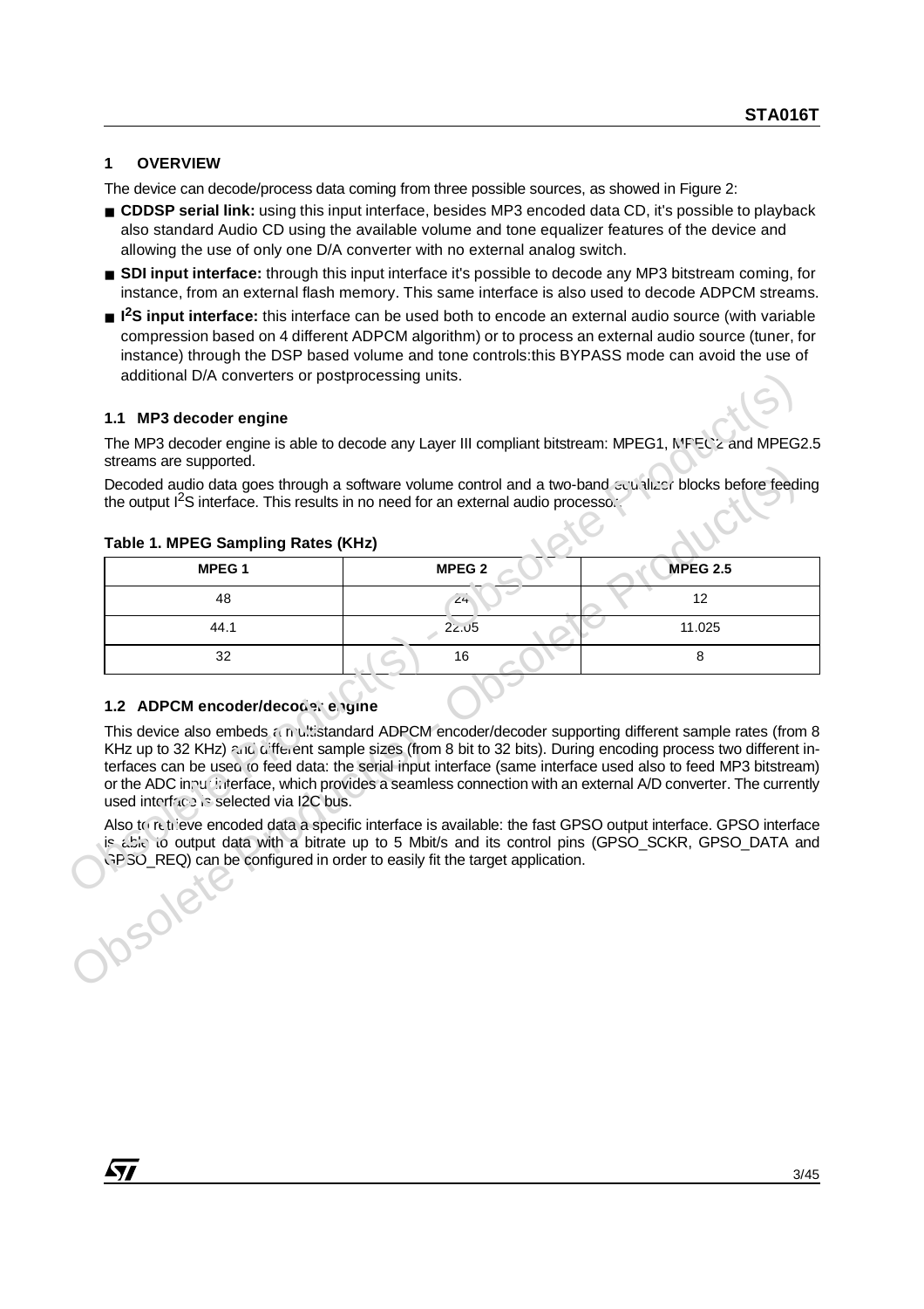## 1 OVERVIEW

The device can decode/process data coming from three possible sources, as showed in Figure 2:

- **CDDSP serial link:** using this input interface, besides MP3 encoded data CD, it's possible to playback also standard Audio CD using the available volume and tone equalizer features of the device and allowing the use of only one D/A converter with no external analog switch.
- **SDI input interface:** through this input interface it's possible to decode any MP3 bitstream coming, for instance, from an external flash memory. This same interface is also used to decode ADPCM streams.
- **I²S input interface:** this interface can be used both to encode an external audio source (with variable compression based on 4 different ADPCM algorithm) or to process an external audio source (tuner, for instance) through the DSP based volume and tone controls:this BYPASS mode can avoid the use of additional D/A converters or postprocessing units.

### 1.1 MP3 decoder engine

The MP3 decoder engine is able to decode any Layer III compliant bitstream: MPEG1, MPEG2 and MPEG2.5 streams are supported.

Decoded audio data goes through a software volume control and a two-band equalizer blocks before feeding the output I²S interface. This results in no need for an external audio processor.

**Table 1. MPEG Sampling Rates (KHz)**

| MPEG 1 | MPEG 2 | MPEG 2.5 |
|---|---|---|
| 48 | 24 | 12 |
| 44.1 | 22.05 | 11.025 |
| 32 | 16 | 8 |

### 1.2 ADPCM encoder/decoder engine

This device also embeds a multistandard ADPCM encoder/decoder supporting different sample rates (from 8 KHz up to 32 KHz) and different sample sizes (from 8 bit to 32 bits). During encoding process two different interfaces can be used to feed data: the serial input interface (same interface used also to feed MP3 bitstream) or the ADC input interface, which provides a seamless connection with an external A/D converter. The currently used interface is selected via I2C bus.

Also to retrieve encoded data a specific interface is available: the fast GPSO output interface. GPSO interface is able to output data with a bitrate up to 5 Mbit/s and its control pins (GPSO_SCKR, GPSO_DATA and GPSO_REQ) can be configured in order to easily fit the target application.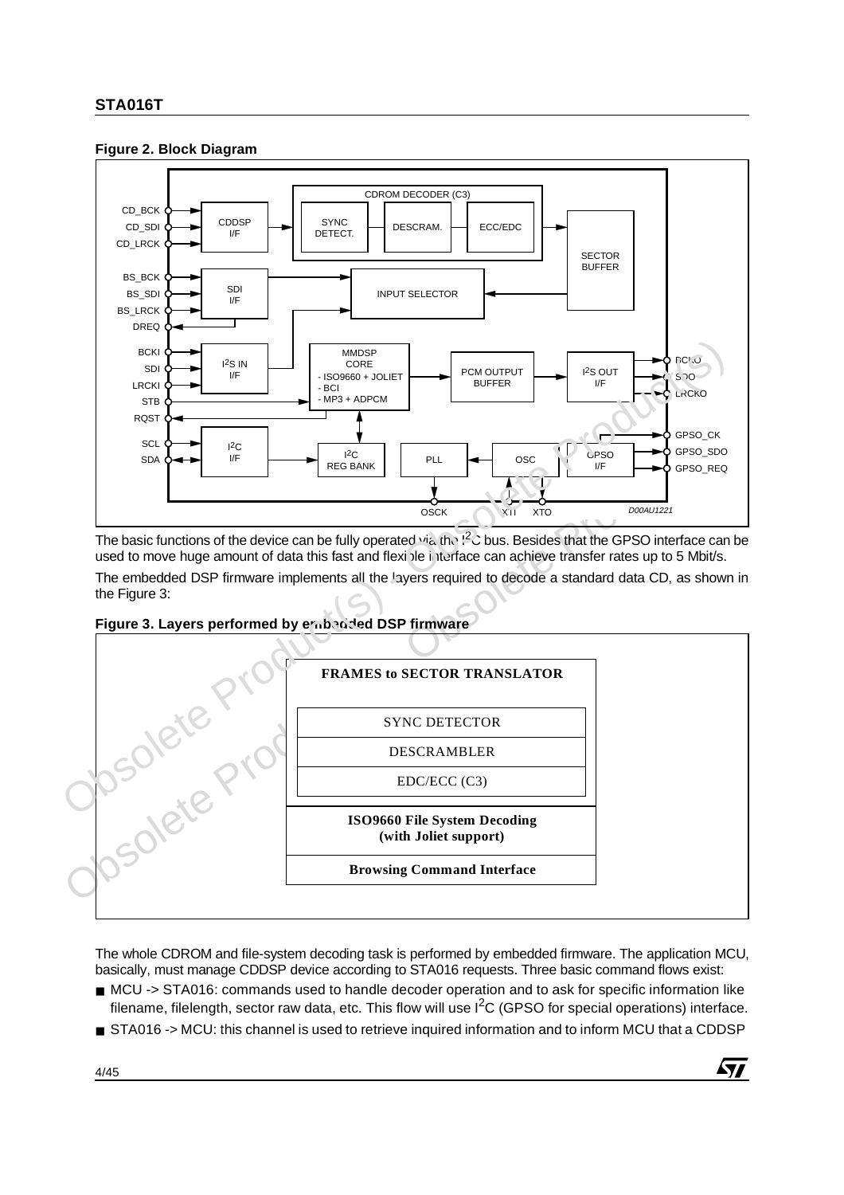**Figure 2. Block Diagram**

The basic functions of the device can be fully operated via the I²C bus. Besides that the GPSO interface can be used to move huge amount of data this fast and flexible interface can achieve transfer rates up to 5 Mbit/s.

The embedded DSP firmware implements all the layers required to decode a standard data CD, as shown in the Figure 3:

**Figure 3. Layers performed by embedded DSP firmware**

| FRAMES to SECTOR TRANSLATOR |
|---|
| SYNC DETECTOR |
| DESCRAMBLER |
| EDC/ECC (C3) |
| ISO9660 File System Decoding (with Joliet support) |
| Browsing Command Interface |

The whole CDROM and file-system decoding task is performed by embedded firmware. The application MCU, basically, must manage CDDSP device according to STA016 requests. Three basic command flows exist:

- MCU -> STA016: commands used to handle decoder operation and to ask for specific information like filename, filelength, sector raw data, etc. This flow will use I²C (GPSO for special operations) interface.
- STA016 -> MCU: this channel is used to retrieve inquired information and to inform MCU that a CDDSP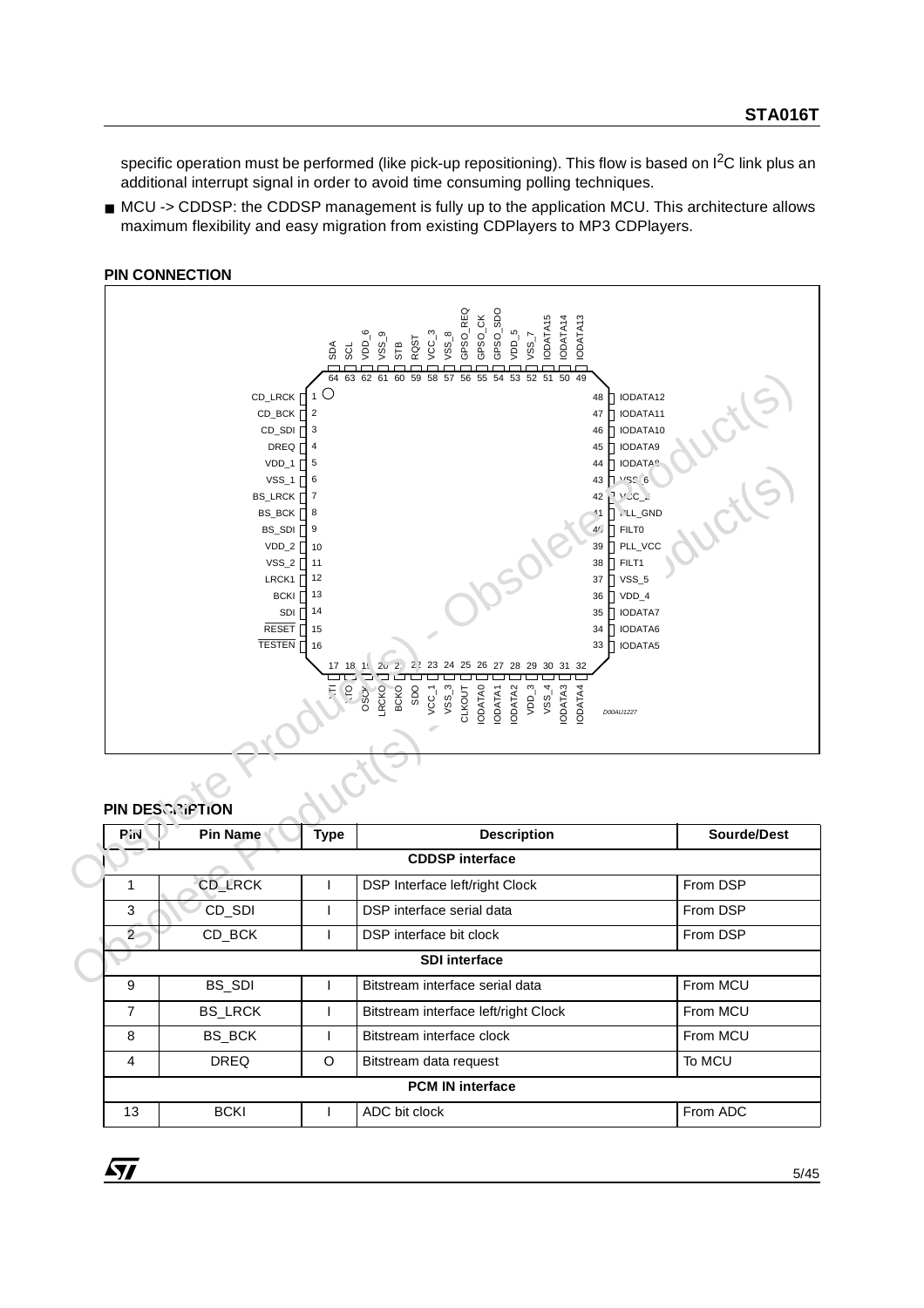specific operation must be performed (like pick-up repositioning). This flow is based on I$^2$C link plus an additional interrupt signal in order to avoid time consuming polling techniques.

- MCU -> CDDSP: the CDDSP management is fully up to the application MCU. This architecture allows maximum flexibility and easy migration from existing CDPlayers to MP3 CDPlayers.

**PIN CONNECTION**

| Pin | Name | Pin | Name |
|---|---|---|---|
| 1 | CD_LRCK | 33 | IODATA5 |
| 2 | CD_BCK | 34 | IODATA6 |
| 3 | CD_SDI | 35 | IODATA7 |
| 4 | DREQ | 36 | VDD_4 |
| 5 | VDD_1 | 37 | VSS_5 |
| 6 | VSS_1 | 38 | FILT1 |
| 7 | BS_LRCK | 39 | PLL_VCC |
| 8 | BS_BCK | 40 | FILT0 |
| 9 | BS_SDI | 41 | PLL_GND |
| 10 | VDD_2 | 42 | VCC_2 |
| 11 | VSS_2 | 43 | VSS_6 |
| 12 | LRCK1 | 44 | IODATA8 |
| 13 | BCKI | 45 | IODATA9 |
| 14 | SDI | 46 | IODATA10 |
| 15 | RESET | 47 | IODATA11 |
| 16 | TESTEN | 48 | IODATA12 |
| 17 | XTI | 49 | IODATA13 |
| 18 | XTO | 50 | IODATA14 |
| 19 | OSCK | 51 | IODATA15 |
| 20 | LRCKO | 52 | VSS_7 |
| 21 | BCKO | 53 | VDD_5 |
| 22 | SDO | 54 | GPSO_SDO |
| 23 | VCC_1 | 55 | GPSO_CK |
| 24 | VSS_3 | 56 | GPSO_REQ |
| 25 | CLKOUT | 57 | VSS_8 |
| 26 | IODATA0 | 58 | VCC_3 |
| 27 | IODATA1 | 59 | RQST |
| 28 | IODATA2 | 60 | STB |
| 29 | VDD_3 | 61 | VSS_9 |
| 30 | VSS_4 | 62 | VDD_6 |
| 31 | IODATA3 | 63 | SCL |
| 32 | IODATA4 | 64 | SDA |

D00AU1227

**PIN DESCRIPTION**

| Pin | Pin Name | Type | Description | Sourde/Dest |
|---|---|---|---|---|
| | | | **CDDSP interface** | |
| 1 | CD_LRCK | I | DSP Interface left/right Clock | From DSP |
| 3 | CD_SDI | I | DSP interface serial data | From DSP |
| 2 | CD_BCK | I | DSP interface bit clock | From DSP |
| | | | **SDI interface** | |
| 9 | BS_SDI | I | Bitstream interface serial data | From MCU |
| 7 | BS_LRCK | I | Bitstream interface left/right Clock | From MCU |
| 8 | BS_BCK | I | Bitstream interface clock | From MCU |
| 4 | DREQ | O | Bitstream data request | To MCU |
| | | | **PCM IN interface** | |
| 13 | BCKI | I | ADC bit clock | From ADC |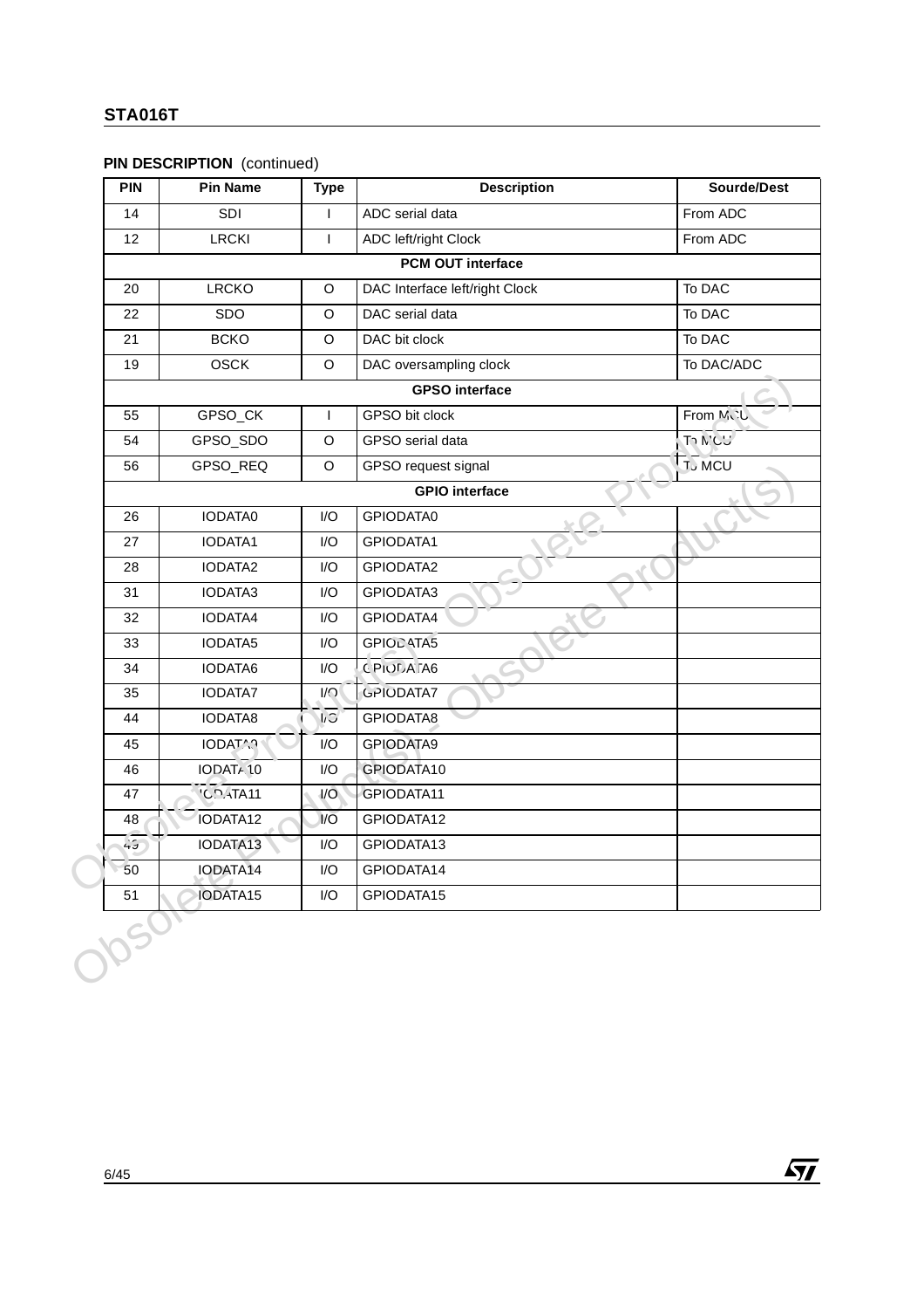**PIN DESCRIPTION** (continued)

| PIN | Pin Name | Type | Description | Sourde/Dest |
|---|---|---|---|---|
| 14 | SDI | I | ADC serial data | From ADC |
| 12 | LRCKI | I | ADC left/right Clock | From ADC |
| **PCM OUT interface** | | | | |
| 20 | LRCKO | O | DAC Interface left/right Clock | To DAC |
| 22 | SDO | O | DAC serial data | To DAC |
| 21 | BCKO | O | DAC bit clock | To DAC |
| 19 | OSCK | O | DAC oversampling clock | To DAC/ADC |
| **GPSO interface** | | | | |
| 55 | GPSO_CK | I | GPSO bit clock | From MCU |
| 54 | GPSO_SDO | O | GPSO serial data | To MCU |
| 56 | GPSO_REQ | O | GPSO request signal | To MCU |
| **GPIO interface** | | | | |
| 26 | IODATA0 | I/O | GPIODATA0 | |
| 27 | IODATA1 | I/O | GPIODATA1 | |
| 28 | IODATA2 | I/O | GPIODATA2 | |
| 31 | IODATA3 | I/O | GPIODATA3 | |
| 32 | IODATA4 | I/O | GPIODATA4 | |
| 33 | IODATA5 | I/O | GPIODATA5 | |
| 34 | IODATA6 | I/O | GPIODATA6 | |
| 35 | IODATA7 | I/O | GPIODATA7 | |
| 44 | IODATA8 | I/O | GPIODATA8 | |
| 45 | IODATA9 | I/O | GPIODATA9 | |
| 46 | IODATA10 | I/O | GPIODATA10 | |
| 47 | IODATA11 | I/O | GPIODATA11 | |
| 48 | IODATA12 | I/O | GPIODATA12 | |
| 49 | IODATA13 | I/O | GPIODATA13 | |
| 50 | IODATA14 | I/O | GPIODATA14 | |
| 51 | IODATA15 | I/O | GPIODATA15 | |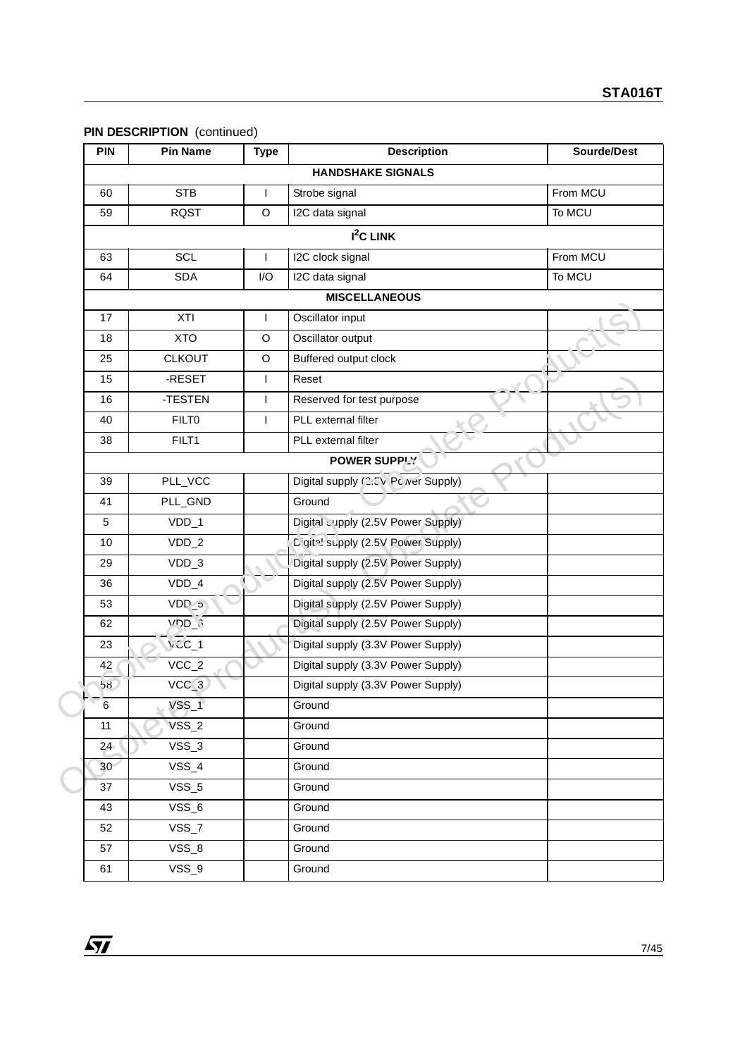**PIN DESCRIPTION** (continued)

| PIN | Pin Name | Type | Description | Sourde/Dest |
|---|---|---|---|---|
| **HANDSHAKE SIGNALS** | | | | |
| 60 | STB | I | Strobe signal | From MCU |
| 59 | RQST | O | I2C data signal | To MCU |
| **$I^2C$ LINK** | | | | |
| 63 | SCL | I | I2C clock signal | From MCU |
| 64 | SDA | I/O | I2C data signal | To MCU |
| **MISCELLANEOUS** | | | | |
| 17 | XTI | I | Oscillator input | |
| 18 | XTO | O | Oscillator output | |
| 25 | CLKOUT | O | Buffered output clock | |
| 15 | -RESET | I | Reset | |
| 16 | -TESTEN | I | Reserved for test purpose | |
| 40 | FILT0 | I | PLL external filter | |
| 38 | FILT1 | | PLL external filter | |
| **POWER SUPPLY** | | | | |
| 39 | PLL_VCC | | Digital supply (2.5V Power Supply) | |
| 41 | PLL_GND | | Ground | |
| 5 | VDD_1 | | Digital supply (2.5V Power Supply) | |
| 10 | VDD_2 | | Digital supply (2.5V Power Supply) | |
| 29 | VDD_3 | | Digital supply (2.5V Power Supply) | |
| 36 | VDD_4 | | Digital supply (2.5V Power Supply) | |
| 53 | VDD_5 | | Digital supply (2.5V Power Supply) | |
| 62 | VDD_6 | | Digital supply (2.5V Power Supply) | |
| 23 | VCC_1 | | Digital supply (3.3V Power Supply) | |
| 42 | VCC_2 | | Digital supply (3.3V Power Supply) | |
| 58 | VCC_3 | | Digital supply (3.3V Power Supply) | |
| 6 | VSS_1 | | Ground | |
| 11 | VSS_2 | | Ground | |
| 24 | VSS_3 | | Ground | |
| 30 | VSS_4 | | Ground | |
| 37 | VSS_5 | | Ground | |
| 43 | VSS_6 | | Ground | |
| 52 | VSS_7 | | Ground | |
| 57 | VSS_8 | | Ground | |
| 61 | VSS_9 | | Ground | |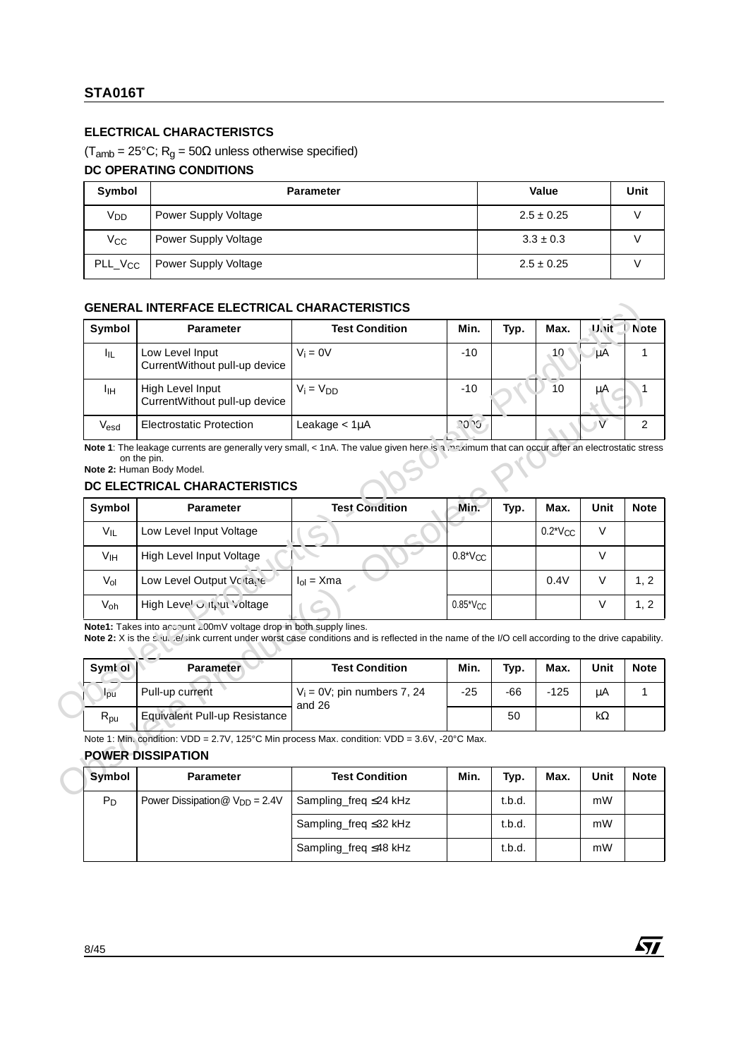## ELECTRICAL CHARACTERISTCS

($T_{amb}$ = 25°C; $R_g$ = 50Ω unless otherwise specified)

### DC OPERATING CONDITIONS

| Symbol | Parameter | Value | Unit |
|---|---|---|---|
| $V_{DD}$ | Power Supply Voltage | 2.5 ± 0.25 | V |
| $V_{CC}$ | Power Supply Voltage | 3.3 ± 0.3 | V |
| PLL_$V_{CC}$ | Power Supply Voltage | 2.5 ± 0.25 | V |

### GENERAL INTERFACE ELECTRICAL CHARACTERISTICS

| Symbol | Parameter | Test Condition | Min. | Typ. | Max. | Unit | Note |
|---|---|---|---|---|---|---|---|
| $I_{IL}$ | Low Level Input CurrentWithout pull-up device | $V_i$ = 0V | -10 | | 10 | µA | 1 |
| $I_{IH}$ | High Level Input CurrentWithout pull-up device | $V_i$ = $V_{DD}$ | -10 | | 10 | µA | 1 |
| $V_{esd}$ | Electrostatic Protection | Leakage < 1µA | 2000 | | | V | 2 |

**Note 1**: The leakage currents are generally very small, < 1nA. The value given here is a maximum that can occur after an electrostatic stress on the pin.
**Note 2:** Human Body Model.

### DC ELECTRICAL CHARACTERISTICS

| Symbol | Parameter | Test Condition | Min. | Typ. | Max. | Unit | Note |
|---|---|---|---|---|---|---|---|
| $V_{IL}$ | Low Level Input Voltage | | | | 0.2*$V_{CC}$ | V | |
| $V_{IH}$ | High Level Input Voltage | | 0.8*$V_{CC}$ | | | V | |
| $V_{ol}$ | Low Level Output Voltage | $I_{ol}$ = Xma | | | 0.4V | V | 1, 2 |
| $V_{oh}$ | High Level Output Voltage | | 0.85*$V_{CC}$ | | | V | 1, 2 |

**Note1:** Takes into account 200mV voltage drop in both supply lines.
**Note 2:** X is the source/sink current under worst case conditions and is reflected in the name of the I/O cell according to the drive capability.

| Symbol | Parameter | Test Condition | Min. | Typ. | Max. | Unit | Note |
|---|---|---|---|---|---|---|---|
| $I_{pu}$ | Pull-up current | $V_i$ = 0V; pin numbers 7, 24 and 26 | -25 | -66 | -125 | µA | 1 |
| $R_{pu}$ | Equivalent Pull-up Resistance | | | 50 | | kΩ | |

Note 1: Min. condition: VDD = 2.7V, 125°C Min process Max. condition: VDD = 3.6V, -20°C Max.

### POWER DISSIPATION

| Symbol | Parameter | Test Condition | Min. | Typ. | Max. | Unit | Note |
|---|---|---|---|---|---|---|---|
| $P_D$ | Power Dissipation@ $V_{DD}$ = 2.4V | Sampling_freq ≤24 kHz | | t.b.d. | | mW | |
| | | Sampling_freq ≤32 kHz | | t.b.d. | | mW | |
| | | Sampling_freq ≤48 kHz | | t.b.d. | | mW | |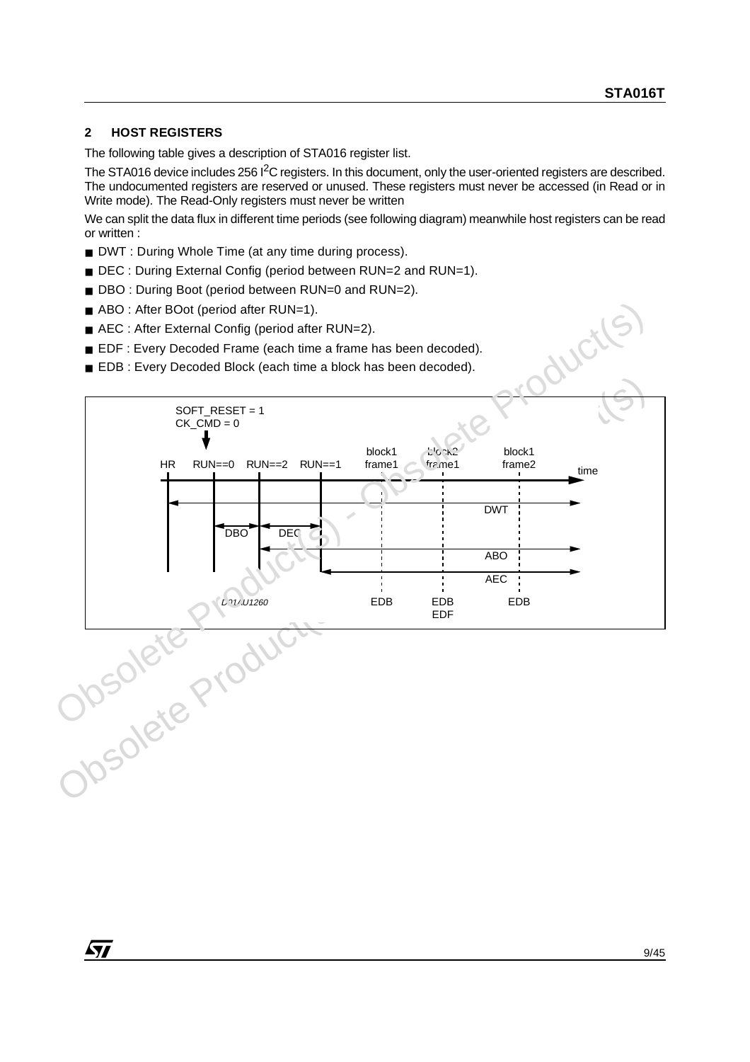## 2 HOST REGISTERS

The following table gives a description of STA016 register list.

The STA016 device includes 256 $I^2C$ registers. In this document, only the user-oriented registers are described. The undocumented registers are reserved or unused. These registers must never be accessed (in Read or in Write mode). The Read-Only registers must never be written

We can split the data flux in different time periods (see following diagram) meanwhile host registers can be read or written :

- DWT : During Whole Time (at any time during process).
- DEC : During External Config (period between RUN=2 and RUN=1).
- DBO : During Boot (period between RUN=0 and RUN=2).
- ABO : After BOot (period after RUN=1).
- AEC : After External Config (period after RUN=2).
- EDF : Every Decoded Frame (each time a frame has been decoded).
- EDB : Every Decoded Block (each time a block has been decoded).

SOFT_RESET = 1
CK_CMD = 0

HR RUN==0 RUN==2 RUN==1 block1 frame1 block2 frame1 block1 frame2 time

DWT

DBO DEC

ABO

AEC

EDB EDB EDF EDB

D01AU1260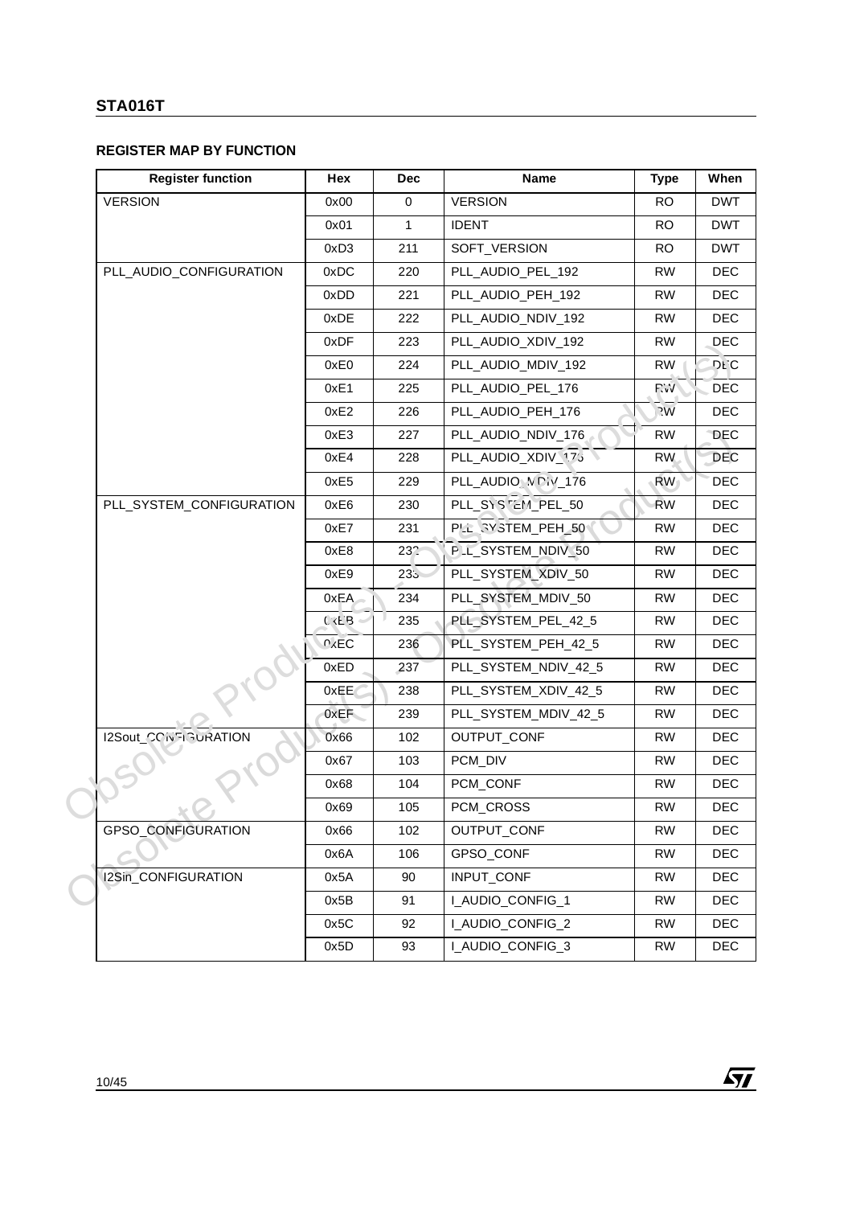## REGISTER MAP BY FUNCTION

| Register function | Hex | Dec | Name | Type | When |
|---|---|---|---|---|---|
| VERSION | 0x00 | 0 | VERSION | RO | DWT |
| | 0x01 | 1 | IDENT | RO | DWT |
| | 0xD3 | 211 | SOFT_VERSION | RO | DWT |
| PLL_AUDIO_CONFIGURATION | 0xDC | 220 | PLL_AUDIO_PEL_192 | RW | DEC |
| | 0xDD | 221 | PLL_AUDIO_PEH_192 | RW | DEC |
| | 0xDE | 222 | PLL_AUDIO_NDIV_192 | RW | DEC |
| | 0xDF | 223 | PLL_AUDIO_XDIV_192 | RW | DEC |
| | 0xE0 | 224 | PLL_AUDIO_MDIV_192 | RW | DEC |
| | 0xE1 | 225 | PLL_AUDIO_PEL_176 | RW | DEC |
| | 0xE2 | 226 | PLL_AUDIO_PEH_176 | RW | DEC |
| | 0xE3 | 227 | PLL_AUDIO_NDIV_176 | RW | DEC |
| | 0xE4 | 228 | PLL_AUDIO_XDIV_176 | RW | DEC |
| | 0xE5 | 229 | PLL_AUDIO_MDIV_176 | RW | DEC |
| PLL_SYSTEM_CONFIGURATION | 0xE6 | 230 | PLL_SYSTEM_PEL_50 | RW | DEC |
| | 0xE7 | 231 | PLL_SYSTEM_PEH_50 | RW | DEC |
| | 0xE8 | 232 | PLL_SYSTEM_NDIV_50 | RW | DEC |
| | 0xE9 | 233 | PLL_SYSTEM_XDIV_50 | RW | DEC |
| | 0xEA | 234 | PLL_SYSTEM_MDIV_50 | RW | DEC |
| | 0xEB | 235 | PLL_SYSTEM_PEL_42_5 | RW | DEC |
| | 0xEC | 236 | PLL_SYSTEM_PEH_42_5 | RW | DEC |
| | 0xED | 237 | PLL_SYSTEM_NDIV_42_5 | RW | DEC |
| | 0xEE | 238 | PLL_SYSTEM_XDIV_42_5 | RW | DEC |
| | 0xEF | 239 | PLL_SYSTEM_MDIV_42_5 | RW | DEC |
| I2Sout_CONFIGURATION | 0x66 | 102 | OUTPUT_CONF | RW | DEC |
| | 0x67 | 103 | PCM_DIV | RW | DEC |
| | 0x68 | 104 | PCM_CONF | RW | DEC |
| | 0x69 | 105 | PCM_CROSS | RW | DEC |
| GPSO_CONFIGURATION | 0x66 | 102 | OUTPUT_CONF | RW | DEC |
| | 0x6A | 106 | GPSO_CONF | RW | DEC |
| I2Sin_CONFIGURATION | 0x5A | 90 | INPUT_CONF | RW | DEC |
| | 0x5B | 91 | I_AUDIO_CONFIG_1 | RW | DEC |
| | 0x5C | 92 | I_AUDIO_CONFIG_2 | RW | DEC |
| | 0x5D | 93 | I_AUDIO_CONFIG_3 | RW | DEC |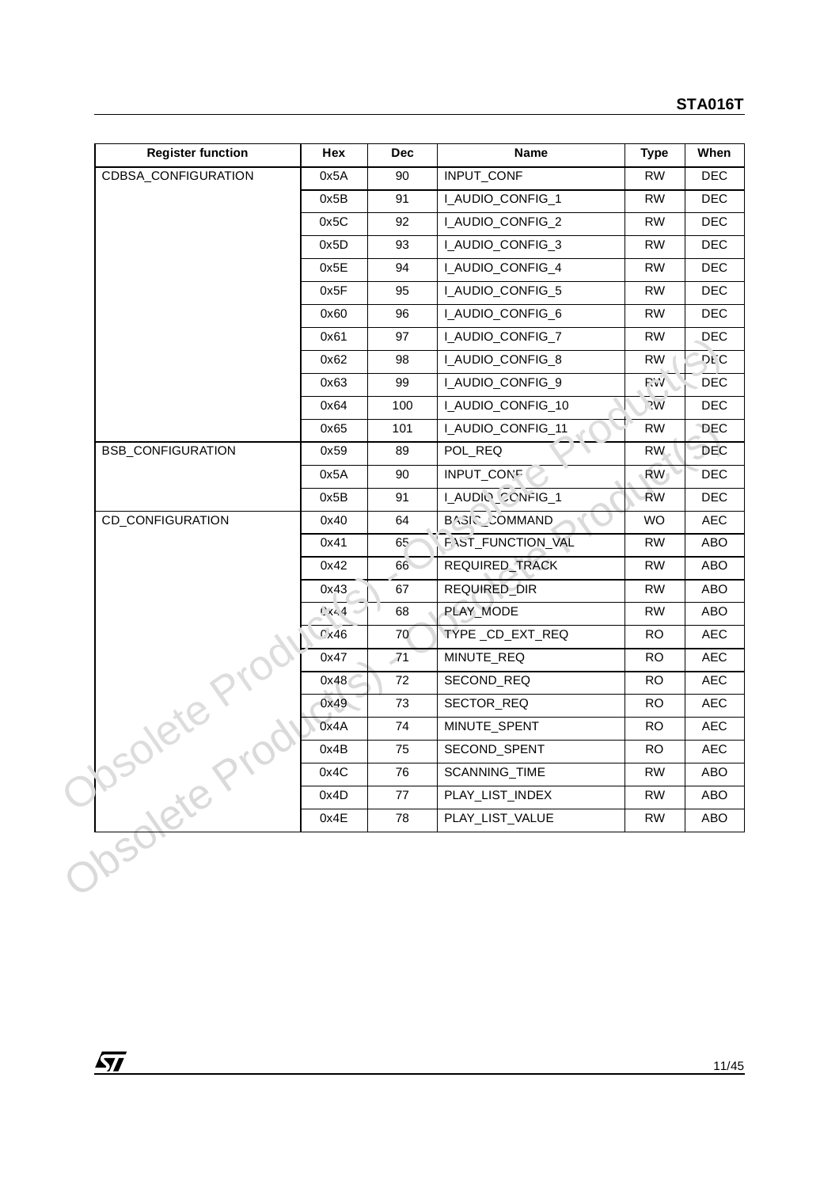| Register function | Hex | Dec | Name | Type | When |
| --- | --- | --- | --- | --- | --- |
| CDBSA_CONFIGURATION | 0x5A | 90 | INPUT_CONF | RW | DEC |
| | 0x5B | 91 | I_AUDIO_CONFIG_1 | RW | DEC |
| | 0x5C | 92 | I_AUDIO_CONFIG_2 | RW | DEC |
| | 0x5D | 93 | I_AUDIO_CONFIG_3 | RW | DEC |
| | 0x5E | 94 | I_AUDIO_CONFIG_4 | RW | DEC |
| | 0x5F | 95 | I_AUDIO_CONFIG_5 | RW | DEC |
| | 0x60 | 96 | I_AUDIO_CONFIG_6 | RW | DEC |
| | 0x61 | 97 | I_AUDIO_CONFIG_7 | RW | DEC |
| | 0x62 | 98 | I_AUDIO_CONFIG_8 | RW | DEC |
| | 0x63 | 99 | I_AUDIO_CONFIG_9 | RW | DEC |
| | 0x64 | 100 | I_AUDIO_CONFIG_10 | RW | DEC |
| | 0x65 | 101 | I_AUDIO_CONFIG_11 | RW | DEC |
| BSB_CONFIGURATION | 0x59 | 89 | POL_REQ | RW | DEC |
| | 0x5A | 90 | INPUT_CONF | RW | DEC |
| | 0x5B | 91 | I_AUDIO_CONFIG_1 | RW | DEC |
| CD_CONFIGURATION | 0x40 | 64 | BASIC_COMMAND | WO | AEC |
| | 0x41 | 65 | FAST_FUNCTION_VAL | RW | ABO |
| | 0x42 | 66 | REQUIRED_TRACK | RW | ABO |
| | 0x43 | 67 | REQUIRED_DIR | RW | ABO |
| | 0x44 | 68 | PLAY_MODE | RW | ABO |
| | 0x46 | 70 | TYPE _CD_EXT_REQ | RO | AEC |
| | 0x47 | 71 | MINUTE_REQ | RO | AEC |
| | 0x48 | 72 | SECOND_REQ | RO | AEC |
| | 0x49 | 73 | SECTOR_REQ | RO | AEC |
| | 0x4A | 74 | MINUTE_SPENT | RO | AEC |
| | 0x4B | 75 | SECOND_SPENT | RO | AEC |
| | 0x4C | 76 | SCANNING_TIME | RW | ABO |
| | 0x4D | 77 | PLAY_LIST_INDEX | RW | ABO |
| | 0x4E | 78 | PLAY_LIST_VALUE | RW | ABO |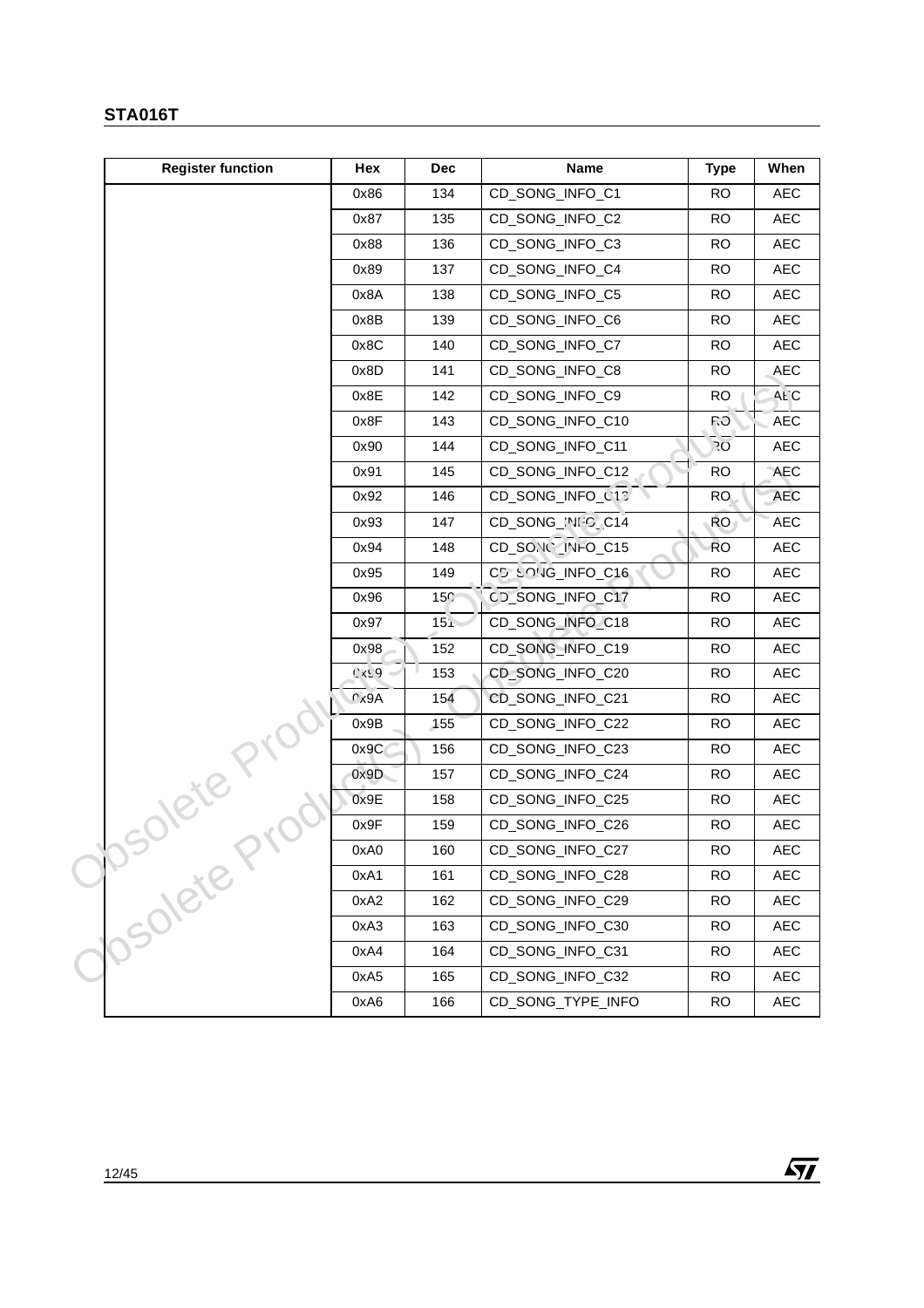| Register function | Hex | Dec | Name | Type | When |
|---|---|---|---|---|---|
| | 0x86 | 134 | CD_SONG_INFO_C1 | RO | AEC |
| | 0x87 | 135 | CD_SONG_INFO_C2 | RO | AEC |
| | 0x88 | 136 | CD_SONG_INFO_C3 | RO | AEC |
| | 0x89 | 137 | CD_SONG_INFO_C4 | RO | AEC |
| | 0x8A | 138 | CD_SONG_INFO_C5 | RO | AEC |
| | 0x8B | 139 | CD_SONG_INFO_C6 | RO | AEC |
| | 0x8C | 140 | CD_SONG_INFO_C7 | RO | AEC |
| | 0x8D | 141 | CD_SONG_INFO_C8 | RO | AEC |
| | 0x8E | 142 | CD_SONG_INFO_C9 | RO | AEC |
| | 0x8F | 143 | CD_SONG_INFO_C10 | RO | AEC |
| | 0x90 | 144 | CD_SONG_INFO_C11 | RO | AEC |
| | 0x91 | 145 | CD_SONG_INFO_C12 | RO | AEC |
| | 0x92 | 146 | CD_SONG_INFO_C13 | RO | AEC |
| | 0x93 | 147 | CD_SONG_INFO_C14 | RO | AEC |
| | 0x94 | 148 | CD_SONG_INFO_C15 | RO | AEC |
| | 0x95 | 149 | CD_SONG_INFO_C16 | RO | AEC |
| | 0x96 | 150 | CD_SONG_INFO_C17 | RO | AEC |
| | 0x97 | 151 | CD_SONG_INFO_C18 | RO | AEC |
| | 0x98 | 152 | CD_SONG_INFO_C19 | RO | AEC |
| | 0x99 | 153 | CD_SONG_INFO_C20 | RO | AEC |
| | 0x9A | 154 | CD_SONG_INFO_C21 | RO | AEC |
| | 0x9B | 155 | CD_SONG_INFO_C22 | RO | AEC |
| | 0x9C | 156 | CD_SONG_INFO_C23 | RO | AEC |
| | 0x9D | 157 | CD_SONG_INFO_C24 | RO | AEC |
| | 0x9E | 158 | CD_SONG_INFO_C25 | RO | AEC |
| | 0x9F | 159 | CD_SONG_INFO_C26 | RO | AEC |
| | 0xA0 | 160 | CD_SONG_INFO_C27 | RO | AEC |
| | 0xA1 | 161 | CD_SONG_INFO_C28 | RO | AEC |
| | 0xA2 | 162 | CD_SONG_INFO_C29 | RO | AEC |
| | 0xA3 | 163 | CD_SONG_INFO_C30 | RO | AEC |
| | 0xA4 | 164 | CD_SONG_INFO_C31 | RO | AEC |
| | 0xA5 | 165 | CD_SONG_INFO_C32 | RO | AEC |
| | 0xA6 | 166 | CD_SONG_TYPE_INFO | RO | AEC |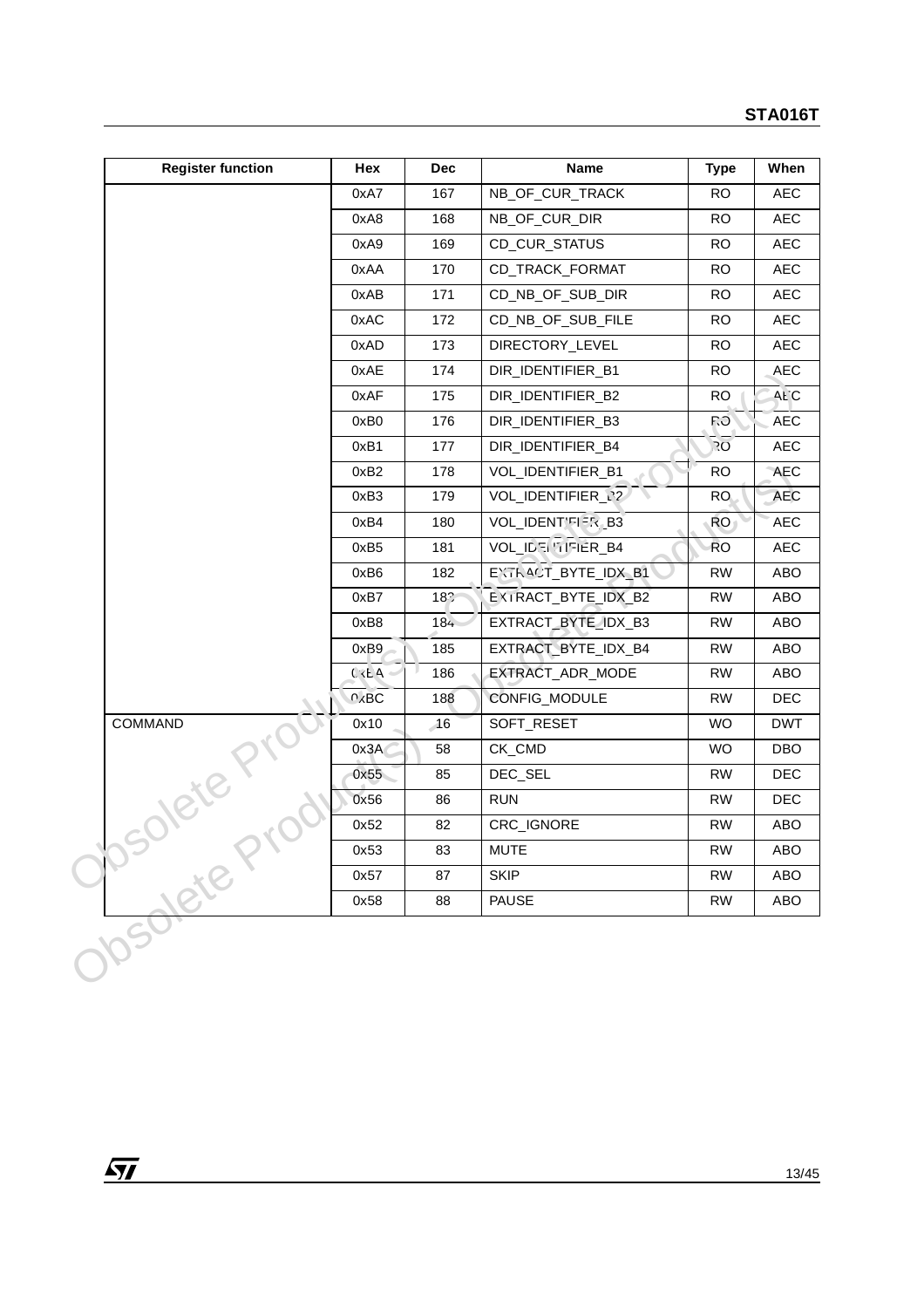| Register function | Hex | Dec | Name | Type | When |
|---|---|---|---|---|---|
| | 0xA7 | 167 | NB_OF_CUR_TRACK | RO | AEC |
| | 0xA8 | 168 | NB_OF_CUR_DIR | RO | AEC |
| | 0xA9 | 169 | CD_CUR_STATUS | RO | AEC |
| | 0xAA | 170 | CD_TRACK_FORMAT | RO | AEC |
| | 0xAB | 171 | CD_NB_OF_SUB_DIR | RO | AEC |
| | 0xAC | 172 | CD_NB_OF_SUB_FILE | RO | AEC |
| | 0xAD | 173 | DIRECTORY_LEVEL | RO | AEC |
| | 0xAE | 174 | DIR_IDENTIFIER_B1 | RO | AEC |
| | 0xAF | 175 | DIR_IDENTIFIER_B2 | RO | AEC |
| | 0xB0 | 176 | DIR_IDENTIFIER_B3 | RO | AEC |
| | 0xB1 | 177 | DIR_IDENTIFIER_B4 | RO | AEC |
| | 0xB2 | 178 | VOL_IDENTIFIER_B1 | RO | AEC |
| | 0xB3 | 179 | VOL_IDENTIFIER_B2 | RO | AEC |
| | 0xB4 | 180 | VOL_IDENTIFIER_B3 | RO | AEC |
| | 0xB5 | 181 | VOL_IDENTIFIER_B4 | RO | AEC |
| | 0xB6 | 182 | EXTRACT_BYTE_IDX_B1 | RW | ABO |
| | 0xB7 | 183 | EXTRACT_BYTE_IDX_B2 | RW | ABO |
| | 0xB8 | 184 | EXTRACT_BYTE_IDX_B3 | RW | ABO |
| | 0xB9 | 185 | EXTRACT_BYTE_IDX_B4 | RW | ABO |
| | 0xBA | 186 | EXTRACT_ADR_MODE | RW | ABO |
| | 0xBC | 188 | CONFIG_MODULE | RW | DEC |
| COMMAND | 0x10 | 16 | SOFT_RESET | WO | DWT |
| | 0x3A | 58 | CK_CMD | WO | DBO |
| | 0x55 | 85 | DEC_SEL | RW | DEC |
| | 0x56 | 86 | RUN | RW | DEC |
| | 0x52 | 82 | CRC_IGNORE | RW | ABO |
| | 0x53 | 83 | MUTE | RW | ABO |
| | 0x57 | 87 | SKIP | RW | ABO |
| | 0x58 | 88 | PAUSE | RW | ABO |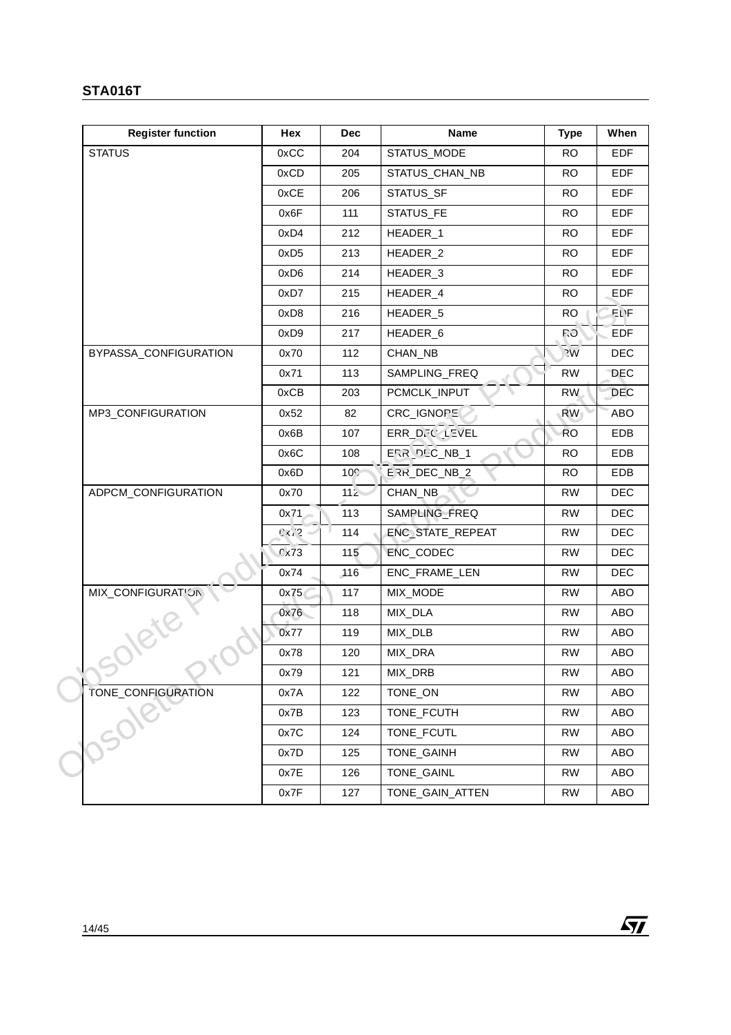| Register function | Hex | Dec | Name | Type | When |
|---|---|---|---|---|---|
| STATUS | 0xCC | 204 | STATUS_MODE | RO | EDF |
| | 0xCD | 205 | STATUS_CHAN_NB | RO | EDF |
| | 0xCE | 206 | STATUS_SF | RO | EDF |
| | 0x6F | 111 | STATUS_FE | RO | EDF |
| | 0xD4 | 212 | HEADER_1 | RO | EDF |
| | 0xD5 | 213 | HEADER_2 | RO | EDF |
| | 0xD6 | 214 | HEADER_3 | RO | EDF |
| | 0xD7 | 215 | HEADER_4 | RO | EDF |
| | 0xD8 | 216 | HEADER_5 | RO | EDF |
| | 0xD9 | 217 | HEADER_6 | RO | EDF |
| BYPASSA_CONFIGURATION | 0x70 | 112 | CHAN_NB | RW | DEC |
| | 0x71 | 113 | SAMPLING_FREQ | RW | DEC |
| | 0xCB | 203 | PCMCLK_INPUT | RW | DEC |
| MP3_CONFIGURATION | 0x52 | 82 | CRC_IGNORE | RW | ABO |
| | 0x6B | 107 | ERR_DEC_LEVEL | RO | EDB |
| | 0x6C | 108 | ERR_DEC_NB_1 | RO | EDB |
| | 0x6D | 109 | ERR_DEC_NB_2 | RO | EDB |
| ADPCM_CONFIGURATION | 0x70 | 112 | CHAN_NB | RW | DEC |
| | 0x71 | 113 | SAMPLING_FREQ | RW | DEC |
| | 0x72 | 114 | ENC_STATE_REPEAT | RW | DEC |
| | 0x73 | 115 | ENC_CODEC | RW | DEC |
| | 0x74 | 116 | ENC_FRAME_LEN | RW | DEC |
| MIX_CONFIGURATION | 0x75 | 117 | MIX_MODE | RW | ABO |
| | 0x76 | 118 | MIX_DLA | RW | ABO |
| | 0x77 | 119 | MIX_DLB | RW | ABO |
| | 0x78 | 120 | MIX_DRA | RW | ABO |
| | 0x79 | 121 | MIX_DRB | RW | ABO |
| TONE_CONFIGURATION | 0x7A | 122 | TONE_ON | RW | ABO |
| | 0x7B | 123 | TONE_FCUTH | RW | ABO |
| | 0x7C | 124 | TONE_FCUTL | RW | ABO |
| | 0x7D | 125 | TONE_GAINH | RW | ABO |
| | 0x7E | 126 | TONE_GAINL | RW | ABO |
| | 0x7F | 127 | TONE_GAIN_ATTEN | RW | ABO |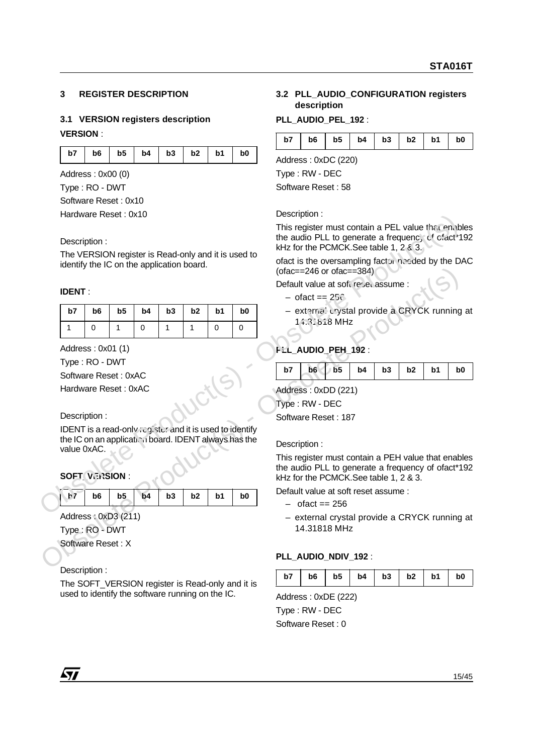## 3 REGISTER DESCRIPTION

### 3.1 VERSION registers description

**VERSION** :

| b7 | b6 | b5 | b4 | b3 | b2 | b1 | b0 |
|---|---|---|---|---|---|---|---|

Address : 0x00 (0)

Type : RO - DWT

Software Reset : 0x10

Hardware Reset : 0x10

Description :

The VERSION register is Read-only and it is used to identify the IC on the application board.

**IDENT** :

| b7 | b6 | b5 | b4 | b3 | b2 | b1 | b0 |
|---|---|---|---|---|---|---|---|
| 1 | 0 | 1 | 0 | 1 | 1 | 0 | 0 |

Address : 0x01 (1)

Type : RO - DWT

Software Reset : 0xAC

Hardware Reset : 0xAC

Description :

IDENT is a read-only register and it is used to identify the IC on an application board. IDENT always has the value 0xAC.

**SOFT_VERSION** :

| b7 | b6 | b5 | b4 | b3 | b2 | b1 | b0 |
|---|---|---|---|---|---|---|---|

Address : 0xD3 (211)

Type : RO - DWT

Software Reset : X

Description :

The SOFT_VERSION register is Read-only and it is used to identify the software running on the IC.

### 3.2 PLL_AUDIO_CONFIGURATION registers description

**PLL_AUDIO_PEL_192** :

| b7 | b6 | b5 | b4 | b3 | b2 | b1 | b0 |
|---|---|---|---|---|---|---|---|

Address : 0xDC (220)

Type : RW - DEC

Software Reset : 58

Description :

This register must contain a PEL value that enables the audio PLL to generate a frequency of ofact*192 kHz for the PCMCK.See table 1, 2 & 3.

ofact is the oversampling factor needed by the DAC (ofac==246 or ofac==384)

Default value at soft reset assume :

- ofact == 256
- external crystal provide a CRYCK running at 14.31818 MHz

**PLL_AUDIO_PEH_192** :

| b7 | b6 | b5 | b4 | b3 | b2 | b1 | b0 |
|---|---|---|---|---|---|---|---|

Address : 0xDD (221)

Type : RW - DEC

Software Reset : 187

Description :

This register must contain a PEH value that enables the audio PLL to generate a frequency of ofact*192 kHz for the PCMCK.See table 1, 2 & 3.

Default value at soft reset assume :

- ofact == 256
- external crystal provide a CRYCK running at 14.31818 MHz

**PLL_AUDIO_NDIV_192** :

| b7 | b6 | b5 | b4 | b3 | b2 | b1 | b0 |
|---|---|---|---|---|---|---|---|

Address : 0xDE (222)

Type : RW - DEC

Software Reset : 0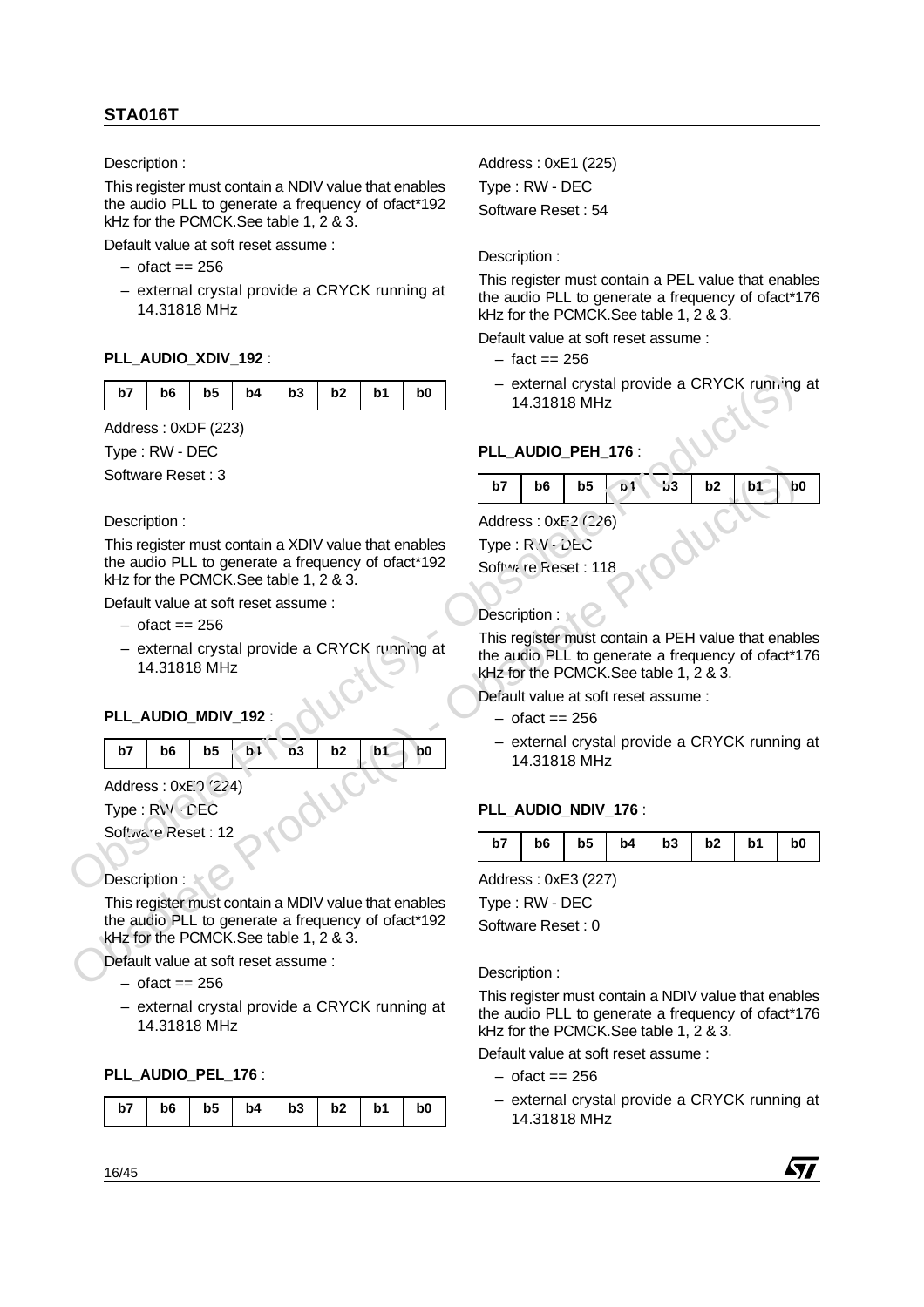Description :

This register must contain a NDIV value that enables the audio PLL to generate a frequency of ofact*192 kHz for the PCMCK.See table 1, 2 & 3.

Default value at soft reset assume :

– ofact == 256

– external crystal provide a CRYCK running at 14.31818 MHz

**PLL_AUDIO_XDIV_192** :

| b7 | b6 | b5 | b4 | b3 | b2 | b1 | b0 |
|---|---|---|---|---|---|---|---|

Address : 0xDF (223)

Type : RW - DEC

Software Reset : 3

Description :

This register must contain a XDIV value that enables the audio PLL to generate a frequency of ofact*192 kHz for the PCMCK.See table 1, 2 & 3.

Default value at soft reset assume :

– ofact == 256

– external crystal provide a CRYCK running at 14.31818 MHz

**PLL_AUDIO_MDIV_192** :

| b7 | b6 | b5 | b4 | b3 | b2 | b1 | b0 |
|---|---|---|---|---|---|---|---|

Address : 0xE0 (224)

Type : RW - DEC

Software Reset : 12

Description :

This register must contain a MDIV value that enables the audio PLL to generate a frequency of ofact*192 kHz for the PCMCK.See table 1, 2 & 3.

Default value at soft reset assume :

– ofact == 256

– external crystal provide a CRYCK running at 14.31818 MHz

**PLL_AUDIO_PEL_176** :

| b7 | b6 | b5 | b4 | b3 | b2 | b1 | b0 |
|---|---|---|---|---|---|---|---|

Address : 0xE1 (225)

Type : RW - DEC

Software Reset : 54

Description :

This register must contain a PEL value that enables the audio PLL to generate a frequency of ofact*176 kHz for the PCMCK.See table 1, 2 & 3.

Default value at soft reset assume :

– fact == 256

– external crystal provide a CRYCK running at 14.31818 MHz

**PLL_AUDIO_PEH_176** :

| b7 | b6 | b5 | b4 | b3 | b2 | b1 | b0 |
|---|---|---|---|---|---|---|---|

Address : 0xE2 (226)

Type : RW - DEC

Software Reset : 118

Description :

This register must contain a PEH value that enables the audio PLL to generate a frequency of ofact*176 kHz for the PCMCK.See table 1, 2 & 3.

Default value at soft reset assume :

– ofact == 256

– external crystal provide a CRYCK running at 14.31818 MHz

**PLL_AUDIO_NDIV_176** :

| b7 | b6 | b5 | b4 | b3 | b2 | b1 | b0 |
|---|---|---|---|---|---|---|---|

Address : 0xE3 (227)

Type : RW - DEC

Software Reset : 0

Description :

This register must contain a NDIV value that enables the audio PLL to generate a frequency of ofact*176 kHz for the PCMCK.See table 1, 2 & 3.

Default value at soft reset assume :

– ofact == 256

– external crystal provide a CRYCK running at 14.31818 MHz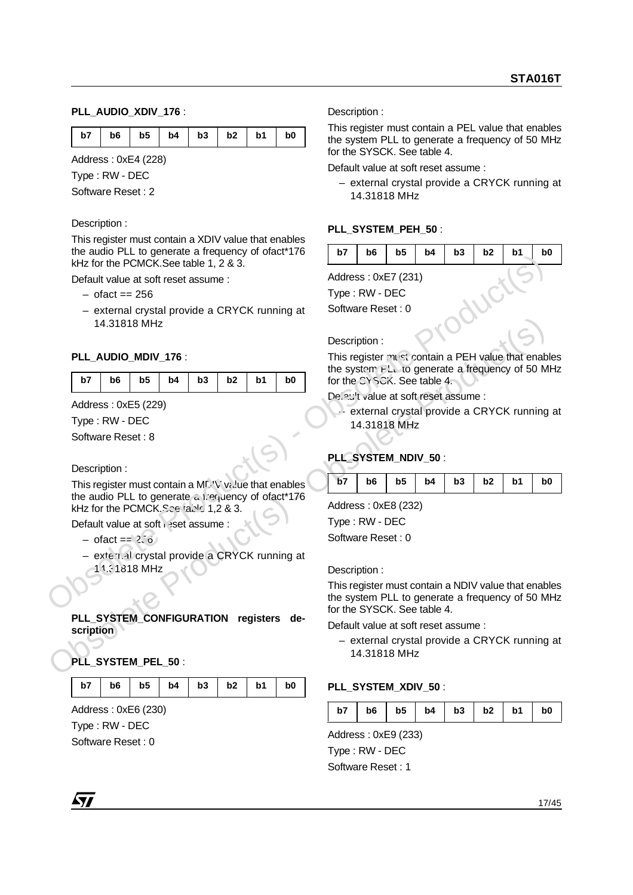**PLL_AUDIO_XDIV_176** :

| b7 | b6 | b5 | b4 | b3 | b2 | b1 | b0 |
|---|---|---|---|---|---|---|---|

Address : 0xE4 (228)

Type : RW - DEC

Software Reset : 2

Description :

This register must contain a XDIV value that enables the audio PLL to generate a frequency of ofact*176 kHz for the PCMCK.See table 1, 2 & 3.

Default value at soft reset assume :

- ofact == 256
- external crystal provide a CRYCK running at 14.31818 MHz

**PLL_AUDIO_MDIV_176** :

| b7 | b6 | b5 | b4 | b3 | b2 | b1 | b0 |
|---|---|---|---|---|---|---|---|

Address : 0xE5 (229)

Type : RW - DEC

Software Reset : 8

Description :

This register must contain a MDIV value that enables the audio PLL to generate a frequency of ofact*176 kHz for the PCMCK.See table 1,2 & 3.

Default value at soft reset assume :

- ofact == 256
- external crystal provide a CRYCK running at 14.31818 MHz

**PLL_SYSTEM_CONFIGURATION registers description**

**PLL_SYSTEM_PEL_50** :

| b7 | b6 | b5 | b4 | b3 | b2 | b1 | b0 |
|---|---|---|---|---|---|---|---|

Address : 0xE6 (230)

Type : RW - DEC

Software Reset : 0

Description :

This register must contain a PEL value that enables the system PLL to generate a frequency of 50 MHz for the SYSCK. See table 4.

Default value at soft reset assume :

- external crystal provide a CRYCK running at 14.31818 MHz

**PLL_SYSTEM_PEH_50** :

| b7 | b6 | b5 | b4 | b3 | b2 | b1 | b0 |
|---|---|---|---|---|---|---|---|

Address : 0xE7 (231)

Type : RW - DEC

Software Reset : 0

Description :

This register must contain a PEH value that enables the system PLL to generate a frequency of 50 MHz for the SYSCK. See table 4.

Default value at soft reset assume :

- external crystal provide a CRYCK running at 14.31818 MHz

**PLL_SYSTEM_NDIV_50** :

| b7 | b6 | b5 | b4 | b3 | b2 | b1 | b0 |
|---|---|---|---|---|---|---|---|

Address : 0xE8 (232)

Type : RW - DEC

Software Reset : 0

Description :

This register must contain a NDIV value that enables the system PLL to generate a frequency of 50 MHz for the SYSCK. See table 4.

Default value at soft reset assume :

- external crystal provide a CRYCK running at 14.31818 MHz

**PLL_SYSTEM_XDIV_50** :

| b7 | b6 | b5 | b4 | b3 | b2 | b1 | b0 |
|---|---|---|---|---|---|---|---|

Address : 0xE9 (233)

Type : RW - DEC

Software Reset : 1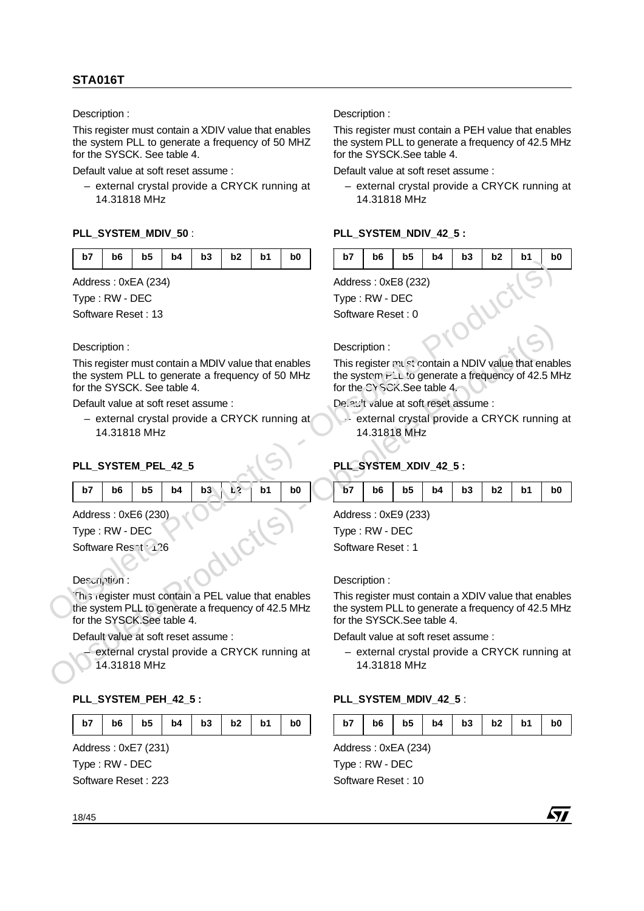Description :

This register must contain a XDIV value that enables the system PLL to generate a frequency of 50 MHZ for the SYSCK. See table 4.

Default value at soft reset assume :

– external crystal provide a CRYCK running at 14.31818 MHz

**PLL_SYSTEM_MDIV_50** :

| b7 | b6 | b5 | b4 | b3 | b2 | b1 | b0 |
|---|---|---|---|---|---|---|---|

Address : 0xEA (234)

Type : RW - DEC

Software Reset : 13

Description :

This register must contain a MDIV value that enables the system PLL to generate a frequency of 50 MHz for the SYSCK. See table 4.

Default value at soft reset assume :

– external crystal provide a CRYCK running at 14.31818 MHz

**PLL_SYSTEM_PEL_42_5**

| b7 | b6 | b5 | b4 | b3 | b2 | b1 | b0 |
|---|---|---|---|---|---|---|---|

Address : 0xE6 (230)

Type : RW - DEC

Software Reset : 126

Description :

This register must contain a PEL value that enables the system PLL to generate a frequency of 42.5 MHz for the SYSCK.See table 4.

Default value at soft reset assume :

– external crystal provide a CRYCK running at 14.31818 MHz

**PLL_SYSTEM_PEH_42_5 :**

| b7 | b6 | b5 | b4 | b3 | b2 | b1 | b0 |
|---|---|---|---|---|---|---|---|

Address : 0xE7 (231)

Type : RW - DEC

Software Reset : 223

Description :

This register must contain a PEH value that enables the system PLL to generate a frequency of 42.5 MHz for the SYSCK.See table 4.

Default value at soft reset assume :

– external crystal provide a CRYCK running at 14.31818 MHz

**PLL_SYSTEM_NDIV_42_5 :**

| b7 | b6 | b5 | b4 | b3 | b2 | b1 | b0 |
|---|---|---|---|---|---|---|---|

Address : 0xE8 (232)

Type : RW - DEC

Software Reset : 0

Description :

This register must contain a NDIV value that enables the system PLL to generate a frequency of 42.5 MHz for the SYSCK.See table 4.

Default value at soft reset assume :

– external crystal provide a CRYCK running at 14.31818 MHz

**PLL_SYSTEM_XDIV_42_5 :**

| b7 | b6 | b5 | b4 | b3 | b2 | b1 | b0 |
|---|---|---|---|---|---|---|---|

Address : 0xE9 (233)

Type : RW - DEC

Software Reset : 1

Description :

This register must contain a XDIV value that enables the system PLL to generate a frequency of 42.5 MHz for the SYSCK.See table 4.

Default value at soft reset assume :

– external crystal provide a CRYCK running at 14.31818 MHz

**PLL_SYSTEM_MDIV_42_5** :

| b7 | b6 | b5 | b4 | b3 | b2 | b1 | b0 |
|---|---|---|---|---|---|---|---|

Address : 0xEA (234)

Type : RW - DEC

Software Reset : 10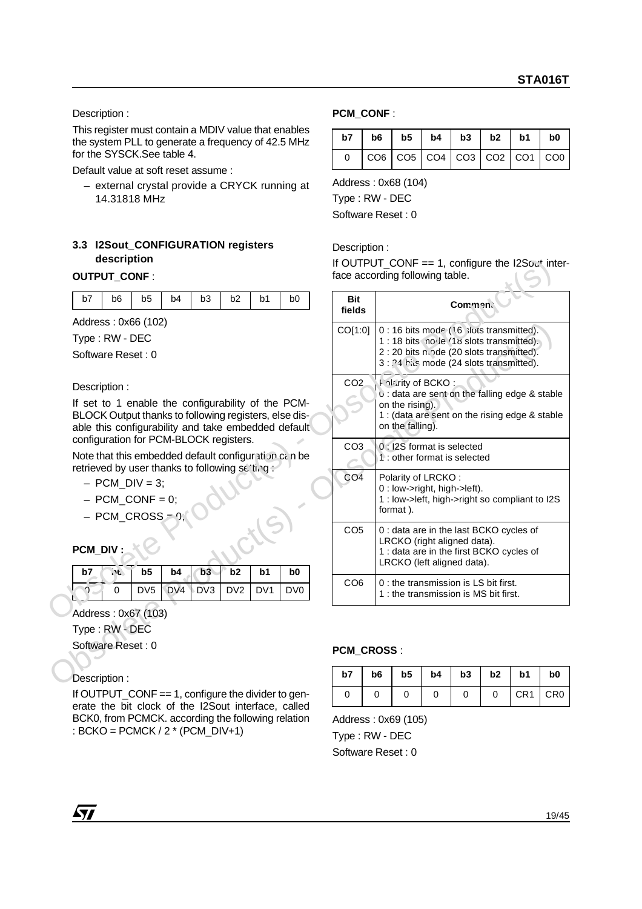Description :

This register must contain a MDIV value that enables the system PLL to generate a frequency of 42.5 MHz for the SYSCK.See table 4.

Default value at soft reset assume :

– external crystal provide a CRYCK running at 14.31818 MHz

### 3.3 I2Sout_CONFIGURATION registers description

**OUTPUT_CONF** :

| b7 | b6 | b5 | b4 | b3 | b2 | b1 | b0 |
|---|---|---|---|---|---|---|---|

Address : 0x66 (102)

Type : RW - DEC

Software Reset : 0

Description :

If set to 1 enable the configurability of the PCM-BLOCK Output thanks to following registers, else disable this configurability and take embedded default configuration for PCM-BLOCK registers.

Note that this embedded default configuration can be retrieved by user thanks to following setting :

– PCM_DIV = 3;

– PCM_CONF = 0;

– PCM_CROSS = 0;

**PCM_DIV :**

| b7 | b6 | b5 | b4 | b3 | b2 | b1 | b0 |
|---|---|---|---|---|---|---|---|
| 0 | 0 | DV5 | DV4 | DV3 | DV2 | DV1 | DV0 |

Address : 0x67 (103)

Type : RW - DEC

Software Reset : 0

Description :

If OUTPUT_CONF == 1, configure the divider to generate the bit clock of the I2Sout interface, called BCK0, from PCMCK. according the following relation : BCKO = PCMCK / 2 * (PCM_DIV+1)

**PCM_CONF** :

| b7 | b6 | b5 | b4 | b3 | b2 | b1 | b0 |
|---|---|---|---|---|---|---|---|
| 0 | CO6 | CO5 | CO4 | CO3 | CO2 | CO1 | CO0 |

Address : 0x68 (104)

Type : RW - DEC

Software Reset : 0

Description :

If OUTPUT_CONF == 1, configure the I2Sout interface according following table.

| Bit fields | Comment |
|---|---|
| CO[1:0] | 0 : 16 bits mode (16 slots transmitted).<br>1 : 18 bits mode (18 slots transmitted).<br>2 : 20 bits mode (20 slots transmitted).<br>3 : 24 bits mode (24 slots transmitted). |
| CO2 | Polarity of BCKO :<br>0 : data are sent on the falling edge & stable on the rising).<br>1 : (data are sent on the rising edge & stable on the falling). |
| CO3 | 0 : I2S format is selected<br>1 : other format is selected |
| CO4 | Polarity of LRCKO :<br>0 : low->right, high->left).<br>1 : low->left, high->right so compliant to I2S format ). |
| CO5 | 0 : data are in the last BCKO cycles of LRCKO (right aligned data).<br>1 : data are in the first BCKO cycles of LRCKO (left aligned data). |
| CO6 | 0 : the transmission is LS bit first.<br>1 : the transmission is MS bit first. |

**PCM_CROSS** :

| b7 | b6 | b5 | b4 | b3 | b2 | b1 | b0 |
|---|---|---|---|---|---|---|---|
| 0 | 0 | 0 | 0 | 0 | 0 | CR1 | CR0 |

Address : 0x69 (105)

Type : RW - DEC

Software Reset : 0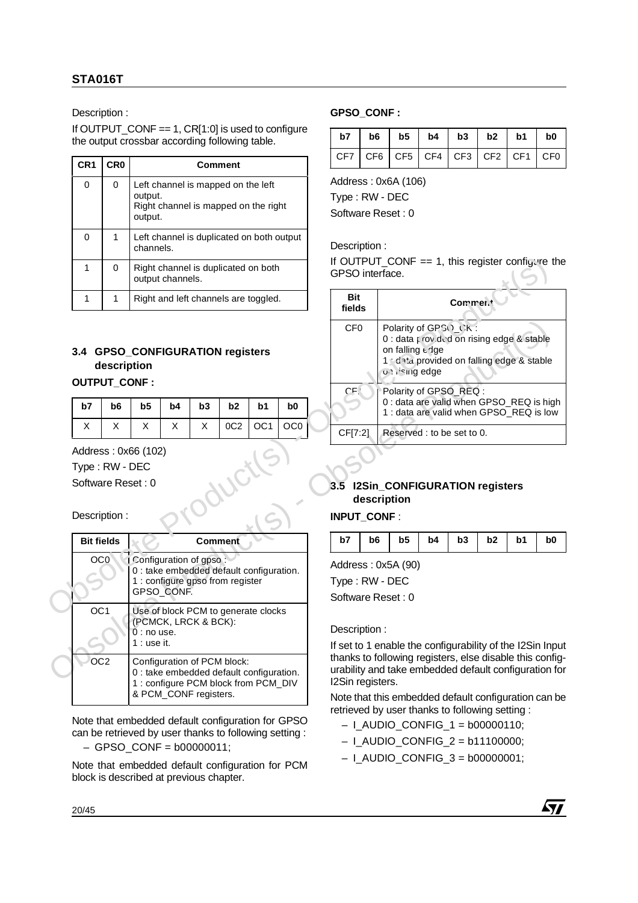Description :

If OUTPUT_CONF == 1, CR[1:0] is used to configure the output crossbar according following table.

| CR1 | CR0 | Comment |
|---|---|---|
| 0 | 0 | Left channel is mapped on the left output. Right channel is mapped on the right output. |
| 0 | 1 | Left channel is duplicated on both output channels. |
| 1 | 0 | Right channel is duplicated on both output channels. |
| 1 | 1 | Right and left channels are toggled. |

## 3.4 GPSO_CONFIGURATION registers description

**OUTPUT_CONF :**

| b7 | b6 | b5 | b4 | b3 | b2 | b1 | b0 |
|---|---|---|---|---|---|---|---|
| X | X | X | X | X | 0C2 | OC1 | OC0 |

Address : 0x66 (102)

Type : RW - DEC

Software Reset : 0

Description :

| Bit fields | Comment |
|---|---|
| OC0 | Configuration of gpso : 0 : take embedded default configuration. 1 : configure gpso from register GPSO_CONF. |
| OC1 | Use of block PCM to generate clocks (PCMCK, LRCK & BCK): 0 : no use. 1 : use it. |
| OC2 | Configuration of PCM block: 0 : take embedded default configuration. 1 : configure PCM block from PCM_DIV & PCM_CONF registers. |

Note that embedded default configuration for GPSO can be retrieved by user thanks to following setting :

– GPSO_CONF = b00000011;

Note that embedded default configuration for PCM block is described at previous chapter.

**GPSO_CONF :**

| b7 | b6 | b5 | b4 | b3 | b2 | b1 | b0 |
|---|---|---|---|---|---|---|---|
| CF7 | CF6 | CF5 | CF4 | CF3 | CF2 | CF1 | CF0 |

Address : 0x6A (106)

Type : RW - DEC

Software Reset : 0

Description :

If OUTPUT_CONF == 1, this register configure the GPSO interface.

| Bit fields | Comment |
|---|---|
| CF0 | Polarity of GPSO_CK : 0 : data provided on rising edge & stable on falling edge 1 : data provided on falling edge & stable on rising edge |
| CF1 | Polarity of GPSO_REQ : 0 : data are valid when GPSO_REQ is high 1 : data are valid when GPSO_REQ is low |
| CF[7:2] | Reserved : to be set to 0. |

## 3.5 I2Sin_CONFIGURATION registers description

**INPUT_CONF** :

| b7 | b6 | b5 | b4 | b3 | b2 | b1 | b0 |
|---|---|---|---|---|---|---|---|

Address : 0x5A (90)

Type : RW - DEC

Software Reset : 0

Description :

If set to 1 enable the configurability of the I2Sin Input thanks to following registers, else disable this configurability and take embedded default configuration for I2Sin registers.

Note that this embedded default configuration can be retrieved by user thanks to following setting :

– I_AUDIO_CONFIG_1 = b00000110;

– I_AUDIO_CONFIG_2 = b11100000;

– I_AUDIO_CONFIG_3 = b00000001;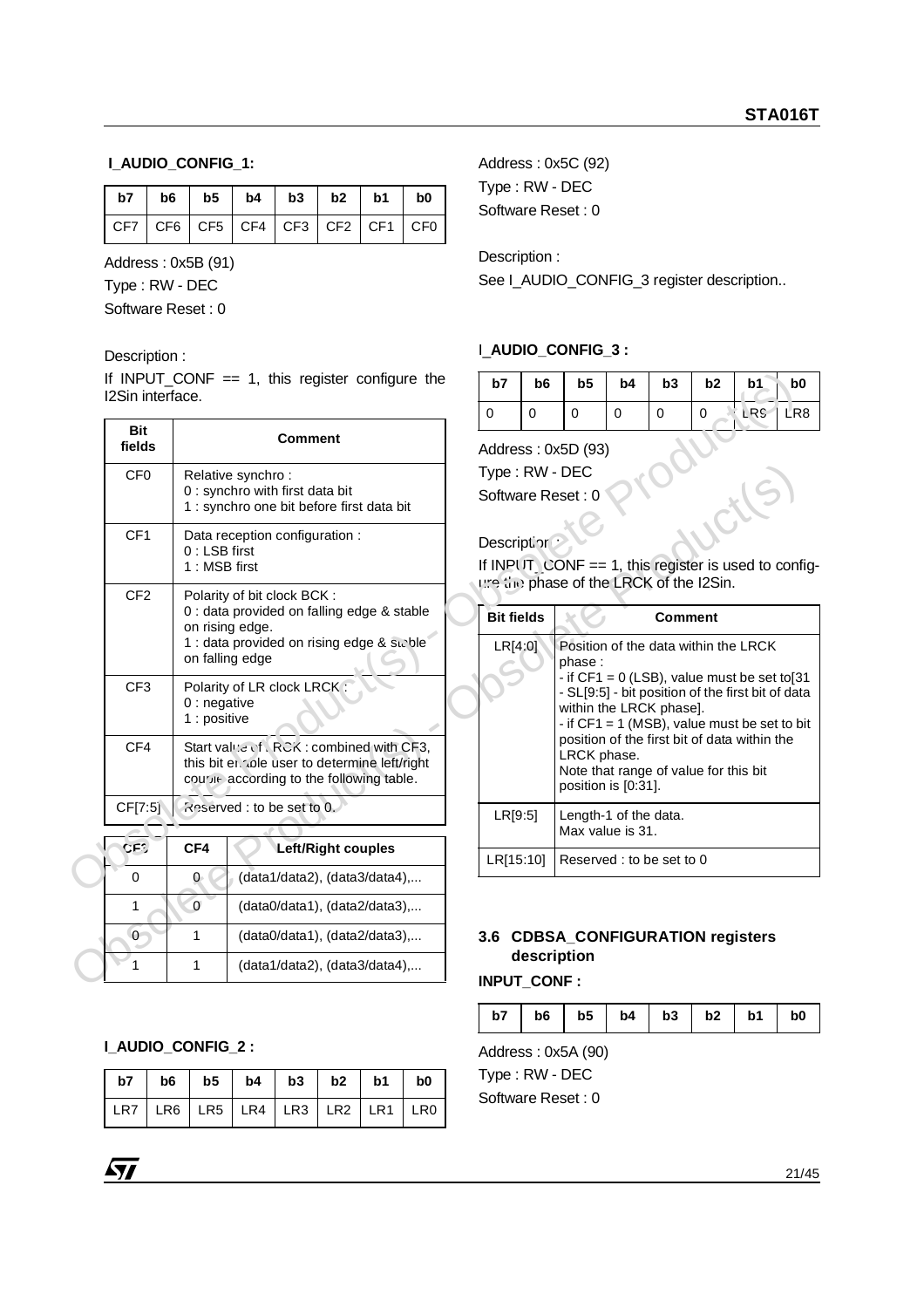**I_AUDIO_CONFIG_1:**

| b7 | b6 | b5 | b4 | b3 | b2 | b1 | b0 |
|---|---|---|---|---|---|---|---|
| CF7 | CF6 | CF5 | CF4 | CF3 | CF2 | CF1 | CF0 |

Address : 0x5B (91)

Type : RW - DEC

Software Reset : 0

Description :

If INPUT_CONF == 1, this register configure the I2Sin interface.

| Bit fields | Comment |
|---|---|
| CF0 | Relative synchro :<br>0 : synchro with first data bit<br>1 : synchro one bit before first data bit |
| CF1 | Data reception configuration :<br>0 : LSB first<br>1 : MSB first |
| CF2 | Polarity of bit clock BCK :<br>0 : data provided on falling edge & stable on rising edge.<br>1 : data provided on rising edge & stable on falling edge |
| CF3 | Polarity of LR clock LRCK :<br>0 : negative<br>1 : positive |
| CF4 | Start value of LRCK : combined with CF3, this bit enable user to determine left/right couple according to the following table. |
| CF[7:5] | Reserved : to be set to 0. |

| CF3 | CF4 | Left/Right couples |
|---|---|---|
| 0 | 0 | (data1/data2), (data3/data4),... |
| 1 | 0 | (data0/data1), (data2/data3),... |
| 0 | 1 | (data0/data1), (data2/data3),... |
| 1 | 1 | (data1/data2), (data3/data4),... |

**I_AUDIO_CONFIG_2 :**

| b7 | b6 | b5 | b4 | b3 | b2 | b1 | b0 |
|---|---|---|---|---|---|---|---|
| LR7 | LR6 | LR5 | LR4 | LR3 | LR2 | LR1 | LR0 |

Address : 0x5C (92)

Type : RW - DEC

Software Reset : 0

Description :

See I_AUDIO_CONFIG_3 register description..

**I_AUDIO_CONFIG_3 :**

| b7 | b6 | b5 | b4 | b3 | b2 | b1 | b0 |
|---|---|---|---|---|---|---|---|
| 0 | 0 | 0 | 0 | 0 | 0 | LR9 | LR8 |

Address : 0x5D (93)

Type : RW - DEC

Software Reset : 0

Description :

If INPUT_CONF == 1, this register is used to configure the phase of the LRCK of the I2Sin.

| Bit fields | Comment |
|---|---|
| LR[4:0] | Position of the data within the LRCK phase :<br>- if CF1 = 0 (LSB), value must be set to[31 - SL[9:5] - bit position of the first bit of data within the LRCK phase].<br>- if CF1 = 1 (MSB), value must be set to bit position of the first bit of data within the LRCK phase.<br>Note that range of value for this bit position is [0:31]. |
| LR[9:5] | Length-1 of the data.<br>Max value is 31. |
| LR[15:10] | Reserved : to be set to 0 |

## 3.6 CDBSA_CONFIGURATION registers description

**INPUT_CONF :**

| b7 | b6 | b5 | b4 | b3 | b2 | b1 | b0 |
|---|---|---|---|---|---|---|---|

Address : 0x5A (90)

Type : RW - DEC

Software Reset : 0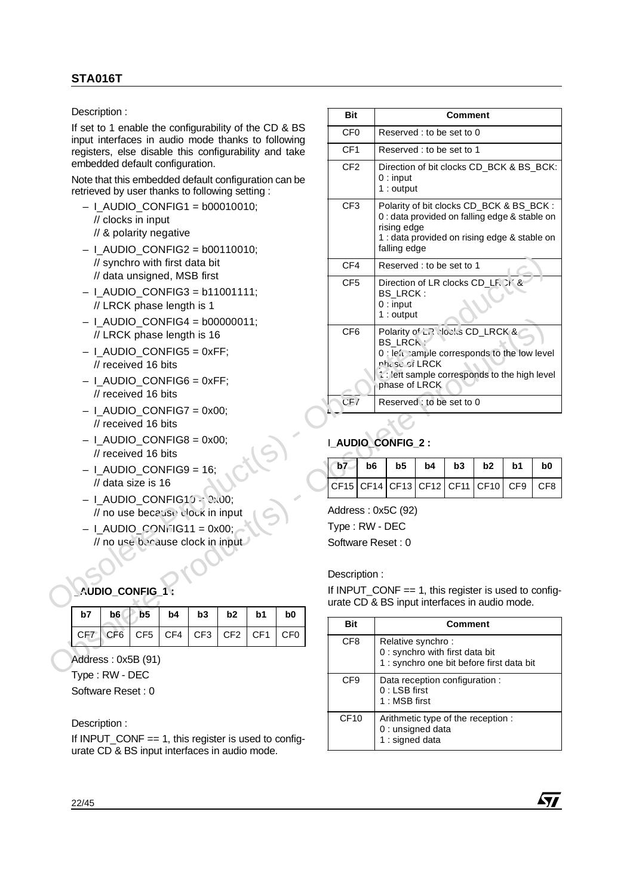Description :

If set to 1 enable the configurability of the CD & BS input interfaces in audio mode thanks to following registers, else disable this configurability and take embedded default configuration.

Note that this embedded default configuration can be retrieved by user thanks to following setting :

- I_AUDIO_CONFIG1 = b00010010;
  // clocks in input
  // & polarity negative
- I_AUDIO_CONFIG2 = b00110010;
  // synchro with first data bit
  // data unsigned, MSB first
- I_AUDIO_CONFIG3 = b11001111;
  // LRCK phase length is 1
- I_AUDIO_CONFIG4 = b00000011;
  // LRCK phase length is 16
- I_AUDIO_CONFIG5 = 0xFF;
  // received 16 bits
- I_AUDIO_CONFIG6 = 0xFF;
  // received 16 bits
- I_AUDIO_CONFIG7 = 0x00;
  // received 16 bits
- I_AUDIO_CONFIG8 = 0x00;
  // received 16 bits
- I_AUDIO_CONFIG9 = 16;
  // data size is 16
- I_AUDIO_CONFIG10 = 0x00;
  // no use because clock in input
- I_AUDIO_CONFIG11 = 0x00;
  // no use because clock in input

### I_AUDIO_CONFIG_1 :

| b7 | b6 | b5 | b4 | b3 | b2 | b1 | b0 |
|---|---|---|---|---|---|---|---|
| CF7 | CF6 | CF5 | CF4 | CF3 | CF2 | CF1 | CF0 |

Address : 0x5B (91)

Type : RW - DEC

Software Reset : 0

Description :

If INPUT_CONF == 1, this register is used to configurate CD & BS input interfaces in audio mode.

| Bit | Comment |
|---|---|
| CF0 | Reserved : to be set to 0 |
| CF1 | Reserved : to be set to 1 |
| CF2 | Direction of bit clocks CD_BCK & BS_BCK:<br>0 : input<br>1 : output |
| CF3 | Polarity of bit clocks CD_BCK & BS_BCK :<br>0 : data provided on falling edge & stable on rising edge<br>1 : data provided on rising edge & stable on falling edge |
| CF4 | Reserved : to be set to 1 |
| CF5 | Direction of LR clocks CD_LRCK & BS_LRCK :<br>0 : input<br>1 : output |
| CF6 | Polarity of LR clocks CD_LRCK & BS_LRCK :<br>0 : left sample corresponds to the low level phase of LRCK<br>1 : left sample corresponds to the high level phase of LRCK |
| CF7 | Reserved : to be set to 0 |

### I_AUDIO_CONFIG_2 :

| b7 | b6 | b5 | b4 | b3 | b2 | b1 | b0 |
|---|---|---|---|---|---|---|---|
| CF15 | CF14 | CF13 | CF12 | CF11 | CF10 | CF9 | CF8 |

Address : 0x5C (92)

Type : RW - DEC

Software Reset : 0

Description :

If INPUT_CONF == 1, this register is used to configurate CD & BS input interfaces in audio mode.

| Bit | Comment |
|---|---|
| CF8 | Relative synchro :<br>0 : synchro with first data bit<br>1 : synchro one bit before first data bit |
| CF9 | Data reception configuration :<br>0 : LSB first<br>1 : MSB first |
| CF10 | Arithmetic type of the reception :<br>0 : unsigned data<br>1 : signed data |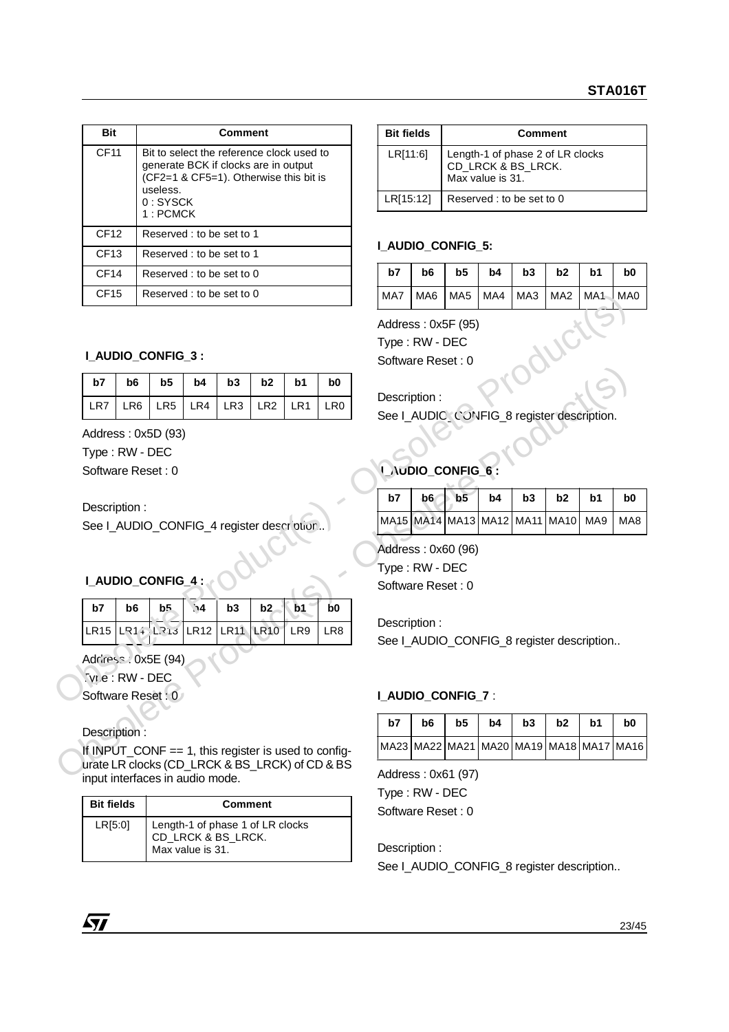| Bit | Comment |
|---|---|
| CF11 | Bit to select the reference clock used to generate BCK if clocks are in output (CF2=1 & CF5=1). Otherwise this bit is useless.<br>0 : SYSCK<br>1 : PCMCK |
| CF12 | Reserved : to be set to 1 |
| CF13 | Reserved : to be set to 1 |
| CF14 | Reserved : to be set to 0 |
| CF15 | Reserved : to be set to 0 |

### I_AUDIO_CONFIG_3 :

| b7 | b6 | b5 | b4 | b3 | b2 | b1 | b0 |
|---|---|---|---|---|---|---|---|
| LR7 | LR6 | LR5 | LR4 | LR3 | LR2 | LR1 | LR0 |

Address : 0x5D (93)

Type : RW - DEC

Software Reset : 0

Description :

See I_AUDIO_CONFIG_4 register description..

### I_AUDIO_CONFIG_4 :

| b7 | b6 | b5 | b4 | b3 | b2 | b1 | b0 |
|---|---|---|---|---|---|---|---|
| LR15 | LR14 | LR13 | LR12 | LR11 | LR10 | LR9 | LR8 |

Address : 0x5E (94)

Type : RW - DEC

Software Reset : 0

Description :

If INPUT_CONF == 1, this register is used to configurate LR clocks (CD_LRCK & BS_LRCK) of CD & BS input interfaces in audio mode.

| Bit fields | Comment |
|---|---|
| LR[5:0] | Length-1 of phase 1 of LR clocks CD_LRCK & BS_LRCK.<br>Max value is 31. |
| LR[11:6] | Length-1 of phase 2 of LR clocks CD_LRCK & BS_LRCK.<br>Max value is 31. |
| LR[15:12] | Reserved : to be set to 0 |

### I_AUDIO_CONFIG_5:

| b7 | b6 | b5 | b4 | b3 | b2 | b1 | b0 |
|---|---|---|---|---|---|---|---|
| MA7 | MA6 | MA5 | MA4 | MA3 | MA2 | MA1 | MA0 |

Address : 0x5F (95)

Type : RW - DEC

Software Reset : 0

Description :

See I_AUDIO_CONFIG_8 register description.

### I_AUDIO_CONFIG_6 :

| b7 | b6 | b5 | b4 | b3 | b2 | b1 | b0 |
|---|---|---|---|---|---|---|---|
| MA15 | MA14 | MA13 | MA12 | MA11 | MA10 | MA9 | MA8 |

Address : 0x60 (96)

Type : RW - DEC

Software Reset : 0

Description :

See I_AUDIO_CONFIG_8 register description..

### I_AUDIO_CONFIG_7 :

| b7 | b6 | b5 | b4 | b3 | b2 | b1 | b0 |
|---|---|---|---|---|---|---|---|
| MA23 | MA22 | MA21 | MA20 | MA19 | MA18 | MA17 | MA16 |

Address : 0x61 (97)

Type : RW - DEC

Software Reset : 0

Description :

See I_AUDIO_CONFIG_8 register description..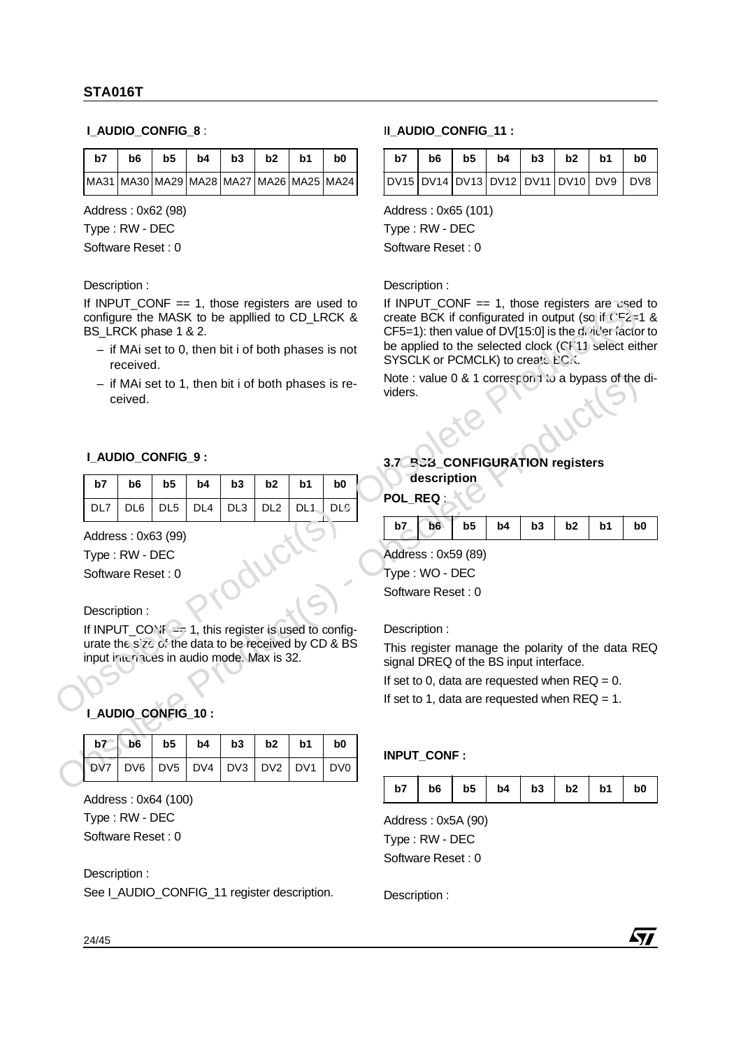**I_AUDIO_CONFIG_8** :

| b7 | b6 | b5 | b4 | b3 | b2 | b1 | b0 |
|---|---|---|---|---|---|---|---|
| MA31 | MA30 | MA29 | MA28 | MA27 | MA26 | MA25 | MA24 |

Address : 0x62 (98)

Type : RW - DEC

Software Reset : 0

Description :

If INPUT_CONF == 1, those registers are used to configure the MASK to be appllied to CD_LRCK & BS_LRCK phase 1 & 2.

– if MAi set to 0, then bit i of both phases is not received.

– if MAi set to 1, then bit i of both phases is received.

**I_AUDIO_CONFIG_9 :**

| b7 | b6 | b5 | b4 | b3 | b2 | b1 | b0 |
|---|---|---|---|---|---|---|---|
| DL7 | DL6 | DL5 | DL4 | DL3 | DL2 | DL1 | DL0 |

Address : 0x63 (99)

Type : RW - DEC

Software Reset : 0

Description :

If INPUT_CONF == 1, this register is used to configurate the size of the data to be received by CD & BS input interfaces in audio mode. Max is 32.

**I_AUDIO_CONFIG_10 :**

| b7 | b6 | b5 | b4 | b3 | b2 | b1 | b0 |
|---|---|---|---|---|---|---|---|
| DV7 | DV6 | DV5 | DV4 | DV3 | DV2 | DV1 | DV0 |

Address : 0x64 (100)

Type : RW - DEC

Software Reset : 0

Description :

See I_AUDIO_CONFIG_11 register description.

**II_AUDIO_CONFIG_11 :**

| b7 | b6 | b5 | b4 | b3 | b2 | b1 | b0 |
|---|---|---|---|---|---|---|---|
| DV15 | DV14 | DV13 | DV12 | DV11 | DV10 | DV9 | DV8 |

Address : 0x65 (101)

Type : RW - DEC

Software Reset : 0

Description :

If INPUT_CONF == 1, those registers are used to create BCK if configurated in output (so if CF2=1 & CF5=1): then value of DV[15:0] is the divider factor to be applied to the selected clock (CF11 select either SYSCLK or PCMCLK) to create BCK.

Note : value 0 & 1 correspond to a bypass of the dividers.

## 3.7 BSB_CONFIGURATION registers description

**POL_REQ** :

| b7 | b6 | b5 | b4 | b3 | b2 | b1 | b0 |
|---|---|---|---|---|---|---|---|

Address : 0x59 (89)

Type : WO - DEC

Software Reset : 0

Description :

This register manage the polarity of the data REQ signal DREQ of the BS input interface.

If set to 0, data are requested when REQ = 0.

If set to 1, data are requested when REQ = 1.

**INPUT_CONF :**

| b7 | b6 | b5 | b4 | b3 | b2 | b1 | b0 |
|---|---|---|---|---|---|---|---|

Address : 0x5A (90)

Type : RW - DEC

Software Reset : 0

Description :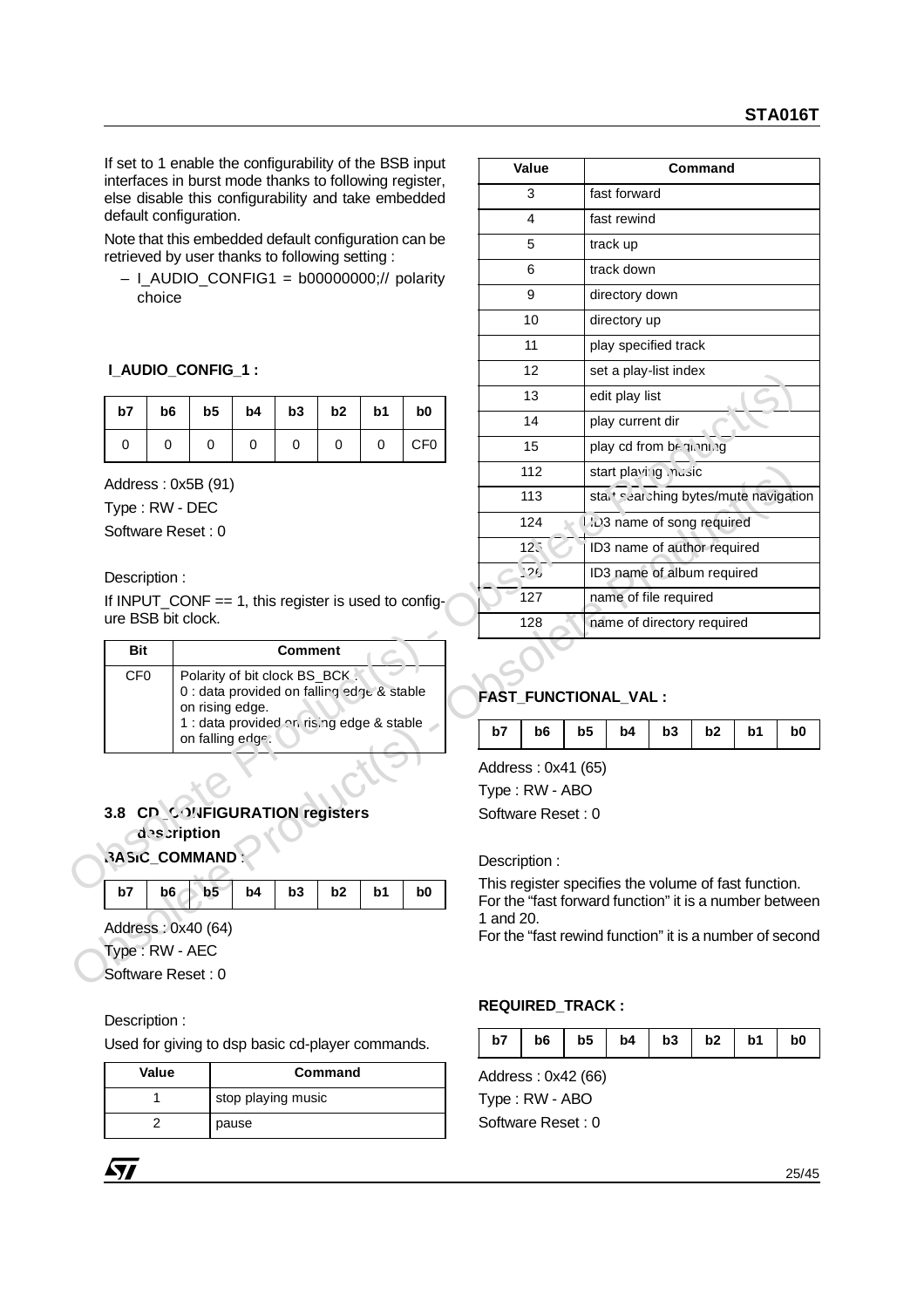If set to 1 enable the configurability of the BSB input interfaces in burst mode thanks to following register, else disable this configurability and take embedded default configuration.

Note that this embedded default configuration can be retrieved by user thanks to following setting :

– I_AUDIO_CONFIG1 = b00000000;// polarity choice

**I_AUDIO_CONFIG_1 :**

| b7 | b6 | b5 | b4 | b3 | b2 | b1 | b0 |
|---|---|---|---|---|---|---|---|
| 0 | 0 | 0 | 0 | 0 | 0 | 0 | CF0 |

Address : 0x5B (91)

Type : RW - DEC

Software Reset : 0

Description :

If INPUT_CONF == 1, this register is used to configure BSB bit clock.

| Bit | Comment |
|---|---|
| CF0 | Polarity of bit clock BS_BCK .<br>0 : data provided on falling edge & stable on rising edge.<br>1 : data provided on rising edge & stable on falling edge. |

## 3.8 CD_CONFIGURATION registers description

**BASIC_COMMAND :**

| b7 | b6 | b5 | b4 | b3 | b2 | b1 | b0 |
|---|---|---|---|---|---|---|---|

Address : 0x40 (64)

Type : RW - AEC

Software Reset : 0

Description :

Used for giving to dsp basic cd-player commands.

| Value | Command |
|---|---|
| 1 | stop playing music |
| 2 | pause |
| 3 | fast forward |
| 4 | fast rewind |
| 5 | track up |
| 6 | track down |
| 9 | directory down |
| 10 | directory up |
| 11 | play specified track |
| 12 | set a play-list index |
| 13 | edit play list |
| 14 | play current dir |
| 15 | play cd from beginning |
| 112 | start playing music |
| 113 | start searching bytes/mute navigation |
| 124 | ID3 name of song required |
| 125 | ID3 name of author required |
| 126 | ID3 name of album required |
| 127 | name of file required |
| 128 | name of directory required |

**FAST_FUNCTIONAL_VAL :**

| b7 | b6 | b5 | b4 | b3 | b2 | b1 | b0 |
|---|---|---|---|---|---|---|---|

Address : 0x41 (65)

Type : RW - ABO

Software Reset : 0

Description :

This register specifies the volume of fast function.
For the "fast forward function" it is a number between 1 and 20.
For the "fast rewind function" it is a number of second

**REQUIRED_TRACK :**

| b7 | b6 | b5 | b4 | b3 | b2 | b1 | b0 |
|---|---|---|---|---|---|---|---|

Address : 0x42 (66)

Type : RW - ABO

Software Reset : 0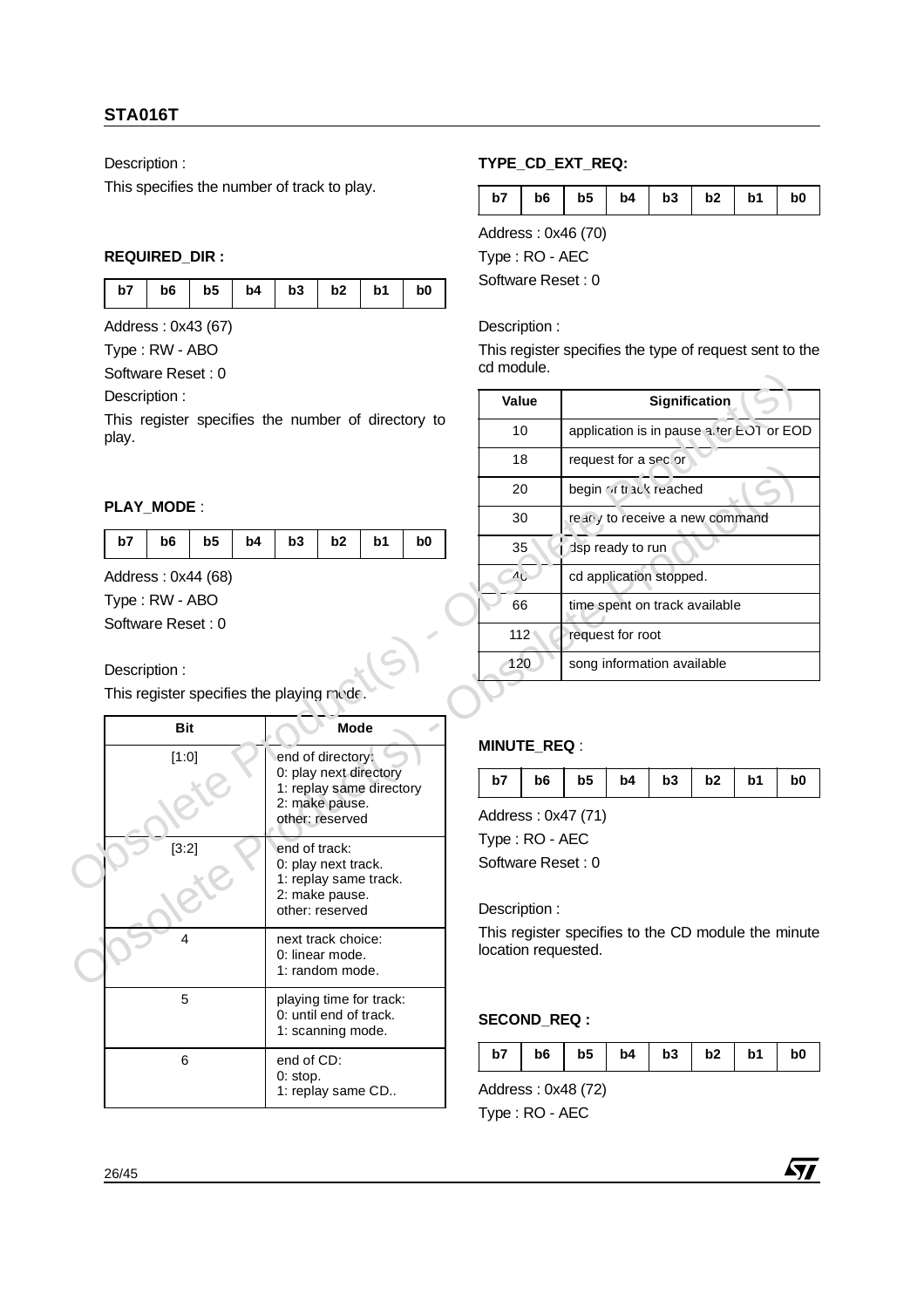Description :

This specifies the number of track to play.

**REQUIRED_DIR :**

| b7 | b6 | b5 | b4 | b3 | b2 | b1 | b0 |
|---|---|---|---|---|---|---|---|

Address : 0x43 (67)

Type : RW - ABO

Software Reset : 0

Description :

This register specifies the number of directory to play.

**PLAY_MODE** :

| b7 | b6 | b5 | b4 | b3 | b2 | b1 | b0 |
|---|---|---|---|---|---|---|---|

Address : 0x44 (68)

Type : RW - ABO

Software Reset : 0

Description :

This register specifies the playing mode.

| Bit | Mode |
|---|---|
| [1:0] | end of directory:<br>0: play next directory<br>1: replay same directory<br>2: make pause.<br>other: reserved |
| [3:2] | end of track:<br>0: play next track.<br>1: replay same track.<br>2: make pause.<br>other: reserved |
| 4 | next track choice:<br>0: linear mode.<br>1: random mode. |
| 5 | playing time for track:<br>0: until end of track.<br>1: scanning mode. |
| 6 | end of CD:<br>0: stop.<br>1: replay same CD.. |

**TYPE_CD_EXT_REQ:**

| b7 | b6 | b5 | b4 | b3 | b2 | b1 | b0 |
|---|---|---|---|---|---|---|---|

Address : 0x46 (70)

Type : RO - AEC

Software Reset : 0

Description :

This register specifies the type of request sent to the cd module.

| Value | Signification |
|---|---|
| 10 | application is in pause after EOT or EOD |
| 18 | request for a sector |
| 20 | begin of track reached |
| 30 | ready to receive a new command |
| 35 | dsp ready to run |
| 40 | cd application stopped. |
| 66 | time spent on track available |
| 112 | request for root |
| 120 | song information available |

**MINUTE_REQ** :

| b7 | b6 | b5 | b4 | b3 | b2 | b1 | b0 |
|---|---|---|---|---|---|---|---|

Address : 0x47 (71)

Type : RO - AEC

Software Reset : 0

Description :

This register specifies to the CD module the minute location requested.

**SECOND_REQ :**

| b7 | b6 | b5 | b4 | b3 | b2 | b1 | b0 |
|---|---|---|---|---|---|---|---|

Address : 0x48 (72)

Type : RO - AEC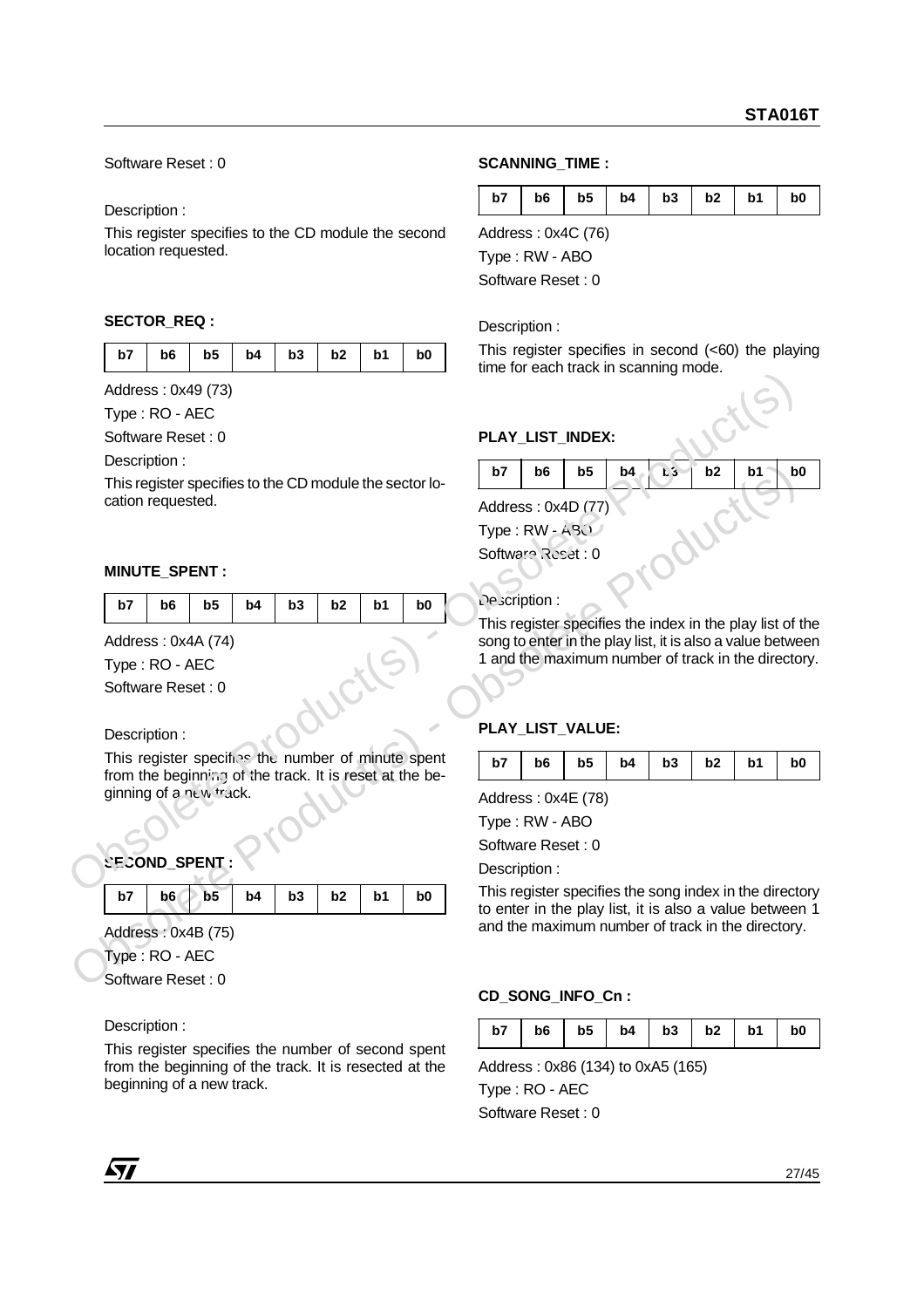Software Reset : 0

Description :

This register specifies to the CD module the second location requested.

**SECTOR_REQ :**

| b7 | b6 | b5 | b4 | b3 | b2 | b1 | b0 |
|---|---|---|---|---|---|---|---|

Address : 0x49 (73)

Type : RO - AEC

Software Reset : 0

Description :

This register specifies to the CD module the sector location requested.

**MINUTE_SPENT :**

| b7 | b6 | b5 | b4 | b3 | b2 | b1 | b0 |
|---|---|---|---|---|---|---|---|

Address : 0x4A (74)

Type : RO - AEC

Software Reset : 0

Description :

This register specifies the number of minute spent from the beginning of the track. It is reset at the beginning of a new track.

**SECOND_SPENT :**

| b7 | b6 | b5 | b4 | b3 | b2 | b1 | b0 |
|---|---|---|---|---|---|---|---|

Address : 0x4B (75)

Type : RO - AEC

Software Reset : 0

Description :

This register specifies the number of second spent from the beginning of the track. It is resected at the beginning of a new track.

**SCANNING_TIME :**

| b7 | b6 | b5 | b4 | b3 | b2 | b1 | b0 |
|---|---|---|---|---|---|---|---|

Address : 0x4C (76)

Type : RW - ABO

Software Reset : 0

Description :

This register specifies in second (<60) the playing time for each track in scanning mode.

**PLAY_LIST_INDEX:**

| b7 | b6 | b5 | b4 | b3 | b2 | b1 | b0 |
|---|---|---|---|---|---|---|---|

Address : 0x4D (77)

Type : RW - ABO

Software Reset : 0

Description :

This register specifies the index in the play list of the song to enter in the play list, it is also a value between 1 and the maximum number of track in the directory.

**PLAY_LIST_VALUE:**

| b7 | b6 | b5 | b4 | b3 | b2 | b1 | b0 |
|---|---|---|---|---|---|---|---|

Address : 0x4E (78)

Type : RW - ABO

Software Reset : 0

Description :

This register specifies the song index in the directory to enter in the play list, it is also a value between 1 and the maximum number of track in the directory.

**CD_SONG_INFO_Cn :**

| b7 | b6 | b5 | b4 | b3 | b2 | b1 | b0 |
|---|---|---|---|---|---|---|---|

Address : 0x86 (134) to 0xA5 (165)

Type : RO - AEC

Software Reset : 0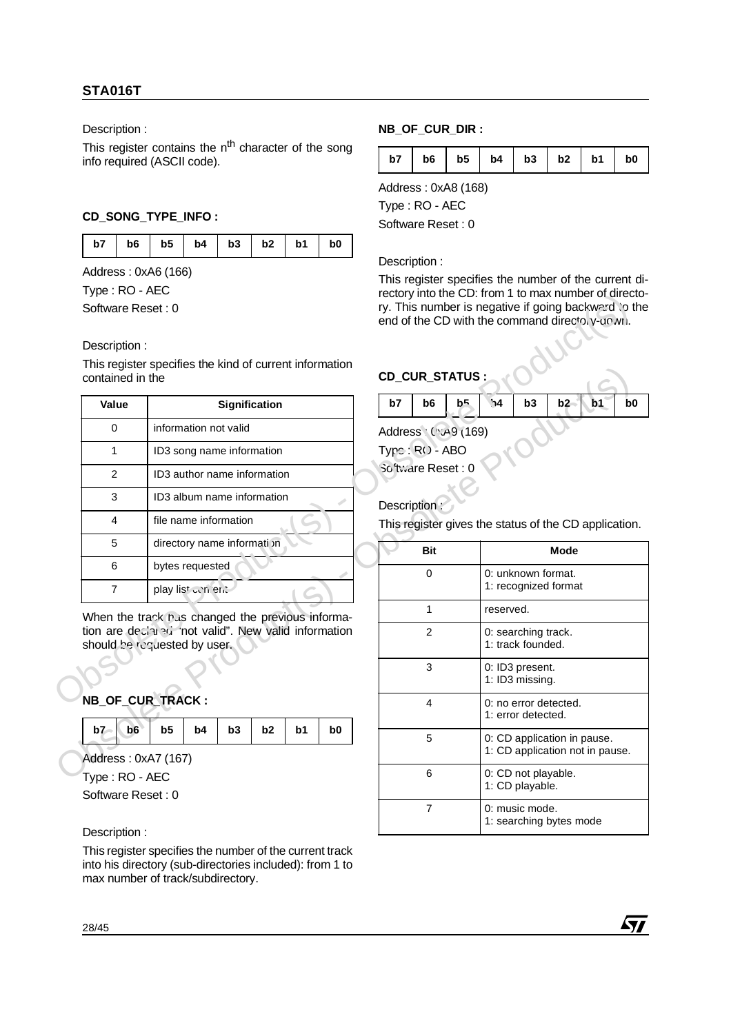Description :

This register contains the n$^{th}$ character of the song info required (ASCII code).

### CD_SONG_TYPE_INFO :

| b7 | b6 | b5 | b4 | b3 | b2 | b1 | b0 |
|---|---|---|---|---|---|---|---|

Address : 0xA6 (166)

Type : RO - AEC

Software Reset : 0

Description :

This register specifies the kind of current information contained in the

| Value | Signification |
|---|---|
| 0 | information not valid |
| 1 | ID3 song name information |
| 2 | ID3 author name information |
| 3 | ID3 album name information |
| 4 | file name information |
| 5 | directory name information |
| 6 | bytes requested |
| 7 | play list content |

When the track has changed the previous information are declared "not valid". New valid information should be requested by user.

### NB_OF_CUR_TRACK :

| b7 | b6 | b5 | b4 | b3 | b2 | b1 | b0 |
|---|---|---|---|---|---|---|---|

Address : 0xA7 (167)

Type : RO - AEC

Software Reset : 0

Description :

This register specifies the number of the current track into his directory (sub-directories included): from 1 to max number of track/subdirectory.

### NB_OF_CUR_DIR :

| b7 | b6 | b5 | b4 | b3 | b2 | b1 | b0 |
|---|---|---|---|---|---|---|---|

Address : 0xA8 (168)

Type : RO - AEC

Software Reset : 0

Description :

This register specifies the number of the current directory into the CD: from 1 to max number of directory. This number is negative if going backward to the end of the CD with the command directory-down.

### CD_CUR_STATUS :

| b7 | b6 | b5 | b4 | b3 | b2 | b1 | b0 |
|---|---|---|---|---|---|---|---|

Address : 0xA9 (169)

Type : RO - ABO

Software Reset : 0

Description :

This register gives the status of the CD application.

| Bit | Mode |
|---|---|
| 0 | 0: unknown format.<br>1: recognized format |
| 1 | reserved. |
| 2 | 0: searching track.<br>1: track founded. |
| 3 | 0: ID3 present.<br>1: ID3 missing. |
| 4 | 0: no error detected.<br>1: error detected. |
| 5 | 0: CD application in pause.<br>1: CD application not in pause. |
| 6 | 0: CD not playable.<br>1: CD playable. |
| 7 | 0: music mode.<br>1: searching bytes mode |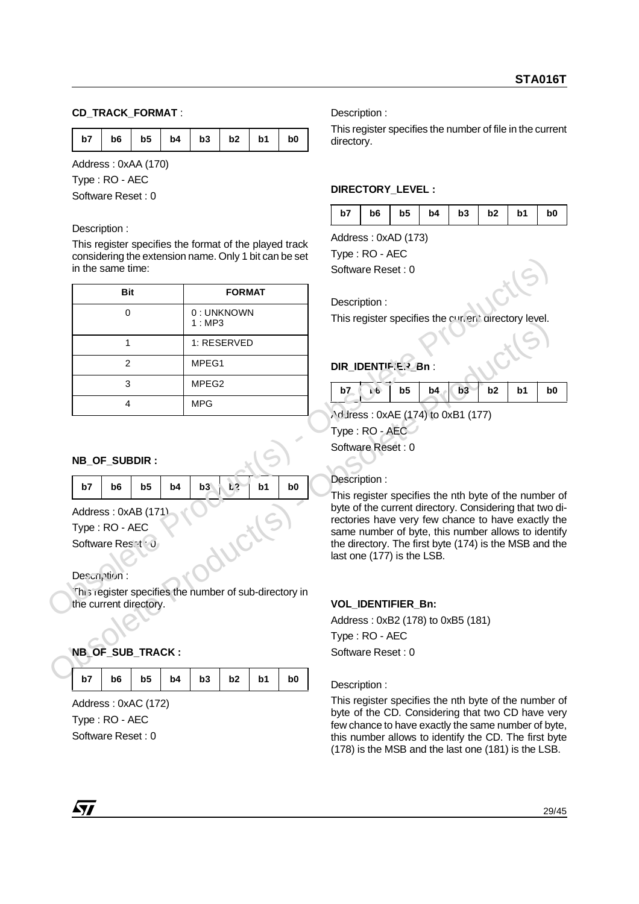**CD_TRACK_FORMAT** :

| b7 | b6 | b5 | b4 | b3 | b2 | b1 | b0 |
|---|---|---|---|---|---|---|---|

Address : 0xAA (170)

Type : RO - AEC

Software Reset : 0

Description :

This register specifies the format of the played track considering the extension name. Only 1 bit can be set in the same time:

| Bit | FORMAT |
|---|---|
| 0 | 0 : UNKNOWN<br>1 : MP3 |
| 1 | 1: RESERVED |
| 2 | MPEG1 |
| 3 | MPEG2 |
| 4 | MPG |

**NB_OF_SUBDIR :**

| b7 | b6 | b5 | b4 | b3 | b2 | b1 | b0 |
|---|---|---|---|---|---|---|---|

Address : 0xAB (171)

Type : RO - AEC

Software Reset : 0

Description :

This register specifies the number of sub-directory in the current directory.

**NB_OF_SUB_TRACK :**

| b7 | b6 | b5 | b4 | b3 | b2 | b1 | b0 |
|---|---|---|---|---|---|---|---|

Address : 0xAC (172)

Type : RO - AEC

Software Reset : 0

Description :

This register specifies the number of file in the current directory.

**DIRECTORY_LEVEL :**

| b7 | b6 | b5 | b4 | b3 | b2 | b1 | b0 |
|---|---|---|---|---|---|---|---|

Address : 0xAD (173)

Type : RO - AEC

Software Reset : 0

Description :

This register specifies the current directory level.

**DIR_IDENTIFIER_Bn** :

| b7 | b6 | b5 | b4 | b3 | b2 | b1 | b0 |
|---|---|---|---|---|---|---|---|

Address : 0xAE (174) to 0xB1 (177)

Type : RO - AEC

Software Reset : 0

Description :

This register specifies the nth byte of the number of byte of the current directory. Considering that two directories have very few chance to have exactly the same number of byte, this number allows to identify the directory. The first byte (174) is the MSB and the last one (177) is the LSB.

**VOL_IDENTIFIER_Bn:**

Address : 0xB2 (178) to 0xB5 (181)

Type : RO - AEC

Software Reset : 0

Description :

This register specifies the nth byte of the number of byte of the CD. Considering that two CD have very few chance to have exactly the same number of byte, this number allows to identify the CD. The first byte (178) is the MSB and the last one (181) is the LSB.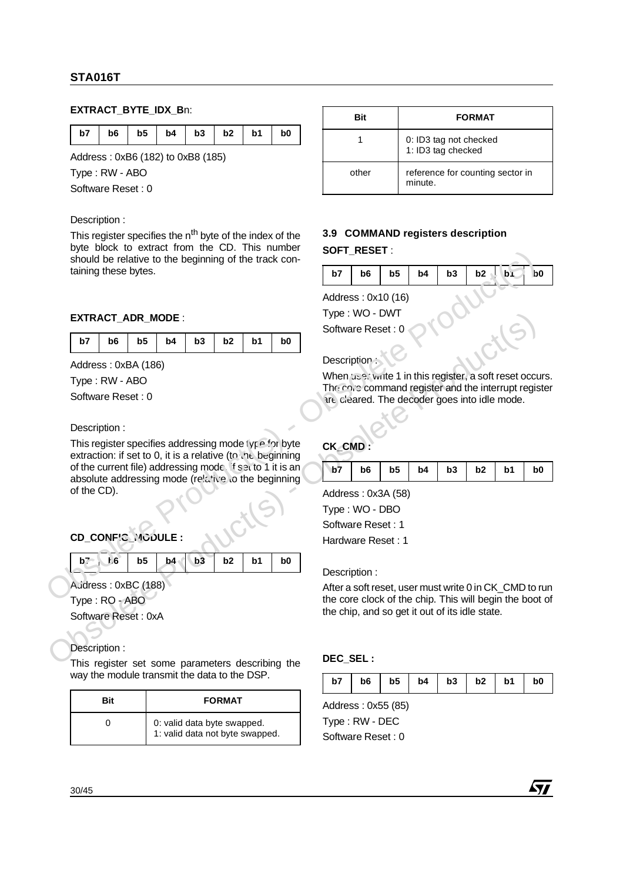**EXTRACT_BYTE_IDX_B**n:

| b7 | b6 | b5 | b4 | b3 | b2 | b1 | b0 |
|---|---|---|---|---|---|---|---|

Address : 0xB6 (182) to 0xB8 (185)

Type : RW - ABO

Software Reset : 0

Description :

This register specifies the n[th] byte of the index of the byte block to extract from the CD. This number should be relative to the beginning of the track containing these bytes.

**EXTRACT_ADR_MODE** :

| b7 | b6 | b5 | b4 | b3 | b2 | b1 | b0 |
|---|---|---|---|---|---|---|---|

Address : 0xBA (186)

Type : RW - ABO

Software Reset : 0

Description :

This register specifies addressing mode type for byte extraction: if set to 0, it is a relative (to the beginning of the current file) addressing mode, if set to 1 it is an absolute addressing mode (relative to the beginning of the CD).

**CD_CONFIG_MODULE :**

| b7 | b6 | b5 | b4 | b3 | b2 | b1 | b0 |
|---|---|---|---|---|---|---|---|

Address : 0xBC (188)

Type : RO - ABO

Software Reset : 0xA

Description :

This register set some parameters describing the way the module transmit the data to the DSP.

| Bit | FORMAT |
|---|---|
| 0 | 0: valid data byte swapped.<br>1: valid data not byte swapped. |
| 1 | 0: ID3 tag not checked<br>1: ID3 tag checked |
| other | reference for counting sector in minute. |

### 3.9 COMMAND registers description

**SOFT_RESET** :

| b7 | b6 | b5 | b4 | b3 | b2 | b1 | b0 |
|---|---|---|---|---|---|---|---|

Address : 0x10 (16)

Type : WO - DWT

Software Reset : 0

Description :

When user write 1 in this register, a soft reset occurs. The core command register and the interrupt register are cleared. The decoder goes into idle mode.

**CK_CMD :**

| b7 | b6 | b5 | b4 | b3 | b2 | b1 | b0 |
|---|---|---|---|---|---|---|---|

Address : 0x3A (58)

Type : WO - DBO

Software Reset : 1

Hardware Reset : 1

Description :

After a soft reset, user must write 0 in CK_CMD to run the core clock of the chip. This will begin the boot of the chip, and so get it out of its idle state.

**DEC_SEL :**

| b7 | b6 | b5 | b4 | b3 | b2 | b1 | b0 |
|---|---|---|---|---|---|---|---|

Address : 0x55 (85)

Type : RW - DEC

Software Reset : 0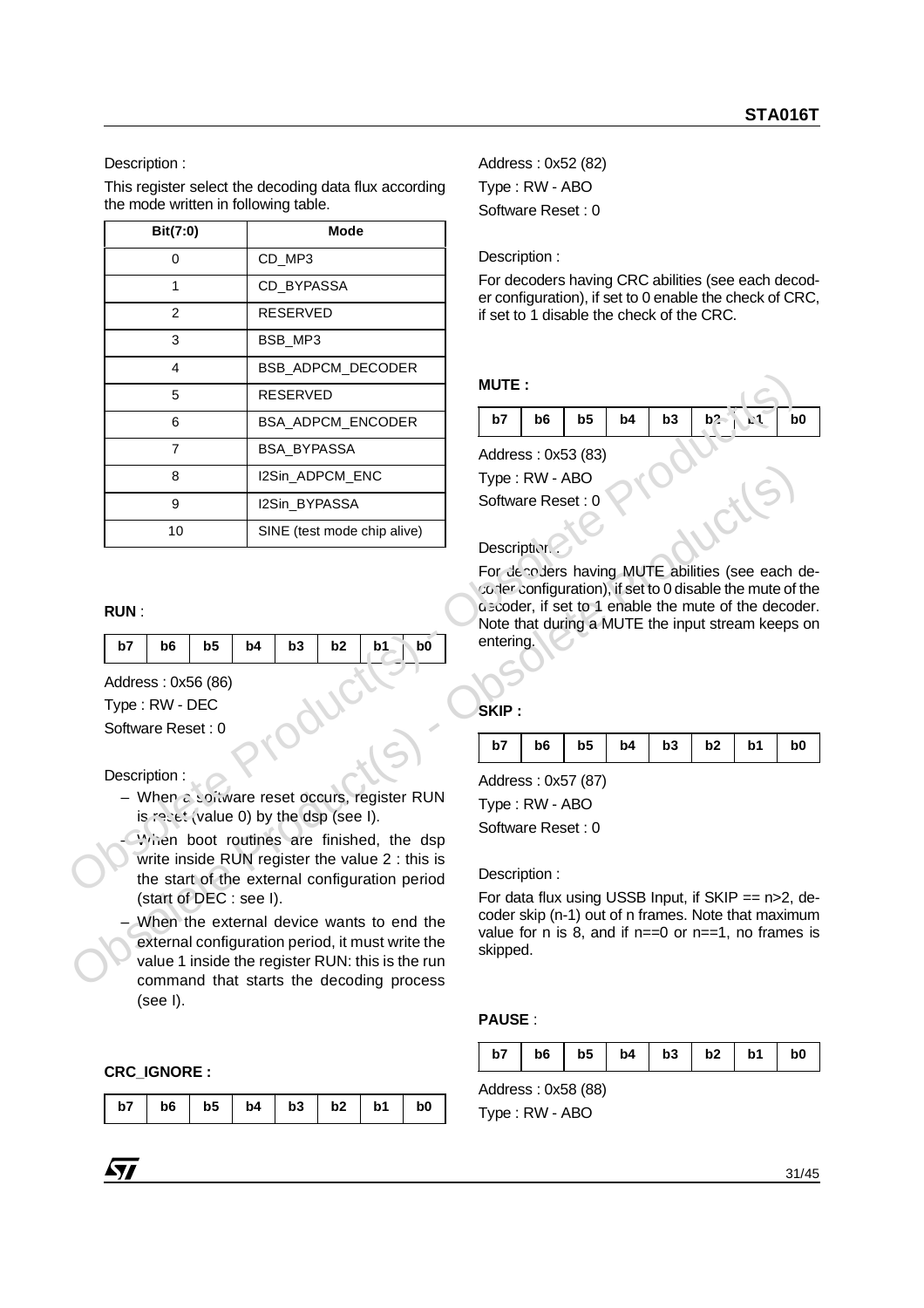Description :

This register select the decoding data flux according the mode written in following table.

| Bit(7:0) | Mode |
|---|---|
| 0 | CD_MP3 |
| 1 | CD_BYPASSA |
| 2 | RESERVED |
| 3 | BSB_MP3 |
| 4 | BSB_ADPCM_DECODER |
| 5 | RESERVED |
| 6 | BSA_ADPCM_ENCODER |
| 7 | BSA_BYPASSA |
| 8 | I2Sin_ADPCM_ENC |
| 9 | I2Sin_BYPASSA |
| 10 | SINE (test mode chip alive) |

**RUN** :

| b7 | b6 | b5 | b4 | b3 | b2 | b1 | b0 |
|---|---|---|---|---|---|---|---|

Address : 0x56 (86)

Type : RW - DEC

Software Reset : 0

Description :

– When a software reset occurs, register RUN is reset (value 0) by the dsp (see I).

– When boot routines are finished, the dsp write inside RUN register the value 2 : this is the start of the external configuration period (start of DEC : see I).

– When the external device wants to end the external configuration period, it must write the value 1 inside the register RUN: this is the run command that starts the decoding process (see I).

**CRC_IGNORE :**

| b7 | b6 | b5 | b4 | b3 | b2 | b1 | b0 |
|---|---|---|---|---|---|---|---|

Address : 0x52 (82)

Type : RW - ABO

Software Reset : 0

Description :

For decoders having CRC abilities (see each decoder configuration), if set to 0 enable the check of CRC, if set to 1 disable the check of the CRC.

**MUTE :**

| b7 | b6 | b5 | b4 | b3 | b2 | b1 | b0 |
|---|---|---|---|---|---|---|---|

Address : 0x53 (83)

Type : RW - ABO

Software Reset : 0

Description :

For decoders having MUTE abilities (see each decoder configuration), if set to 0 disable the mute of the decoder, if set to 1 enable the mute of the decoder. Note that during a MUTE the input stream keeps on entering.

**SKIP :**

| b7 | b6 | b5 | b4 | b3 | b2 | b1 | b0 |
|---|---|---|---|---|---|---|---|

Address : 0x57 (87)

Type : RW - ABO

Software Reset : 0

Description :

For data flux using USSB Input, if SKIP == n>2, decoder skip (n-1) out of n frames. Note that maximum value for n is 8, and if n==0 or n==1, no frames is skipped.

**PAUSE** :

| b7 | b6 | b5 | b4 | b3 | b2 | b1 | b0 |
|---|---|---|---|---|---|---|---|

Address : 0x58 (88)

Type : RW - ABO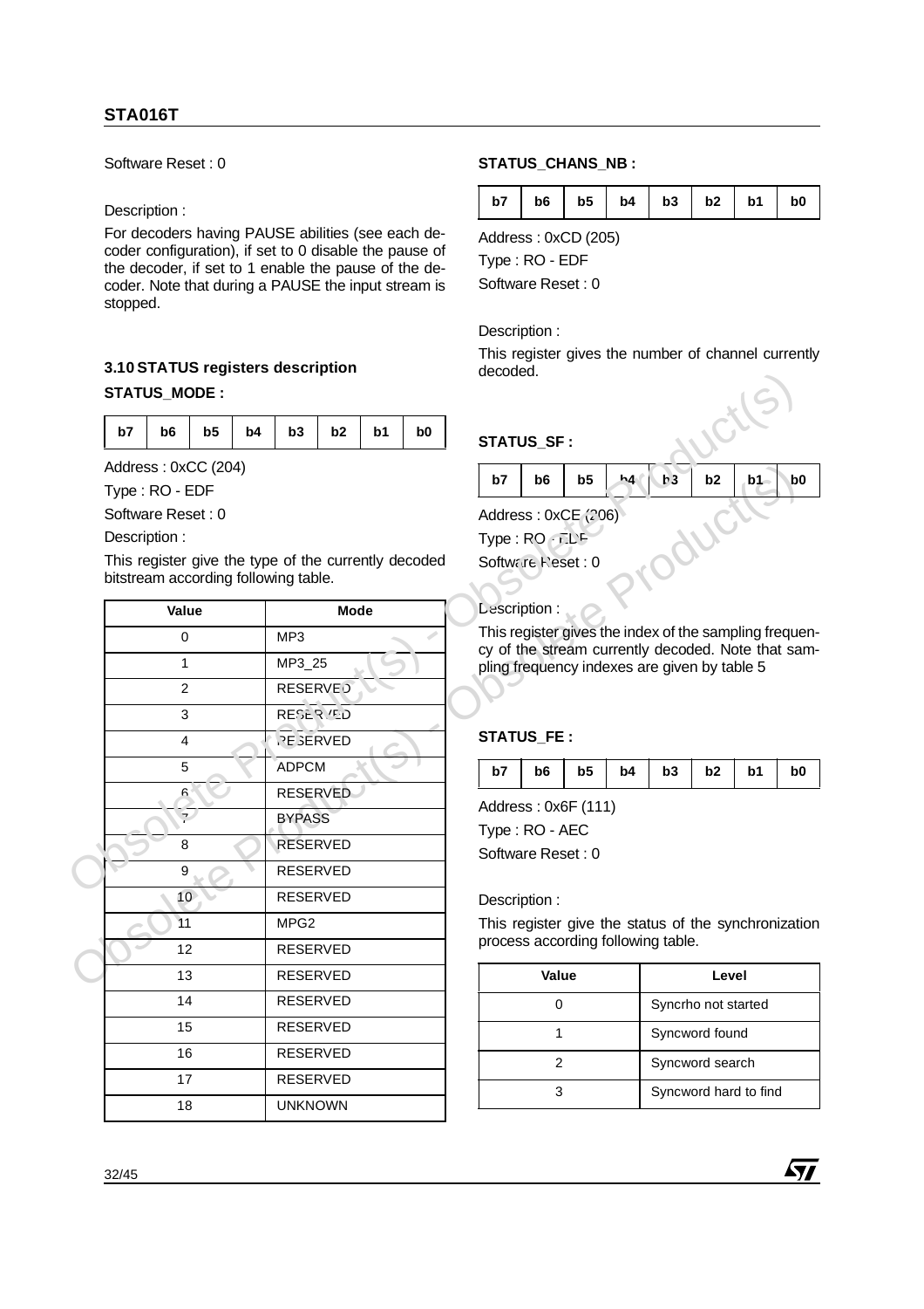Software Reset : 0

Description :

For decoders having PAUSE abilities (see each decoder configuration), if set to 0 disable the pause of the decoder, if set to 1 enable the pause of the decoder. Note that during a PAUSE the input stream is stopped.

### 3.10 STATUS registers description

**STATUS_MODE :**

| b7 | b6 | b5 | b4 | b3 | b2 | b1 | b0 |
|---|---|---|---|---|---|---|---|

Address : 0xCC (204)

Type : RO - EDF

Software Reset : 0

Description :

This register give the type of the currently decoded bitstream according following table.

| Value | Mode |
|---|---|
| 0 | MP3 |
| 1 | MP3_25 |
| 2 | RESERVED |
| 3 | RESERVED |
| 4 | RESERVED |
| 5 | ADPCM |
| 6 | RESERVED |
| 7 | BYPASS |
| 8 | RESERVED |
| 9 | RESERVED |
| 10 | RESERVED |
| 11 | MPG2 |
| 12 | RESERVED |
| 13 | RESERVED |
| 14 | RESERVED |
| 15 | RESERVED |
| 16 | RESERVED |
| 17 | RESERVED |
| 18 | UNKNOWN |

**STATUS_CHANS_NB :**

| b7 | b6 | b5 | b4 | b3 | b2 | b1 | b0 |
|---|---|---|---|---|---|---|---|

Address : 0xCD (205)

Type : RO - EDF

Software Reset : 0

Description :

This register gives the number of channel currently decoded.

**STATUS_SF :**

| b7 | b6 | b5 | b4 | b3 | b2 | b1 | b0 |
|---|---|---|---|---|---|---|---|

Address : 0xCE (206)

Type : RO - EDF

Software Reset : 0

Description :

This register gives the index of the sampling frequency of the stream currently decoded. Note that sampling frequency indexes are given by table 5

**STATUS_FE :**

| b7 | b6 | b5 | b4 | b3 | b2 | b1 | b0 |
|---|---|---|---|---|---|---|---|

Address : 0x6F (111)

Type : RO - AEC

Software Reset : 0

Description :

This register give the status of the synchronization process according following table.

| Value | Level |
|---|---|
| 0 | Syncrho not started |
| 1 | Syncword found |
| 2 | Syncword search |
| 3 | Syncword hard to find |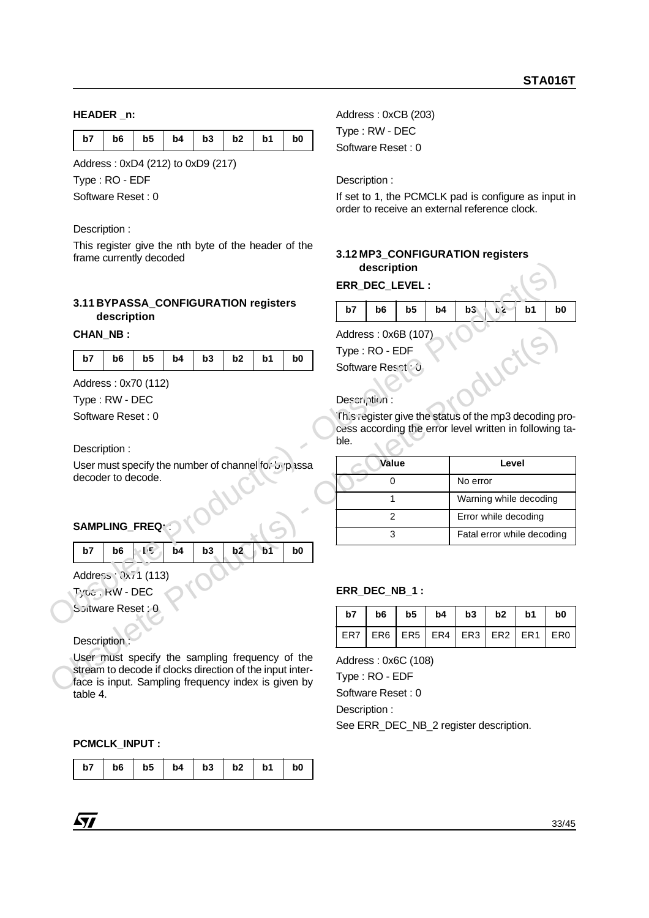**HEADER _n:**

| b7 | b6 | b5 | b4 | b3 | b2 | b1 | b0 |
|---|---|---|---|---|---|---|---|

Address : 0xD4 (212) to 0xD9 (217)

Type : RO - EDF

Software Reset : 0

Description :

This register give the nth byte of the header of the frame currently decoded

## 3.11 BYPASSA_CONFIGURATION registers description

**CHAN_NB :**

| b7 | b6 | b5 | b4 | b3 | b2 | b1 | b0 |
|---|---|---|---|---|---|---|---|

Address : 0x70 (112)

Type : RW - DEC

Software Reset : 0

Description :

User must specify the number of channel for bypassa decoder to decode.

**SAMPLING_FREQ :**

| b7 | b6 | b5 | b4 | b3 | b2 | b1 | b0 |
|---|---|---|---|---|---|---|---|

Address : 0x71 (113)

Type : RW - DEC

Software Reset : 0

Description :

User must specify the sampling frequency of the stream to decode if clocks direction of the input interface is input. Sampling frequency index is given by table 4.

**PCMCLK_INPUT :**

| b7 | b6 | b5 | b4 | b3 | b2 | b1 | b0 |
|---|---|---|---|---|---|---|---|

Address : 0xCB (203)

Type : RW - DEC

Software Reset : 0

Description :

If set to 1, the PCMCLK pad is configure as input in order to receive an external reference clock.

## 3.12 MP3_CONFIGURATION registers description

**ERR_DEC_LEVEL :**

| b7 | b6 | b5 | b4 | b3 | b2 | b1 | b0 |
|---|---|---|---|---|---|---|---|

Address : 0x6B (107)

Type : RO - EDF

Software Reset : 0

Description :

This register give the status of the mp3 decoding process according the error level written in following table.

| Value | Level |
|---|---|
| 0 | No error |
| 1 | Warning while decoding |
| 2 | Error while decoding |
| 3 | Fatal error while decoding |

**ERR_DEC_NB_1 :**

| b7 | b6 | b5 | b4 | b3 | b2 | b1 | b0 |
|---|---|---|---|---|---|---|---|
| ER7 | ER6 | ER5 | ER4 | ER3 | ER2 | ER1 | ER0 |

Address : 0x6C (108)

Type : RO - EDF

Software Reset : 0

Description :

See ERR_DEC_NB_2 register description.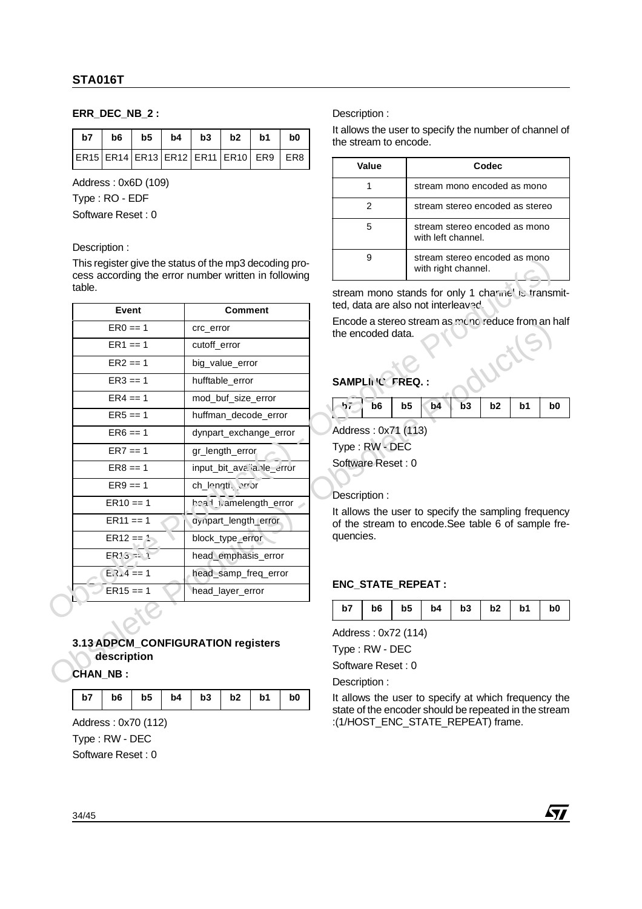**ERR_DEC_NB_2 :**

| b7 | b6 | b5 | b4 | b3 | b2 | b1 | b0 |
|---|---|---|---|---|---|---|---|
| ER15 | ER14 | ER13 | ER12 | ER11 | ER10 | ER9 | ER8 |

Address : 0x6D (109)

Type : RO - EDF

Software Reset : 0

Description :

This register give the status of the mp3 decoding process according the error number written in following table.

| Event | Comment |
|---|---|
| ER0 == 1 | crc_error |
| ER1 == 1 | cutoff_error |
| ER2 == 1 | big_value_error |
| ER3 == 1 | hufftable_error |
| ER4 == 1 | mod_buf_size_error |
| ER5 == 1 | huffman_decode_error |
| ER6 == 1 | dynpart_exchange_error |
| ER7 == 1 | gr_length_error |
| ER8 == 1 | input_bit_available_error |
| ER9 == 1 | ch_length_error |
| ER10 == 1 | head_framelength_error |
| ER11 == 1 | dynpart_length_error |
| ER12 == 1 | block_type_error |
| ER13 == 1 | head_emphasis_error |
| ER14 == 1 | head_samp_freq_error |
| ER15 == 1 | head_layer_error |

## 3.13 ADPCM_CONFIGURATION registers description

**CHAN_NB :**

| b7 | b6 | b5 | b4 | b3 | b2 | b1 | b0 |
|---|---|---|---|---|---|---|---|

Address : 0x70 (112)

Type : RW - DEC

Software Reset : 0

Description :

It allows the user to specify the number of channel of the stream to encode.

| Value | Codec |
|---|---|
| 1 | stream mono encoded as mono |
| 2 | stream stereo encoded as stereo |
| 5 | stream stereo encoded as mono with left channel. |
| 9 | stream stereo encoded as mono with right channel. |

stream mono stands for only 1 channel is transmitted, data are also not interleaved.

Encode a stereo stream as mono reduce from an half the encoded data.

**SAMPLING_FREQ. :**

| b7 | b6 | b5 | b4 | b3 | b2 | b1 | b0 |
|---|---|---|---|---|---|---|---|

Address : 0x71 (113)

Type : RW - DEC

Software Reset : 0

Description :

It allows the user to specify the sampling frequency of the stream to encode.See table 6 of sample frequencies.

**ENC_STATE_REPEAT :**

| b7 | b6 | b5 | b4 | b3 | b2 | b1 | b0 |
|---|---|---|---|---|---|---|---|

Address : 0x72 (114)

Type : RW - DEC

Software Reset : 0

Description :

It allows the user to specify at which frequency the state of the encoder should be repeated in the stream :(1/HOST_ENC_STATE_REPEAT) frame.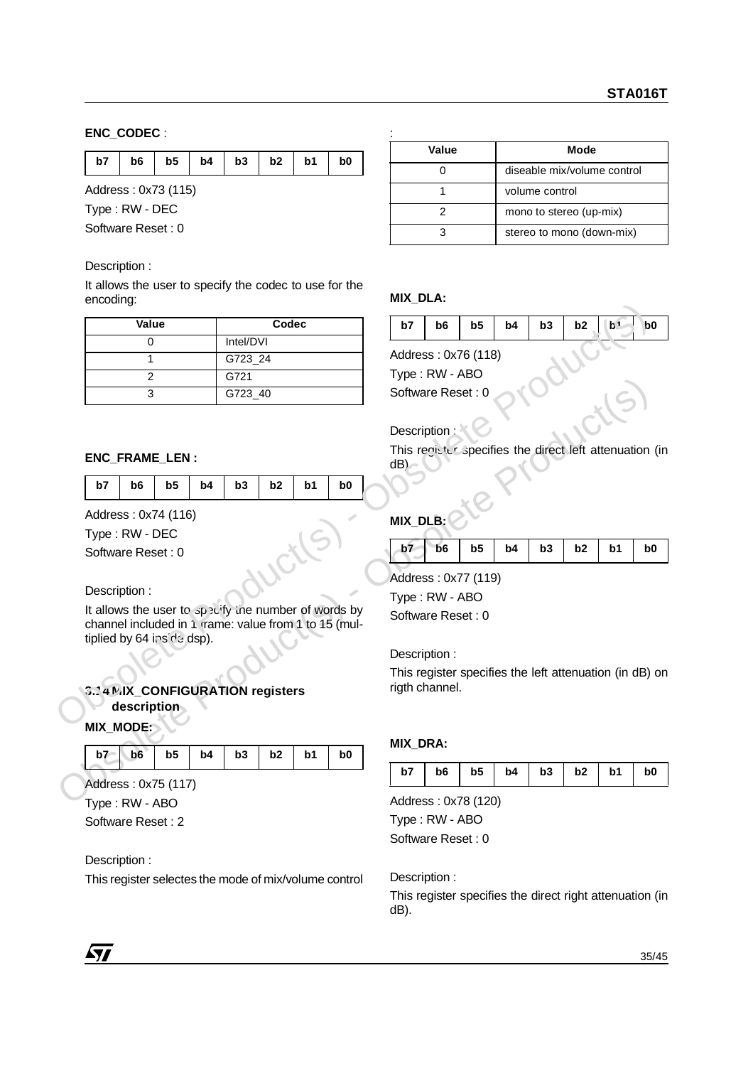**ENC_CODEC** :

| b7 | b6 | b5 | b4 | b3 | b2 | b1 | b0 |
|---|---|---|---|---|---|---|---|

Address : 0x73 (115)

Type : RW - DEC

Software Reset : 0

Description :

It allows the user to specify the codec to use for the encoding:

| Value | Codec |
|---|---|
| 0 | Intel/DVI |
| 1 | G723_24 |
| 2 | G721 |
| 3 | G723_40 |

**ENC_FRAME_LEN :**

| b7 | b6 | b5 | b4 | b3 | b2 | b1 | b0 |
|---|---|---|---|---|---|---|---|

Address : 0x74 (116)

Type : RW - DEC

Software Reset : 0

Description :

It allows the user to specify the number of words by channel included in 1 frame: value from 1 to 15 (multiplied by 64 inside dsp).

### 3.14 MIX_CONFIGURATION registers description

**MIX_MODE:**

| b7 | b6 | b5 | b4 | b3 | b2 | b1 | b0 |
|---|---|---|---|---|---|---|---|

Address : 0x75 (117)

Type : RW - ABO

Software Reset : 2

Description :

This register selectes the mode of mix/volume control

:

| Value | Mode |
|---|---|
| 0 | diseable mix/volume control |
| 1 | volume control |
| 2 | mono to stereo (up-mix) |
| 3 | stereo to mono (down-mix) |

**MIX_DLA:**

| b7 | b6 | b5 | b4 | b3 | b2 | b1 | b0 |
|---|---|---|---|---|---|---|---|

Address : 0x76 (118)

Type : RW - ABO

Software Reset : 0

Description :

This register specifies the direct left attenuation (in dB).

**MIX_DLB:**

| b7 | b6 | b5 | b4 | b3 | b2 | b1 | b0 |
|---|---|---|---|---|---|---|---|

Address : 0x77 (119)

Type : RW - ABO

Software Reset : 0

Description :

This register specifies the left attenuation (in dB) on rigth channel.

**MIX_DRA:**

| b7 | b6 | b5 | b4 | b3 | b2 | b1 | b0 |
|---|---|---|---|---|---|---|---|

Address : 0x78 (120)

Type : RW - ABO

Software Reset : 0

Description :

This register specifies the direct right attenuation (in dB).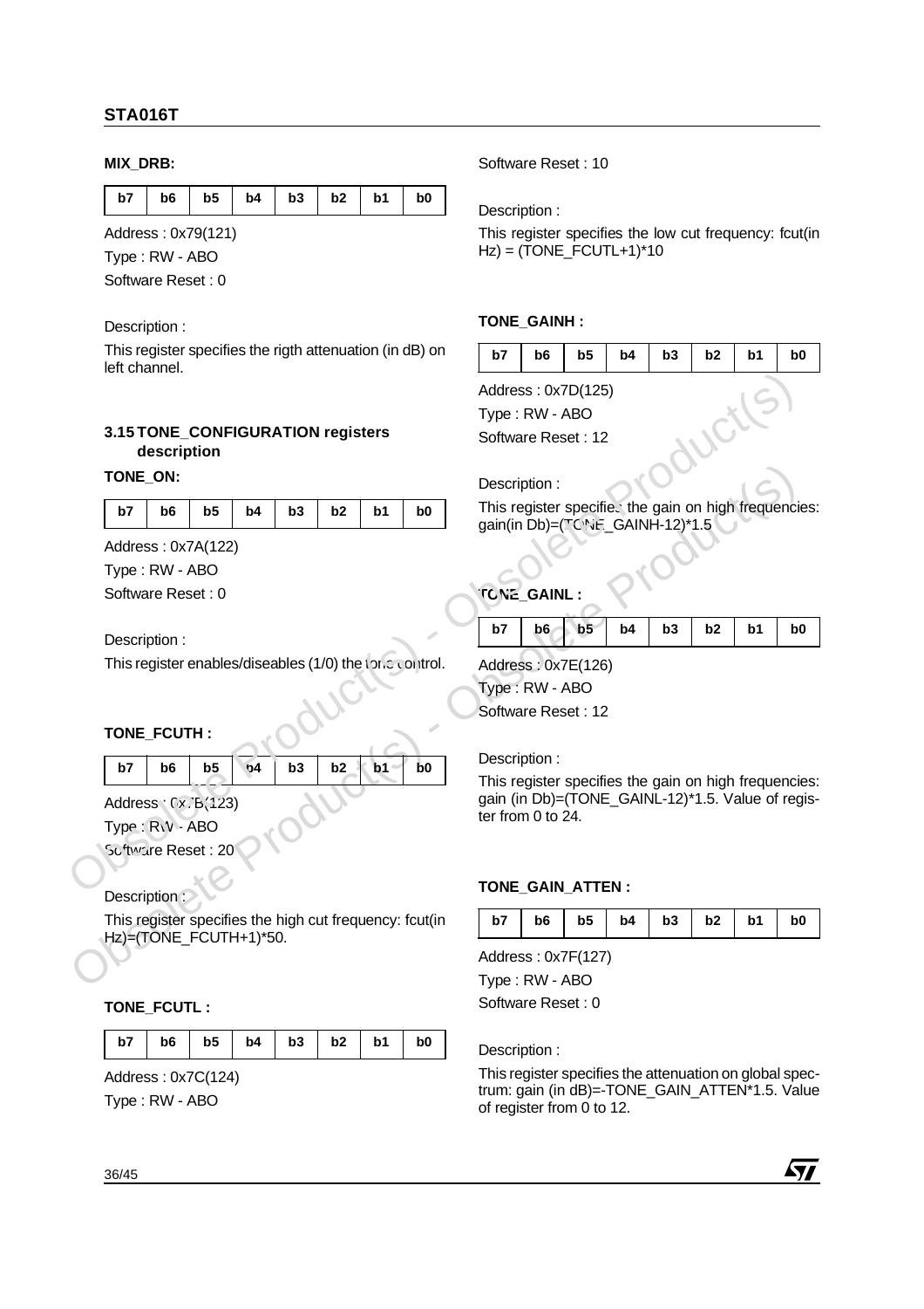**MIX_DRB:**

| b7 | b6 | b5 | b4 | b3 | b2 | b1 | b0 |
|---|---|---|---|---|---|---|---|

Address : 0x79(121)

Type : RW - ABO

Software Reset : 0

Description :

This register specifies the rigth attenuation (in dB) on left channel.

## 3.15 TONE_CONFIGURATION registers description

**TONE_ON:**

| b7 | b6 | b5 | b4 | b3 | b2 | b1 | b0 |
|---|---|---|---|---|---|---|---|

Address : 0x7A(122)

Type : RW - ABO

Software Reset : 0

Description :

This register enables/diseables (1/0) the tone control.

**TONE_FCUTH :**

| b7 | b6 | b5 | b4 | b3 | b2 | b1 | b0 |
|---|---|---|---|---|---|---|---|

Address : 0x7B(123)

Type : RW - ABO

Software Reset : 20

Description :

This register specifies the high cut frequency: fcut(in Hz)=(TONE_FCUTH+1)*50.

**TONE_FCUTL :**

| b7 | b6 | b5 | b4 | b3 | b2 | b1 | b0 |
|---|---|---|---|---|---|---|---|

Address : 0x7C(124)

Type : RW - ABO

Software Reset : 10

Description :

This register specifies the low cut frequency: fcut(in Hz) = (TONE_FCUTL+1)*10

**TONE_GAINH :**

| b7 | b6 | b5 | b4 | b3 | b2 | b1 | b0 |
|---|---|---|---|---|---|---|---|

Address : 0x7D(125)

Type : RW - ABO

Software Reset : 12

Description :

This register specifies the gain on high frequencies: gain(in Db)=(TONE_GAINH-12)*1.5

**TONE_GAINL :**

| b7 | b6 | b5 | b4 | b3 | b2 | b1 | b0 |
|---|---|---|---|---|---|---|---|

Address : 0x7E(126)

Type : RW - ABO

Software Reset : 12

Description :

This register specifies the gain on high frequencies: gain (in Db)=(TONE_GAINL-12)*1.5. Value of register from 0 to 24.

**TONE_GAIN_ATTEN :**

| b7 | b6 | b5 | b4 | b3 | b2 | b1 | b0 |
|---|---|---|---|---|---|---|---|

Address : 0x7F(127)

Type : RW - ABO

Software Reset : 0

Description :

This register specifies the attenuation on global spectrum: gain (in dB)=-TONE_GAIN_ATTEN*1.5. Value of register from 0 to 12.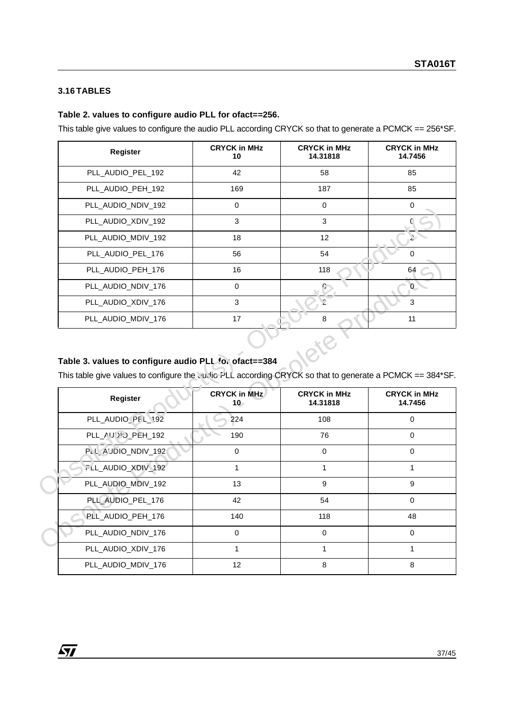### 3.16 TABLES

**Table 2. values to configure audio PLL for ofact==256.**

This table give values to configure the audio PLL according CRYCK so that to generate a PCMCK == 256*SF.

| Register | CRYCK in MHz 10 | CRYCK in MHz 14.31818 | CRYCK in MHz 14.7456 |
|---|---|---|---|
| PLL_AUDIO_PEL_192 | 42 | 58 | 85 |
| PLL_AUDIO_PEH_192 | 169 | 187 | 85 |
| PLL_AUDIO_NDIV_192 | 0 | 0 | 0 |
| PLL_AUDIO_XDIV_192 | 3 | 3 | 0 |
| PLL_AUDIO_MDIV_192 | 18 | 12 | 2 |
| PLL_AUDIO_PEL_176 | 56 | 54 | 0 |
| PLL_AUDIO_PEH_176 | 16 | 118 | 64 |
| PLL_AUDIO_NDIV_176 | 0 | 0 | 0 |
| PLL_AUDIO_XDIV_176 | 3 | 2 | 3 |
| PLL_AUDIO_MDIV_176 | 17 | 8 | 11 |

**Table 3. values to configure audio PLL for ofact==384**

This table give values to configure the audio PLL according CRYCK so that to generate a PCMCK == 384*SF.

| Register | CRYCK in MHz 10 | CRYCK in MHz 14.31818 | CRYCK in MHz 14.7456 |
|---|---|---|---|
| PLL_AUDIO_PEL_192 | 224 | 108 | 0 |
| PLL_AUDIO_PEH_192 | 190 | 76 | 0 |
| PLL_AUDIO_NDIV_192 | 0 | 0 | 0 |
| PLL_AUDIO_XDIV_192 | 1 | 1 | 1 |
| PLL_AUDIO_MDIV_192 | 13 | 9 | 9 |
| PLL_AUDIO_PEL_176 | 42 | 54 | 0 |
| PLL_AUDIO_PEH_176 | 140 | 118 | 48 |
| PLL_AUDIO_NDIV_176 | 0 | 0 | 0 |
| PLL_AUDIO_XDIV_176 | 1 | 1 | 1 |
| PLL_AUDIO_MDIV_176 | 12 | 8 | 8 |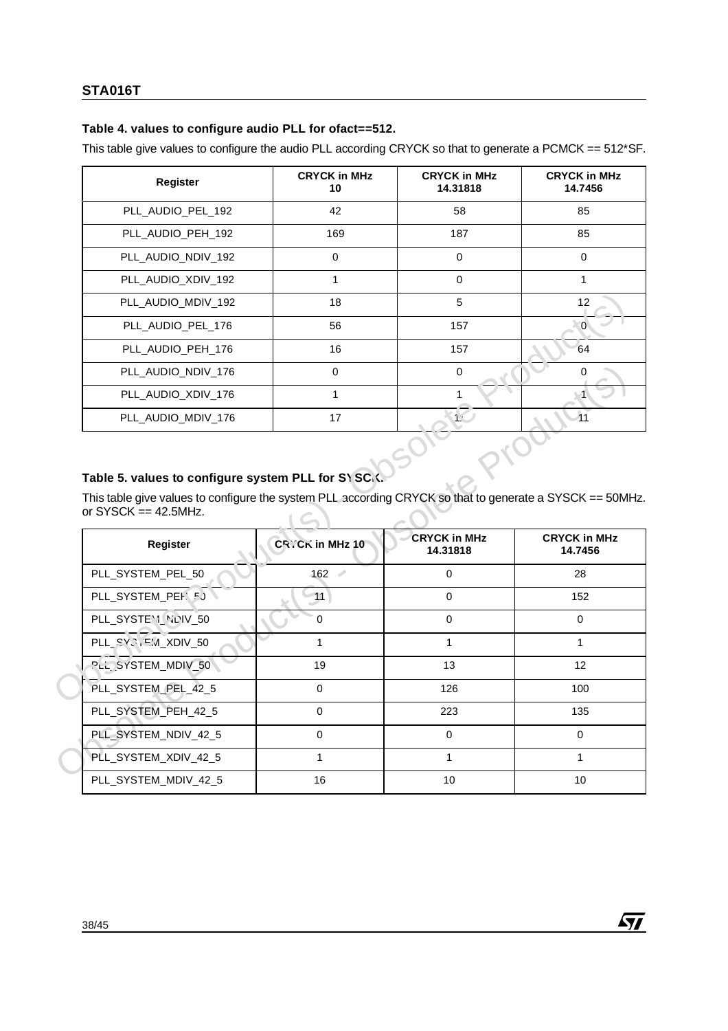**Table 4. values to configure audio PLL for ofact==512.**

This table give values to configure the audio PLL according CRYCK so that to generate a PCMCK == 512*SF.

| Register | CRYCK in MHz 10 | CRYCK in MHz 14.31818 | CRYCK in MHz 14.7456 |
|---|---|---|---|
| PLL_AUDIO_PEL_192 | 42 | 58 | 85 |
| PLL_AUDIO_PEH_192 | 169 | 187 | 85 |
| PLL_AUDIO_NDIV_192 | 0 | 0 | 0 |
| PLL_AUDIO_XDIV_192 | 1 | 0 | 1 |
| PLL_AUDIO_MDIV_192 | 18 | 5 | 12 |
| PLL_AUDIO_PEL_176 | 56 | 157 | 0 |
| PLL_AUDIO_PEH_176 | 16 | 157 | 64 |
| PLL_AUDIO_NDIV_176 | 0 | 0 | 0 |
| PLL_AUDIO_XDIV_176 | 1 | 1 | 1 |
| PLL_AUDIO_MDIV_176 | 17 | 1 | 11 |

**Table 5. values to configure system PLL for SYSCK.**

This table give values to configure the system PLL according CRYCK so that to generate a SYSCK == 50MHz. or SYSCK == 42.5MHz.

| Register | CRYCK in MHz 10 | CRYCK in MHz 14.31818 | CRYCK in MHz 14.7456 |
|---|---|---|---|
| PLL_SYSTEM_PEL_50 | 162 | 0 | 28 |
| PLL_SYSTEM_PEH_50 | 11 | 0 | 152 |
| PLL_SYSTEM_NDIV_50 | 0 | 0 | 0 |
| PLL_SYSTEM_XDIV_50 | 1 | 1 | 1 |
| PLL_SYSTEM_MDIV_50 | 19 | 13 | 12 |
| PLL_SYSTEM_PEL_42_5 | 0 | 126 | 100 |
| PLL_SYSTEM_PEH_42_5 | 0 | 223 | 135 |
| PLL_SYSTEM_NDIV_42_5 | 0 | 0 | 0 |
| PLL_SYSTEM_XDIV_42_5 | 1 | 1 | 1 |
| PLL_SYSTEM_MDIV_42_5 | 16 | 10 | 10 |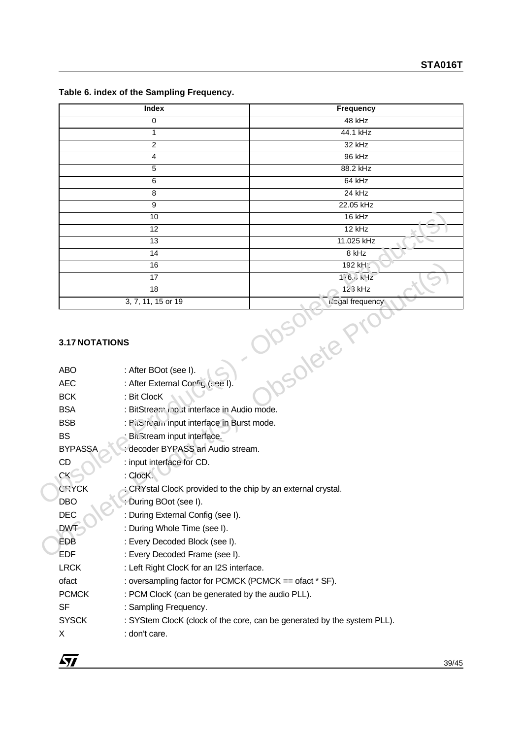**Table 6. index of the Sampling Frequency.**

| Index | Frequency |
|---|---|
| 0 | 48 kHz |
| 1 | 44.1 kHz |
| 2 | 32 kHz |
| 4 | 96 kHz |
| 5 | 88.2 kHz |
| 6 | 64 kHz |
| 8 | 24 kHz |
| 9 | 22.05 kHz |
| 10 | 16 kHz |
| 12 | 12 kHz |
| 13 | 11.025 kHz |
| 14 | 8 kHz |
| 16 | 192 kHz |
| 17 | 176.4 kHz |
| 18 | 128 kHz |
| 3, 7, 11, 15 or 19 | illegal frequency |

## 3.17 NOTATIONS

ABO : After BOot (see I).
AEC : After External Config (see I).
BCK : Bit ClocK
BSA : BitStream input interface in Audio mode.
BSB : BitStream input interface in Burst mode.
BS : BitStream input interface.
BYPASSA : decoder BYPASS an Audio stream.
CD : input interface for CD.
CK : ClocK.
CRYCK : CRYstal ClocK provided to the chip by an external crystal.
DBO : During BOot (see I).
DEC : During External Config (see I).
DWT : During Whole Time (see I).
EDB : Every Decoded Block (see I).
EDF : Every Decoded Frame (see I).
LRCK : Left Right ClocK for an I2S interface.
ofact : oversampling factor for PCMCK (PCMCK == ofact * SF).
PCMCK : PCM ClocK (can be generated by the audio PLL).
SF : Sampling Frequency.
SYSCK : SYStem ClocK (clock of the core, can be generated by the system PLL).
X : don't care.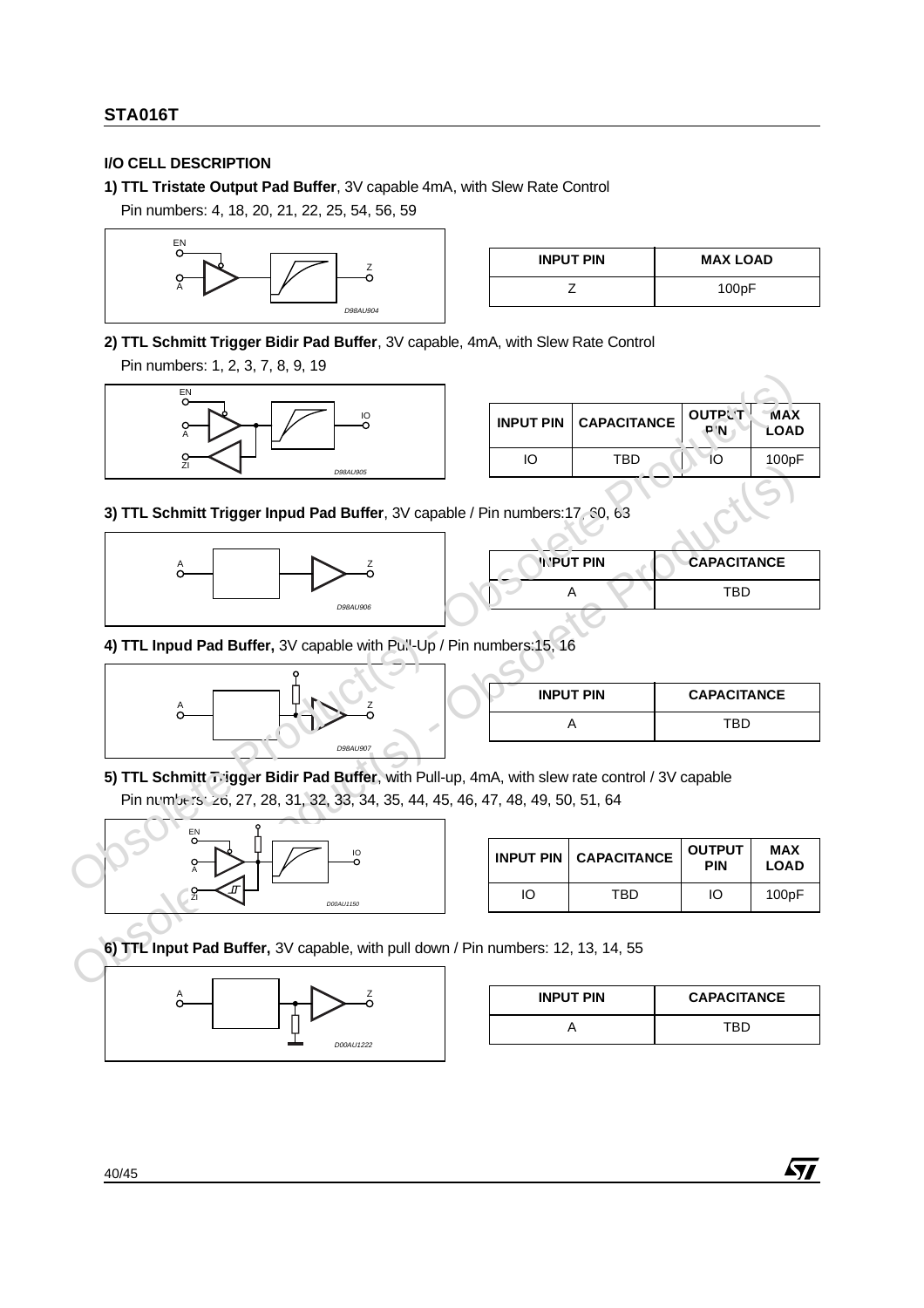## I/O CELL DESCRIPTION

**1) TTL Tristate Output Pad Buffer**, 3V capable 4mA, with Slew Rate Control

Pin numbers: 4, 18, 20, 21, 22, 25, 54, 56, 59

| INPUT PIN | MAX LOAD |
|---|---|
| Z | 100pF |

**2) TTL Schmitt Trigger Bidir Pad Buffer**, 3V capable, 4mA, with Slew Rate Control

Pin numbers: 1, 2, 3, 7, 8, 9, 19

| INPUT PIN | CAPACITANCE | OUTPUT PIN | MAX LOAD |
|---|---|---|---|
| IO | TBD | IO | 100pF |

**3) TTL Schmitt Trigger Inpud Pad Buffer**, 3V capable / Pin numbers:17, 60, 63

| INPUT PIN | CAPACITANCE |
|---|---|
| A | TBD |

**4) TTL Inpud Pad Buffer,** 3V capable with Pull-Up / Pin numbers:15, 16

| INPUT PIN | CAPACITANCE |
|---|---|
| A | TBD |

**5) TTL Schmitt Trigger Bidir Pad Buffer**, with Pull-up, 4mA, with slew rate control / 3V capable

Pin numbers: 26, 27, 28, 31, 32, 33, 34, 35, 44, 45, 46, 47, 48, 49, 50, 51, 64

| INPUT PIN | CAPACITANCE | OUTPUT PIN | MAX LOAD |
|---|---|---|---|
| IO | TBD | IO | 100pF |

**6) TTL Input Pad Buffer,** 3V capable, with pull down / Pin numbers: 12, 13, 14, 55

| INPUT PIN | CAPACITANCE |
|---|---|
| A | TBD |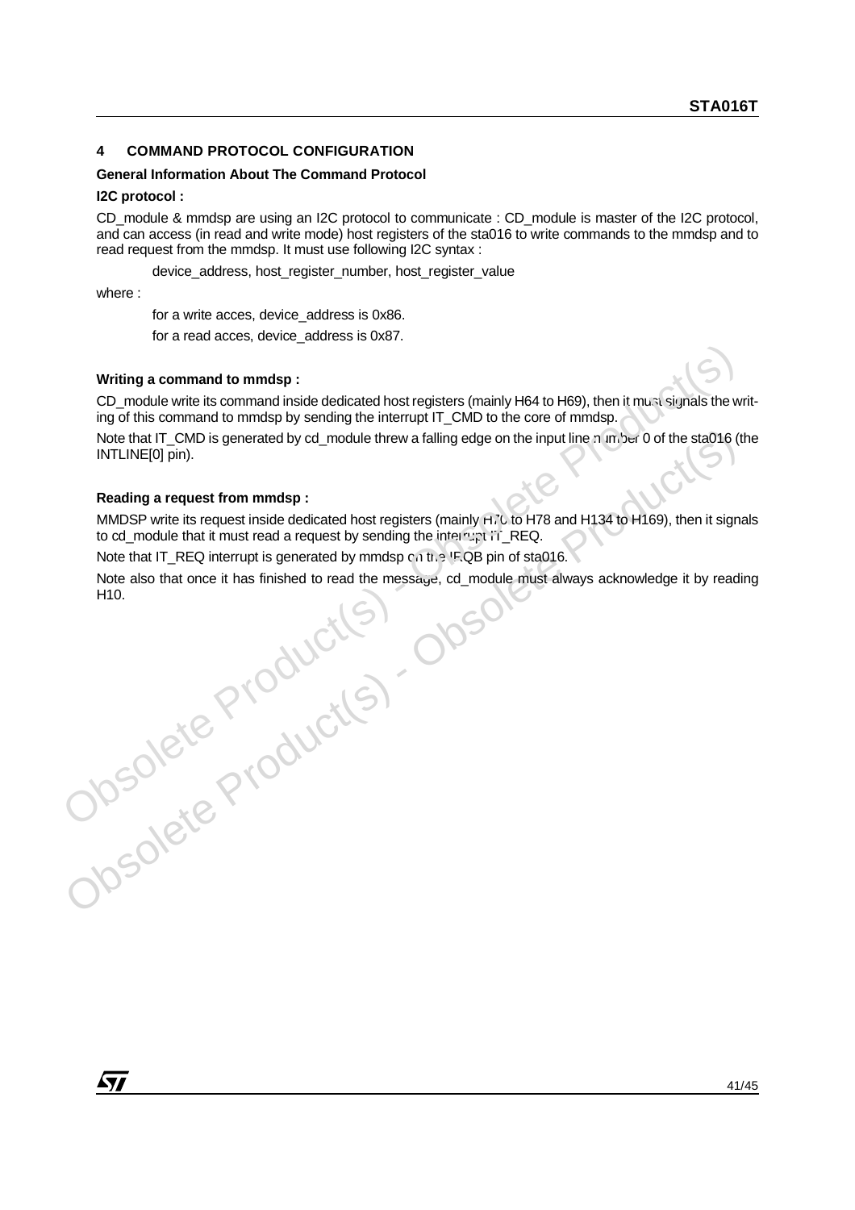## 4 COMMAND PROTOCOL CONFIGURATION

**General Information About The Command Protocol**

**I2C protocol :**

CD_module & mmdsp are using an I2C protocol to communicate : CD_module is master of the I2C protocol, and can access (in read and write mode) host registers of the sta016 to write commands to the mmdsp and to read request from the mmdsp. It must use following I2C syntax :

device_address, host_register_number, host_register_value

where :

for a write acces, device_address is 0x86.

for a read acces, device_address is 0x87.

**Writing a command to mmdsp :**

CD_module write its command inside dedicated host registers (mainly H64 to H69), then it must signals the writing of this command to mmdsp by sending the interrupt IT_CMD to the core of mmdsp.

Note that IT_CMD is generated by cd_module threw a falling edge on the input line number 0 of the sta016 (the INTLINE[0] pin).

**Reading a request from mmdsp :**

MMDSP write its request inside dedicated host registers (mainly H70 to H78 and H134 to H169), then it signals to cd_module that it must read a request by sending the interrupt IT_REQ.

Note that IT_REQ interrupt is generated by mmdsp on the IRQB pin of sta016.

Note also that once it has finished to read the message, cd_module must always acknowledge it by reading H10.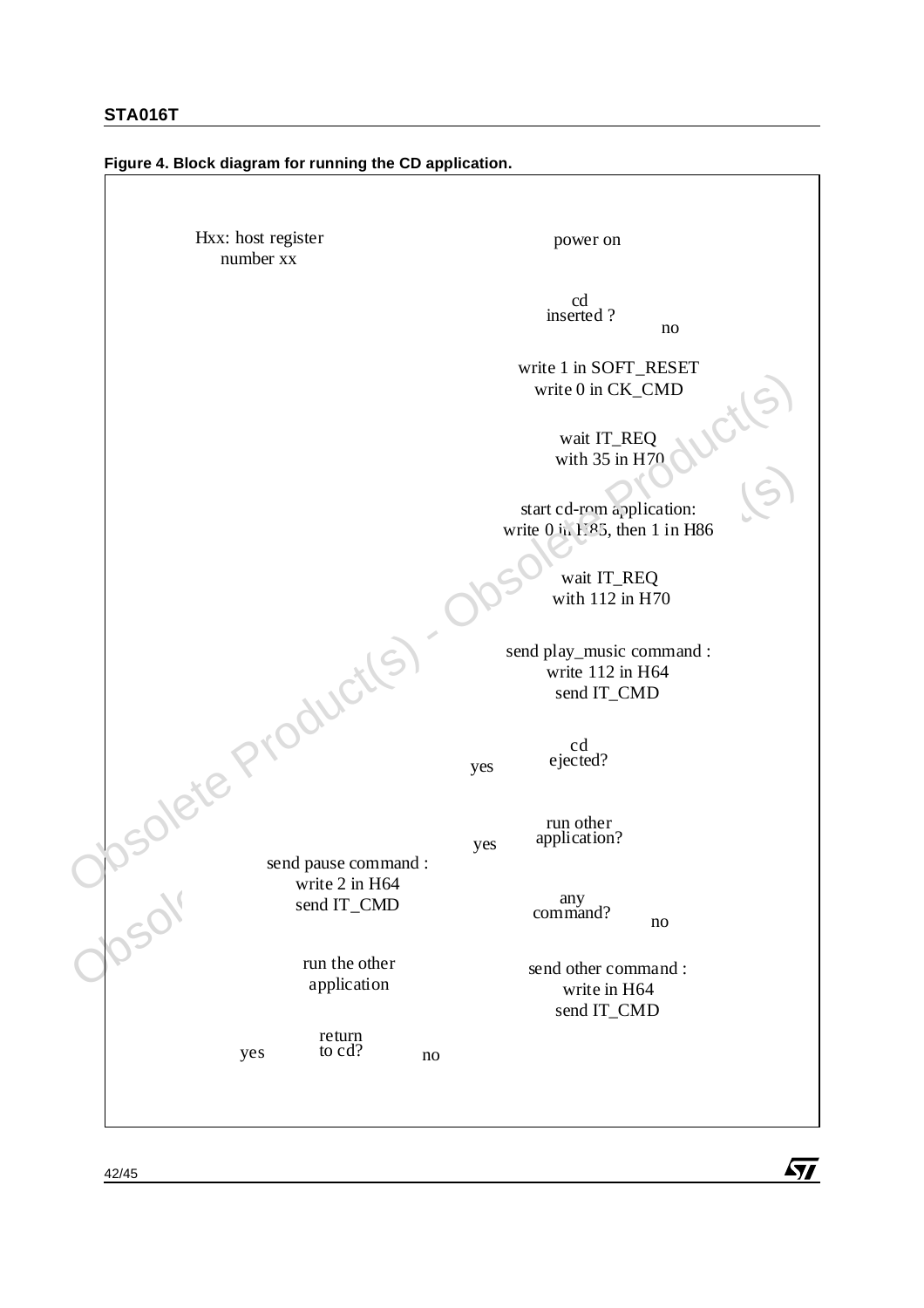**Figure 4. Block diagram for running the CD application.**

Hxx: host register number xx

power on

cd inserted ?

no

write 1 in SOFT_RESET
write 0 in CK_CMD

wait IT_REQ
with 35 in H70

start cd-rom application:
write 0 in H85, then 1 in H86

wait IT_REQ
with 112 in H70

send play_music command :
write 112 in H64
send IT_CMD

cd ejected?

yes

run other application?

yes

send pause command :
write 2 in H64
send IT_CMD

any command?

no

run the other application

send other command :
write in H64
send IT_CMD

return to cd?

yes

no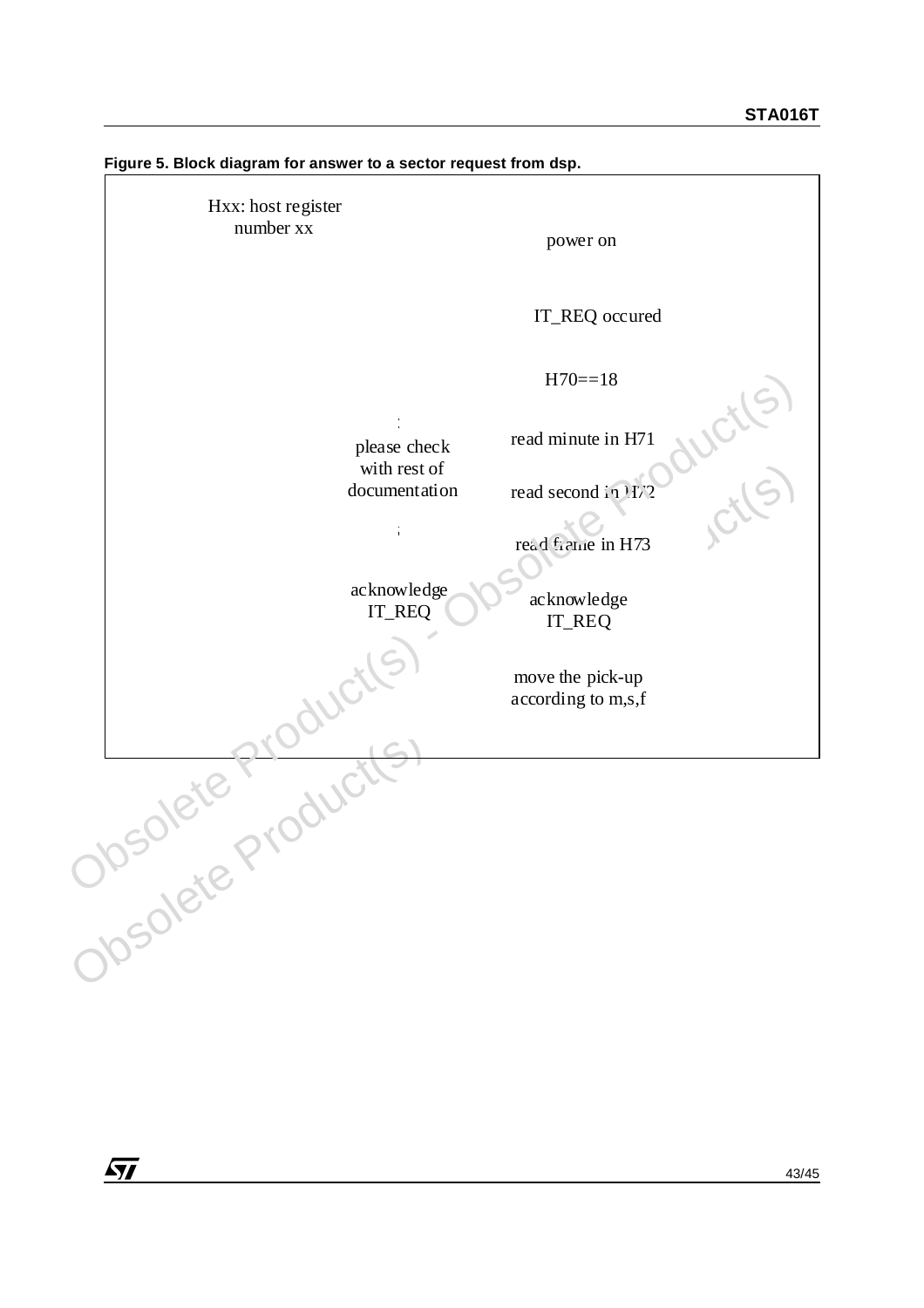**Figure 5. Block diagram for answer to a sector request from dsp.**

Hxx: host register number xx

power on

IT_REQ occured

H70==18

please check with rest of documentation

acknowledge IT_REQ

read minute in H71

read second in H72

read frame in H73

acknowledge IT_REQ

move the pick-up according to m,s,f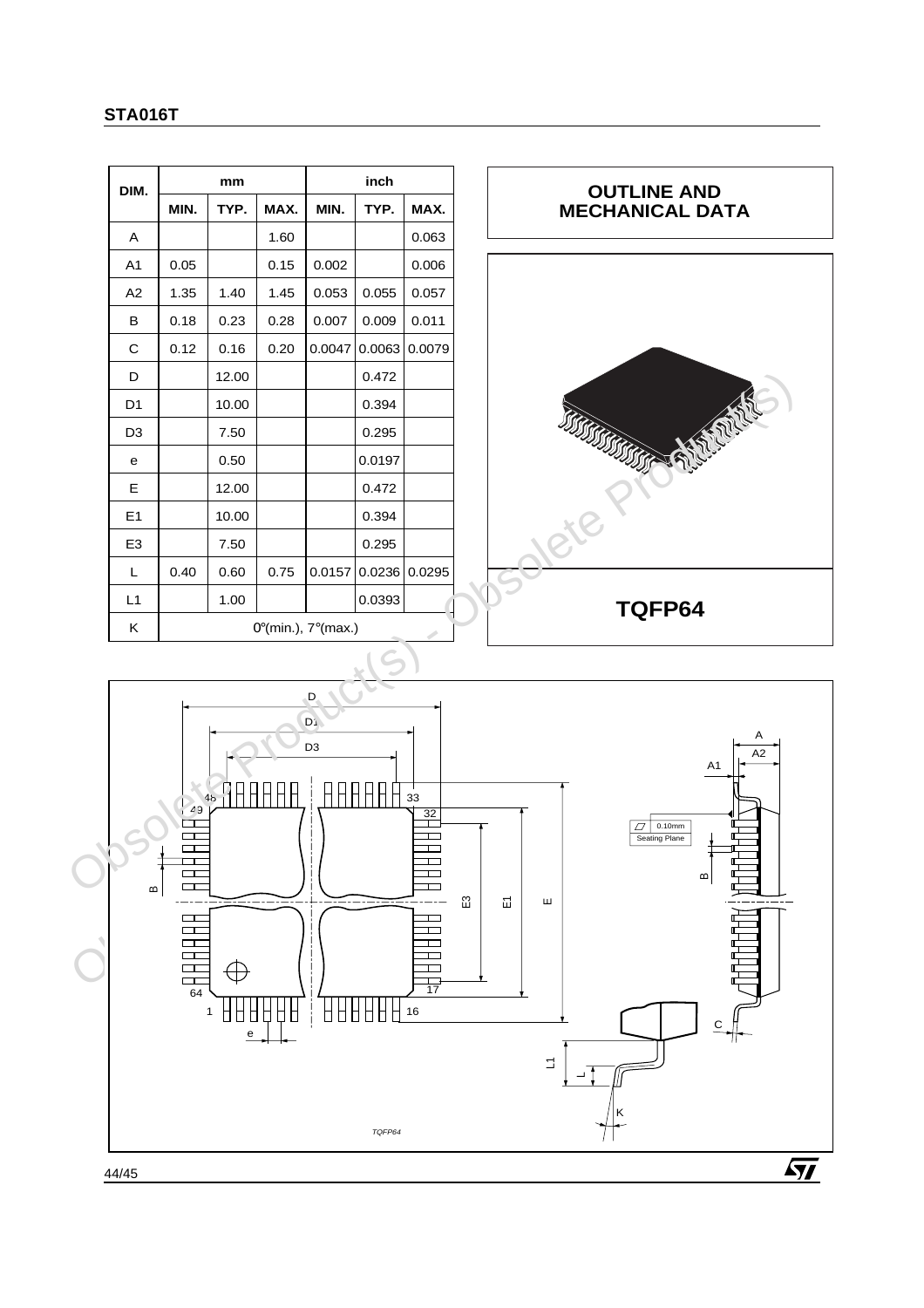| DIM. | mm | | | inch | | |
|---|---|---|---|---|---|---|
| | MIN. | TYP. | MAX. | MIN. | TYP. | MAX. |
| A | | | 1.60 | | | 0.063 |
| A1 | 0.05 | | 0.15 | 0.002 | | 0.006 |
| A2 | 1.35 | 1.40 | 1.45 | 0.053 | 0.055 | 0.057 |
| B | 0.18 | 0.23 | 0.28 | 0.007 | 0.009 | 0.011 |
| C | 0.12 | 0.16 | 0.20 | 0.0047 | 0.0063 | 0.0079 |
| D | | 12.00 | | | 0.472 | |
| D1 | | 10.00 | | | 0.394 | |
| D3 | | 7.50 | | | 0.295 | |
| e | | 0.50 | | | 0.0197 | |
| E | | 12.00 | | | 0.472 | |
| E1 | | 10.00 | | | 0.394 | |
| E3 | | 7.50 | | | 0.295 | |
| L | 0.40 | 0.60 | 0.75 | 0.0157 | 0.0236 | 0.0295 |
| L1 | | 1.00 | | | 0.0393 | |
| K | 0°(min.), 7°(max.) | | | | | |

## OUTLINE AND MECHANICAL DATA

## TQFP64

TQFP64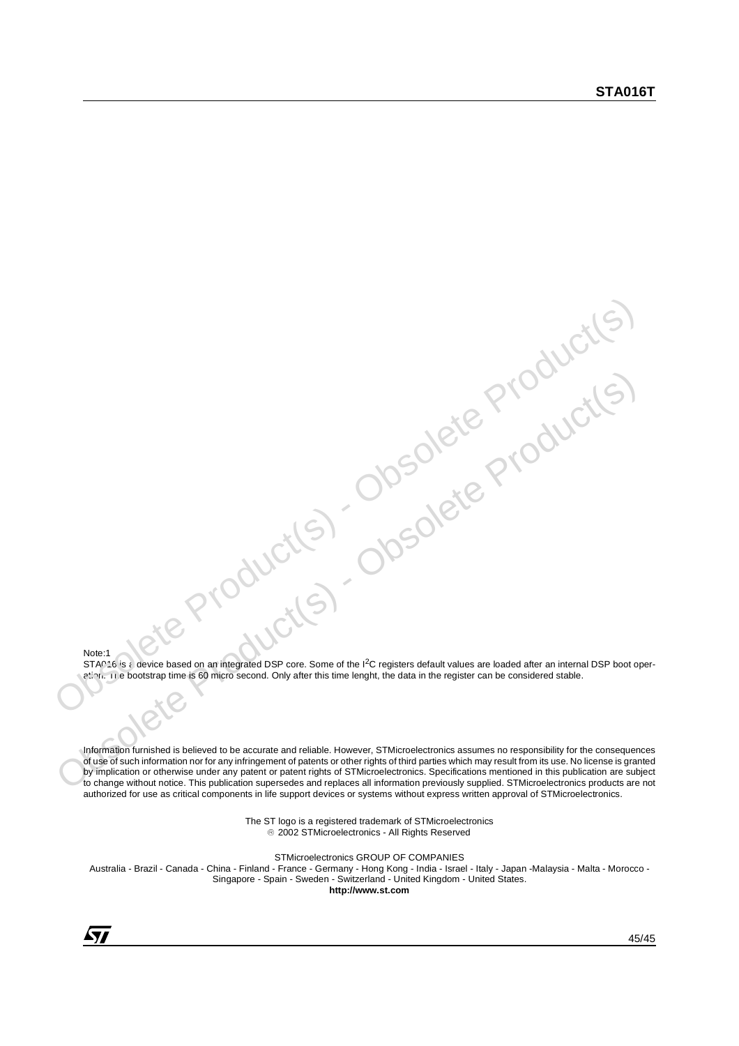Note:1

STA016 is a device based on an integrated DSP core. Some of the I$^2$C registers default values are loaded after an internal DSP boot operation. The bootstrap time is 60 micro second. Only after this time lenght, the data in the register can be considered stable.

Information furnished is believed to be accurate and reliable. However, STMicroelectronics assumes no responsibility for the consequences of use of such information nor for any infringement of patents or other rights of third parties which may result from its use. No license is granted by implication or otherwise under any patent or patent rights of STMicroelectronics. Specifications mentioned in this publication are subject to change without notice. This publication supersedes and replaces all information previously supplied. STMicroelectronics products are not authorized for use as critical components in life support devices or systems without express written approval of STMicroelectronics.

The ST logo is a registered trademark of STMicroelectronics
® 2002 STMicroelectronics - All Rights Reserved

STMicroelectronics GROUP OF COMPANIES
Australia - Brazil - Canada - China - Finland - France - Germany - Hong Kong - India - Israel - Italy - Japan -Malaysia - Malta - Morocco - Singapore - Spain - Sweden - Switzerland - United Kingdom - United States.
**http://www.st.com**